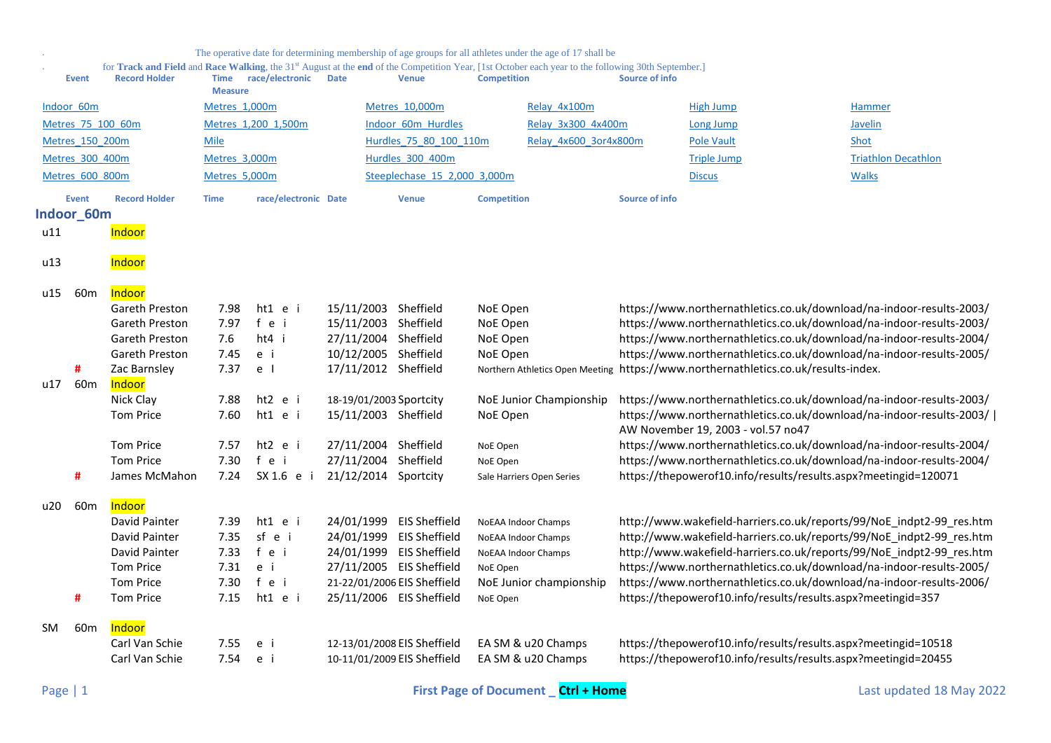The operative date for determining membership of age groups for all athletes under the age of 17 shall be

for **Track and Field** and **Race Walking**, the 31st August at the **end** of the Competition Year, [1st October each year to the following 30th September.]

| Event | Record Holder | Time Measure | race/electronic | Date | Venue | Competition | Source of info |
|---|---|---|---|---|---|---|---|

| | | | | | |
|---|---|---|---|---|---|
| Indoor_60m | Metres_1,000m | Metres_10,000m | Relay_4x100m | High Jump | Hammer |
| Metres_75_100_60m | Metres_1,200_1,500m | Indoor_60m_Hurdles | Relay_3x300_4x400m | Long Jump | Javelin |
| Metres_150_200m | Mile | Hurdles_75_80_100_110m | Relay_4x600_3or4x800m | Pole Vault | Shot |
| Metres_300_400m | Metres_3,000m | Hurdles_300_400m | | Triple Jump | Triathlon Decathlon |
| Metres_600_800m | Metres_5,000m | Steeplechase_15_2,000_3,000m | | Discus | Walks |

## Indoor_60m

| Event | | Record Holder | Time | race/electronic | Date | Venue | Competition | Source of info |
|---|---|---|---|---|---|---|---|---|
| u11 | | Indoor | | | | | | |
| u13 | | Indoor | | | | | | |
| u15 | 60m | Indoor | | | | | | |
| | | Gareth Preston | 7.98 | ht1 e i | 15/11/2003 | Sheffield | NoE Open | https://www.northernathletics.co.uk/download/na-indoor-results-2003/ |
| | | Gareth Preston | 7.97 | f e i | 15/11/2003 | Sheffield | NoE Open | https://www.northernathletics.co.uk/download/na-indoor-results-2003/ |
| | | Gareth Preston | 7.6 | ht4 i | 27/11/2004 | Sheffield | NoE Open | https://www.northernathletics.co.uk/download/na-indoor-results-2004/ |
| | | Gareth Preston | 7.45 | e i | 10/12/2005 | Sheffield | NoE Open | https://www.northernathletics.co.uk/download/na-indoor-results-2005/ |
| | # | Zac Barnsley | 7.37 | e I | 17/11/2012 | Sheffield | Northern Athletics Open Meeting | https://www.northernathletics.co.uk/results-index. |
| u17 | 60m | Indoor | | | | | | |
| | | Nick Clay | 7.88 | ht2 e i | 18-19/01/2003 | Sportcity | NoE Junior Championship | https://www.northernathletics.co.uk/download/na-indoor-results-2003/ |
| | | Tom Price | 7.60 | ht1 e i | 15/11/2003 | Sheffield | NoE Open | https://www.northernathletics.co.uk/download/na-indoor-results-2003/ \| AW November 19, 2003 - vol.57 no47 |
| | | Tom Price | 7.57 | ht2 e i | 27/11/2004 | Sheffield | NoE Open | https://www.northernathletics.co.uk/download/na-indoor-results-2004/ |
| | | Tom Price | 7.30 | f e i | 27/11/2004 | Sheffield | NoE Open | https://www.northernathletics.co.uk/download/na-indoor-results-2004/ |
| | # | James McMahon | 7.24 | SX 1.6 e i | 21/12/2014 | Sportcity | Sale Harriers Open Series | https://thepowerof10.info/results/results.aspx?meetingid=120071 |
| u20 | 60m | Indoor | | | | | | |
| | | David Painter | 7.39 | ht1 e i | 24/01/1999 | EIS Sheffield | NoEAA Indoor Champs | http://www.wakefield-harriers.co.uk/reports/99/NoE_indpt2-99_res.htm |
| | | David Painter | 7.35 | sf e i | 24/01/1999 | EIS Sheffield | NoEAA Indoor Champs | http://www.wakefield-harriers.co.uk/reports/99/NoE_indpt2-99_res.htm |
| | | David Painter | 7.33 | f e i | 24/01/1999 | EIS Sheffield | NoEAA Indoor Champs | http://www.wakefield-harriers.co.uk/reports/99/NoE_indpt2-99_res.htm |
| | | Tom Price | 7.31 | e i | 27/11/2005 | EIS Sheffield | NoE Open | https://www.northernathletics.co.uk/download/na-indoor-results-2005/ |
| | | Tom Price | 7.30 | f e i | 21-22/01/2006 | EIS Sheffield | NoE Junior championship | https://www.northernathletics.co.uk/download/na-indoor-results-2006/ |
| | # | Tom Price | 7.15 | ht1 e i | 25/11/2006 | EIS Sheffield | NoE Open | https://thepowerof10.info/results/results.aspx?meetingid=357 |
| SM | 60m | Indoor | | | | | | |
| | | Carl Van Schie | 7.55 | e i | 12-13/01/2008 | EIS Sheffield | EA SM & u20 Champs | https://thepowerof10.info/results/results.aspx?meetingid=10518 |
| | | Carl Van Schie | 7.54 | e i | 10-11/01/2009 | EIS Sheffield | EA SM & u20 Champs | https://thepowerof10.info/results/results.aspx?meetingid=20455 |

First Page of Document _ Ctrl + Home

Last updated 18 May 2022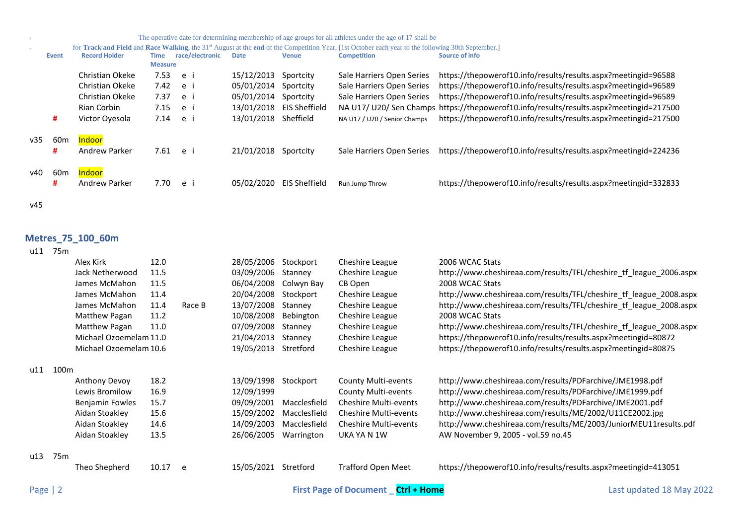. The operative date for determining membership of age groups for all athletes under the age of 17 shall be

. for **Track and Field** and **Race Walking**, the 31st August at the **end** of the Competition Year, [1st October each year to the following 30th September.]

| | Event | Record Holder | Time Measure | race/electronic | Date | Venue | Competition | Source of info |
|---|---|---|---|---|---|---|---|---|
| | | Christian Okeke | 7.53 | e i | 15/12/2013 | Sportcity | Sale Harriers Open Series | https://thepowerof10.info/results/results.aspx?meetingid=96588 |
| | | Christian Okeke | 7.42 | e i | 05/01/2014 | Sportcity | Sale Harriers Open Series | https://thepowerof10.info/results/results.aspx?meetingid=96589 |
| | | Christian Okeke | 7.37 | e i | 05/01/2014 | Sportcity | Sale Harriers Open Series | https://thepowerof10.info/results/results.aspx?meetingid=96589 |
| | | Rian Corbin | 7.15 | e i | 13/01/2018 | EIS Sheffield | NA U17/ U20/ Sen Champs | https://thepowerof10.info/results/results.aspx?meetingid=217500 |
| | # | Victor Oyesola | 7.14 | e i | 13/01/2018 | Sheffield | NA U17 / U20 / Senior Champs | https://thepowerof10.info/results/results.aspx?meetingid=217500 |
| v35 | 60m | Indoor | | | | | | |
| | # | Andrew Parker | 7.61 | e i | 21/01/2018 | Sportcity | Sale Harriers Open Series | https://thepowerof10.info/results/results.aspx?meetingid=224236 |
| v40 | 60m | Indoor | | | | | | |
| | # | Andrew Parker | 7.70 | e i | 05/02/2020 | EIS Sheffield | Run Jump Throw | https://thepowerof10.info/results/results.aspx?meetingid=332833 |
| v45 | | | | | | | | |

## Metres_75_100_60m

| | Event | Record Holder | Time Measure | race/electronic | Date | Venue | Competition | Source of info |
|---|---|---|---|---|---|---|---|---|
| u11 | 75m | | | | | | | |
| | | Alex Kirk | 12.0 | | 28/05/2006 | Stockport | Cheshire League | 2006 WCAC Stats |
| | | Jack Netherwood | 11.5 | | 03/09/2006 | Stanney | Cheshire League | http://www.cheshireaa.com/results/TFL/cheshire_tf_league_2006.aspx |
| | | James McMahon | 11.5 | | 06/04/2008 | Colwyn Bay | CB Open | 2008 WCAC Stats |
| | | James McMahon | 11.4 | | 20/04/2008 | Stockport | Cheshire League | http://www.cheshireaa.com/results/TFL/cheshire_tf_league_2008.aspx |
| | | James McMahon | 11.4 | Race B | 13/07/2008 | Stanney | Cheshire League | http://www.cheshireaa.com/results/TFL/cheshire_tf_league_2008.aspx |
| | | Matthew Pagan | 11.2 | | 10/08/2008 | Bebington | Cheshire League | 2008 WCAC Stats |
| | | Matthew Pagan | 11.0 | | 07/09/2008 | Stanney | Cheshire League | http://www.cheshireaa.com/results/TFL/cheshire_tf_league_2008.aspx |
| | | Michael Ozoemelam | 11.0 | | 21/04/2013 | Stanney | Cheshire League | https://thepowerof10.info/results/results.aspx?meetingid=80872 |
| | | Michael Ozoemelam | 10.6 | | 19/05/2013 | Stretford | Cheshire League | https://thepowerof10.info/results/results.aspx?meetingid=80875 |
| u11 | 100m | | | | | | | |
| | | Anthony Devoy | 18.2 | | 13/09/1998 | Stockport | County Multi-events | http://www.cheshireaa.com/results/PDFarchive/JME1998.pdf |
| | | Lewis Bromilow | 16.9 | | 12/09/1999 | | County Multi-events | http://www.cheshireaa.com/results/PDFarchive/JME1999.pdf |
| | | Benjamin Fowles | 15.7 | | 09/09/2001 | Macclesfield | Cheshire Multi-events | http://www.cheshireaa.com/results/PDFarchive/JME2001.pdf |
| | | Aidan Stoakley | 15.6 | | 15/09/2002 | Macclesfield | Cheshire Multi-events | http://www.cheshireaa.com/results/ME/2002/U11CE2002.jpg |
| | | Aidan Stoakley | 14.6 | | 14/09/2003 | Macclesfield | Cheshire Multi-events | http://www.cheshireaa.com/results/ME/2003/JuniorMEU11results.pdf |
| | | Aidan Stoakley | 13.5 | | 26/06/2005 | Warrington | UKA YA N 1W | AW November 9, 2005 - vol.59 no.45 |
| u13 | 75m | | | | | | | |
| | | Theo Shepherd | 10.17 | e | 15/05/2021 | Stretford | Trafford Open Meet | https://thepowerof10.info/results/results.aspx?meetingid=413051 |

First Page of Document _ Ctrl + Home

Last updated 18 May 2022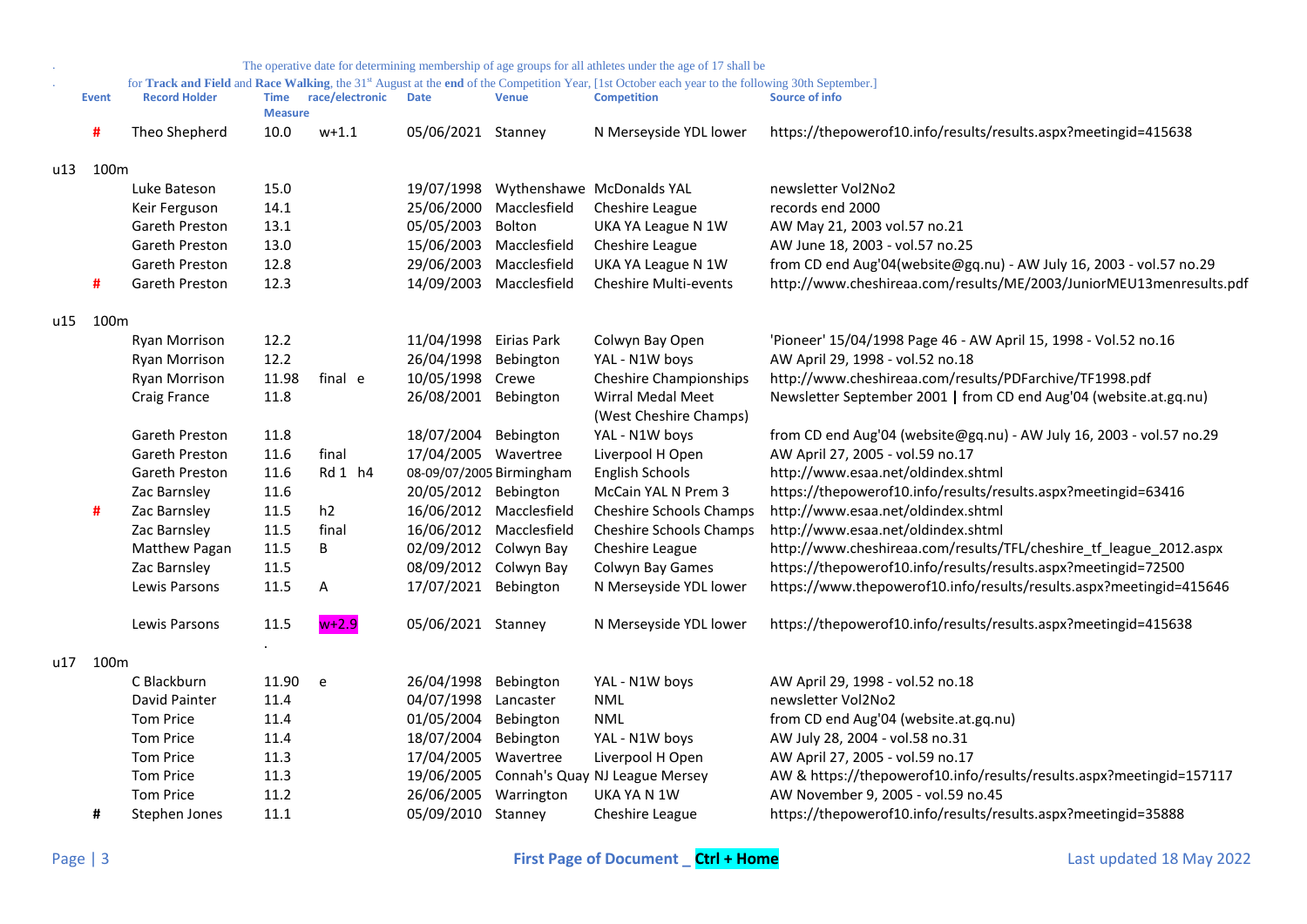The operative date for determining membership of age groups for all athletes under the age of 17 shall be for **Track and Field** and **Race Walking**, the 31st August at the **end** of the Competition Year, [1st October each year to the following 30th September.]

| | Event | Record Holder | Time Measure | race/electronic | Date | Venue | Competition | Source of info |
|---|---|---|---|---|---|---|---|---|
| | # | Theo Shepherd | 10.0 | w+1.1 | 05/06/2021 | Stanney | N Merseyside YDL lower | https://thepowerof10.info/results/results.aspx?meetingid=415638 |
| u13 | 100m | | | | | | | |
| | | Luke Bateson | 15.0 | | 19/07/1998 | Wythenshawe | McDonalds YAL | newsletter Vol2No2 |
| | | Keir Ferguson | 14.1 | | 25/06/2000 | Macclesfield | Cheshire League | records end 2000 |
| | | Gareth Preston | 13.1 | | 05/05/2003 | Bolton | UKA YA League N 1W | AW May 21, 2003 vol.57 no.21 |
| | | Gareth Preston | 13.0 | | 15/06/2003 | Macclesfield | Cheshire League | AW June 18, 2003 - vol.57 no.25 |
| | | Gareth Preston | 12.8 | | 29/06/2003 | Macclesfield | UKA YA League N 1W | from CD end Aug'04(website@gq.nu) - AW July 16, 2003 - vol.57 no.29 |
| | # | Gareth Preston | 12.3 | | 14/09/2003 | Macclesfield | Cheshire Multi-events | http://www.cheshireaa.com/results/ME/2003/JuniorMEU13menresults.pdf |
| u15 | 100m | | | | | | | |
| | | Ryan Morrison | 12.2 | | 11/04/1998 | Eirias Park | Colwyn Bay Open | 'Pioneer' 15/04/1998 Page 46 - AW April 15, 1998 - Vol.52 no.16 |
| | | Ryan Morrison | 12.2 | | 26/04/1998 | Bebington | YAL - N1W boys | AW April 29, 1998 - vol.52 no.18 |
| | | Ryan Morrison | 11.98 | final e | 10/05/1998 | Crewe | Cheshire Championships | http://www.cheshireaa.com/results/PDFarchive/TF1998.pdf |
| | | Craig France | 11.8 | | 26/08/2001 | Bebington | Wirral Medal Meet (West Cheshire Champs) | Newsletter September 2001 \| from CD end Aug'04 (website.at.gq.nu) |
| | | Gareth Preston | 11.8 | | 18/07/2004 | Bebington | YAL - N1W boys | from CD end Aug'04 (website@gq.nu) - AW July 16, 2003 - vol.57 no.29 |
| | | Gareth Preston | 11.6 | final | 17/04/2005 | Wavertree | Liverpool H Open | AW April 27, 2005 - vol.59 no.17 |
| | | Gareth Preston | 11.6 | Rd 1 h4 | 08-09/07/2005 | Birmingham | English Schools | http://www.esaa.net/oldindex.shtml |
| | | Zac Barnsley | 11.6 | | 20/05/2012 | Bebington | McCain YAL N Prem 3 | https://thepowerof10.info/results/results.aspx?meetingid=63416 |
| | # | Zac Barnsley | 11.5 | h2 | 16/06/2012 | Macclesfield | Cheshire Schools Champs | http://www.esaa.net/oldindex.shtml |
| | | Zac Barnsley | 11.5 | final | 16/06/2012 | Macclesfield | Cheshire Schools Champs | http://www.esaa.net/oldindex.shtml |
| | | Matthew Pagan | 11.5 | B | 02/09/2012 | Colwyn Bay | Cheshire League | http://www.cheshireaa.com/results/TFL/cheshire_tf_league_2012.aspx |
| | | Zac Barnsley | 11.5 | | 08/09/2012 | Colwyn Bay | Colwyn Bay Games | https://thepowerof10.info/results/results.aspx?meetingid=72500 |
| | | Lewis Parsons | 11.5 | A | 17/07/2021 | Bebington | N Merseyside YDL lower | https://www.thepowerof10.info/results/results.aspx?meetingid=415646 |
| | | Lewis Parsons | 11.5 | w+2.9 | 05/06/2021 | Stanney | N Merseyside YDL lower | https://thepowerof10.info/results/results.aspx?meetingid=415638 |
| u17 | 100m | | | | | | | |
| | | C Blackburn | 11.90 | e | 26/04/1998 | Bebington | YAL - N1W boys | AW April 29, 1998 - vol.52 no.18 |
| | | David Painter | 11.4 | | 04/07/1998 | Lancaster | NML | newsletter Vol2No2 |
| | | Tom Price | 11.4 | | 01/05/2004 | Bebington | NML | from CD end Aug'04 (website.at.gq.nu) |
| | | Tom Price | 11.4 | | 18/07/2004 | Bebington | YAL - N1W boys | AW July 28, 2004 - vol.58 no.31 |
| | | Tom Price | 11.3 | | 17/04/2005 | Wavertree | Liverpool H Open | AW April 27, 2005 - vol.59 no.17 |
| | | Tom Price | 11.3 | | 19/06/2005 | Connah's Quay | NJ League Mersey | AW & https://thepowerof10.info/results/results.aspx?meetingid=157117 |
| | | Tom Price | 11.2 | | 26/06/2005 | Warrington | UKA YA N 1W | AW November 9, 2005 - vol.59 no.45 |
| | # | Stephen Jones | 11.1 | | 05/09/2010 | Stanney | Cheshire League | https://thepowerof10.info/results/results.aspx?meetingid=35888 |

First Page of Document _ Ctrl + Home

Last updated 18 May 2022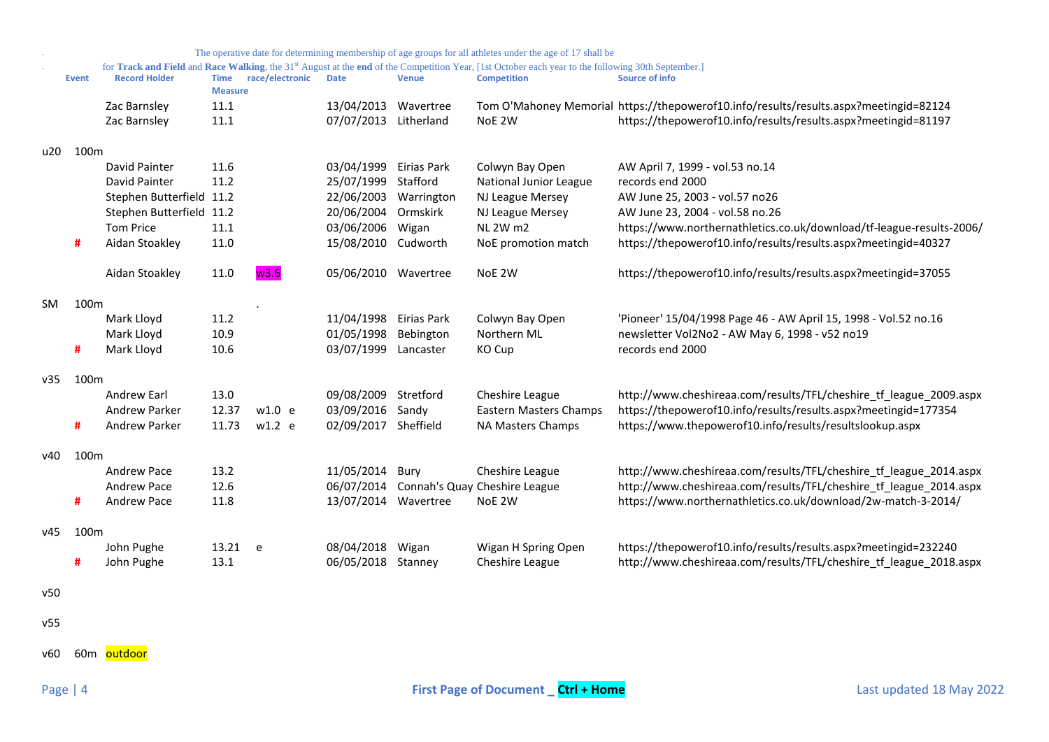The operative date for determining membership of age groups for all athletes under the age of 17 shall be for **Track and Field** and **Race Walking**, the 31st August at the **end** of the Competition Year, [1st October each year to the following 30th September.]

| | Event | Record Holder | Time Measure | race/electronic | Date | Venue | Competition | Source of info |
|---|---|---|---|---|---|---|---|---|
| | | Zac Barnsley | 11.1 | | 13/04/2013 | Wavertree | Tom O'Mahoney Memorial | https://thepowerof10.info/results/results.aspx?meetingid=82124 |
| | | Zac Barnsley | 11.1 | | 07/07/2013 | Litherland | NoE 2W | https://thepowerof10.info/results/results.aspx?meetingid=81197 |
| u20 | 100m | | | | | | | |
| | | David Painter | 11.6 | | 03/04/1999 | Eirias Park | Colwyn Bay Open | AW April 7, 1999 - vol.53 no.14 |
| | | David Painter | 11.2 | | 25/07/1999 | Stafford | National Junior League | records end 2000 |
| | | Stephen Butterfield | 11.2 | | 22/06/2003 | Warrington | NJ League Mersey | AW June 25, 2003 - vol.57 no26 |
| | | Stephen Butterfield | 11.2 | | 20/06/2004 | Ormskirk | NJ League Mersey | AW June 23, 2004 - vol.58 no.26 |
| | | Tom Price | 11.1 | | 03/06/2006 | Wigan | NL 2W m2 | https://www.northernathletics.co.uk/download/tf-league-results-2006/ |
| | # | Aidan Stoakley | 11.0 | | 15/08/2010 | Cudworth | NoE promotion match | https://thepowerof10.info/results/results.aspx?meetingid=40327 |
| | | Aidan Stoakley | 11.0 | w3.6 | 05/06/2010 | Wavertree | NoE 2W | https://thepowerof10.info/results/results.aspx?meetingid=37055 |
| SM | 100m | | | . | | | | |
| | | Mark Lloyd | 11.2 | | 11/04/1998 | Eirias Park | Colwyn Bay Open | 'Pioneer' 15/04/1998 Page 46 - AW April 15, 1998 - Vol.52 no.16 |
| | | Mark Lloyd | 10.9 | | 01/05/1998 | Bebington | Northern ML | newsletter Vol2No2 - AW May 6, 1998 - v52 no19 |
| | # | Mark Lloyd | 10.6 | | 03/07/1999 | Lancaster | KO Cup | records end 2000 |
| v35 | 100m | | | | | | | |
| | | Andrew Earl | 13.0 | | 09/08/2009 | Stretford | Cheshire League | http://www.cheshireaa.com/results/TFL/cheshire_tf_league_2009.aspx |
| | | Andrew Parker | 12.37 | w1.0 e | 03/09/2016 | Sandy | Eastern Masters Champs | https://thepowerof10.info/results/results.aspx?meetingid=177354 |
| | # | Andrew Parker | 11.73 | w1.2 e | 02/09/2017 | Sheffield | NA Masters Champs | https://www.thepowerof10.info/results/resultslookup.aspx |
| v40 | 100m | | | | | | | |
| | | Andrew Pace | 13.2 | | 11/05/2014 | Bury | Cheshire League | http://www.cheshireaa.com/results/TFL/cheshire_tf_league_2014.aspx |
| | | Andrew Pace | 12.6 | | 06/07/2014 | Connah's Quay | Cheshire League | http://www.cheshireaa.com/results/TFL/cheshire_tf_league_2014.aspx |
| | # | Andrew Pace | 11.8 | | 13/07/2014 | Wavertree | NoE 2W | https://www.northernathletics.co.uk/download/2w-match-3-2014/ |
| v45 | 100m | | | | | | | |
| | | John Pughe | 13.21 | e | 08/04/2018 | Wigan | Wigan H Spring Open | https://thepowerof10.info/results/results.aspx?meetingid=232240 |
| | # | John Pughe | 13.1 | | 06/05/2018 | Stanney | Cheshire League | http://www.cheshireaa.com/results/TFL/cheshire_tf_league_2018.aspx |
| v50 | | | | | | | | |
| v55 | | | | | | | | |
| v60 | 60m | outdoor | | | | | | |

First Page of Document _ **Ctrl + Home**

Last updated 18 May 2022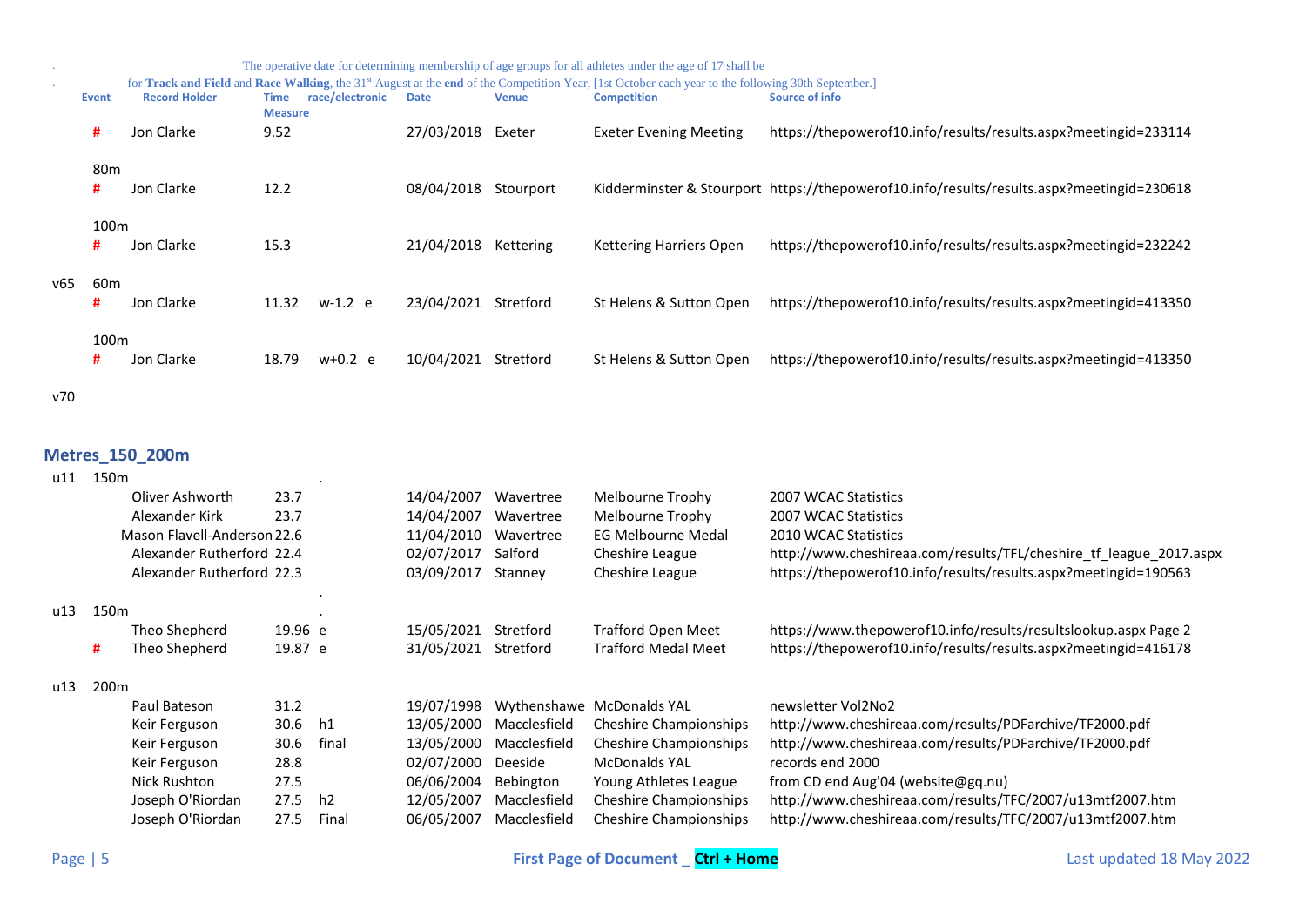The operative date for determining membership of age groups for all athletes under the age of 17 shall be for **Track and Field** and **Race Walking**, the 31st August at the **end** of the Competition Year, [1st October each year to the following 30th September.]

| | Event | Record Holder | Time Measure | race/electronic | Date | Venue | Competition | Source of info |
|---|---|---|---|---|---|---|---|---|
| | # | Jon Clarke | 9.52 | | 27/03/2018 | Exeter | Exeter Evening Meeting | https://thepowerof10.info/results/results.aspx?meetingid=233114 |
| | 80m | | | | | | | |
| | # | Jon Clarke | 12.2 | | 08/04/2018 | Stourport | Kidderminster & Stourport | https://thepowerof10.info/results/results.aspx?meetingid=230618 |
| | 100m | | | | | | | |
| | # | Jon Clarke | 15.3 | | 21/04/2018 | Kettering | Kettering Harriers Open | https://thepowerof10.info/results/results.aspx?meetingid=232242 |
| v65 | 60m | | | | | | | |
| | # | Jon Clarke | 11.32 | w-1.2 e | 23/04/2021 | Stretford | St Helens & Sutton Open | https://thepowerof10.info/results/results.aspx?meetingid=413350 |
| | 100m | | | | | | | |
| | # | Jon Clarke | 18.79 | w+0.2 e | 10/04/2021 | Stretford | St Helens & Sutton Open | https://thepowerof10.info/results/results.aspx?meetingid=413350 |
| v70 | | | | | | | | |

## Metres_150_200m

| | Event | Record Holder | Time Measure | race/electronic | Date | Venue | Competition | Source of info |
|---|---|---|---|---|---|---|---|---|
| u11 | 150m | | | | | | | |
| | | Oliver Ashworth | 23.7 | | 14/04/2007 | Wavertree | Melbourne Trophy | 2007 WCAC Statistics |
| | | Alexander Kirk | 23.7 | | 14/04/2007 | Wavertree | Melbourne Trophy | 2007 WCAC Statistics |
| | | Mason Flavell-Anderson | 22.6 | | 11/04/2010 | Wavertree | EG Melbourne Medal | 2010 WCAC Statistics |
| | | Alexander Rutherford | 22.4 | | 02/07/2017 | Salford | Cheshire League | http://www.cheshireaa.com/results/TFL/cheshire_tf_league_2017.aspx |
| | | Alexander Rutherford | 22.3 | | 03/09/2017 | Stanney | Cheshire League | https://thepowerof10.info/results/results.aspx?meetingid=190563 |
| u13 | 150m | | | | | | | |
| | | Theo Shepherd | 19.96 e | | 15/05/2021 | Stretford | Trafford Open Meet | https://www.thepowerof10.info/results/resultslookup.aspx Page 2 |
| | # | Theo Shepherd | 19.87 e | | 31/05/2021 | Stretford | Trafford Medal Meet | https://thepowerof10.info/results/results.aspx?meetingid=416178 |
| u13 | 200m | | | | | | | |
| | | Paul Bateson | 31.2 | | 19/07/1998 | Wythenshawe | McDonalds YAL | newsletter Vol2No2 |
| | | Keir Ferguson | 30.6 | h1 | 13/05/2000 | Macclesfield | Cheshire Championships | http://www.cheshireaa.com/results/PDFarchive/TF2000.pdf |
| | | Keir Ferguson | 30.6 | final | 13/05/2000 | Macclesfield | Cheshire Championships | http://www.cheshireaa.com/results/PDFarchive/TF2000.pdf |
| | | Keir Ferguson | 28.8 | | 02/07/2000 | Deeside | McDonalds YAL | records end 2000 |
| | | Nick Rushton | 27.5 | | 06/06/2004 | Bebington | Young Athletes League | from CD end Aug'04 (website@gq.nu) |
| | | Joseph O'Riordan | 27.5 | h2 | 12/05/2007 | Macclesfield | Cheshire Championships | http://www.cheshireaa.com/results/TFC/2007/u13mtf2007.htm |
| | | Joseph O'Riordan | 27.5 | Final | 06/05/2007 | Macclesfield | Cheshire Championships | http://www.cheshireaa.com/results/TFC/2007/u13mtf2007.htm |

First Page of Document _ **Ctrl + Home**

Last updated 18 May 2022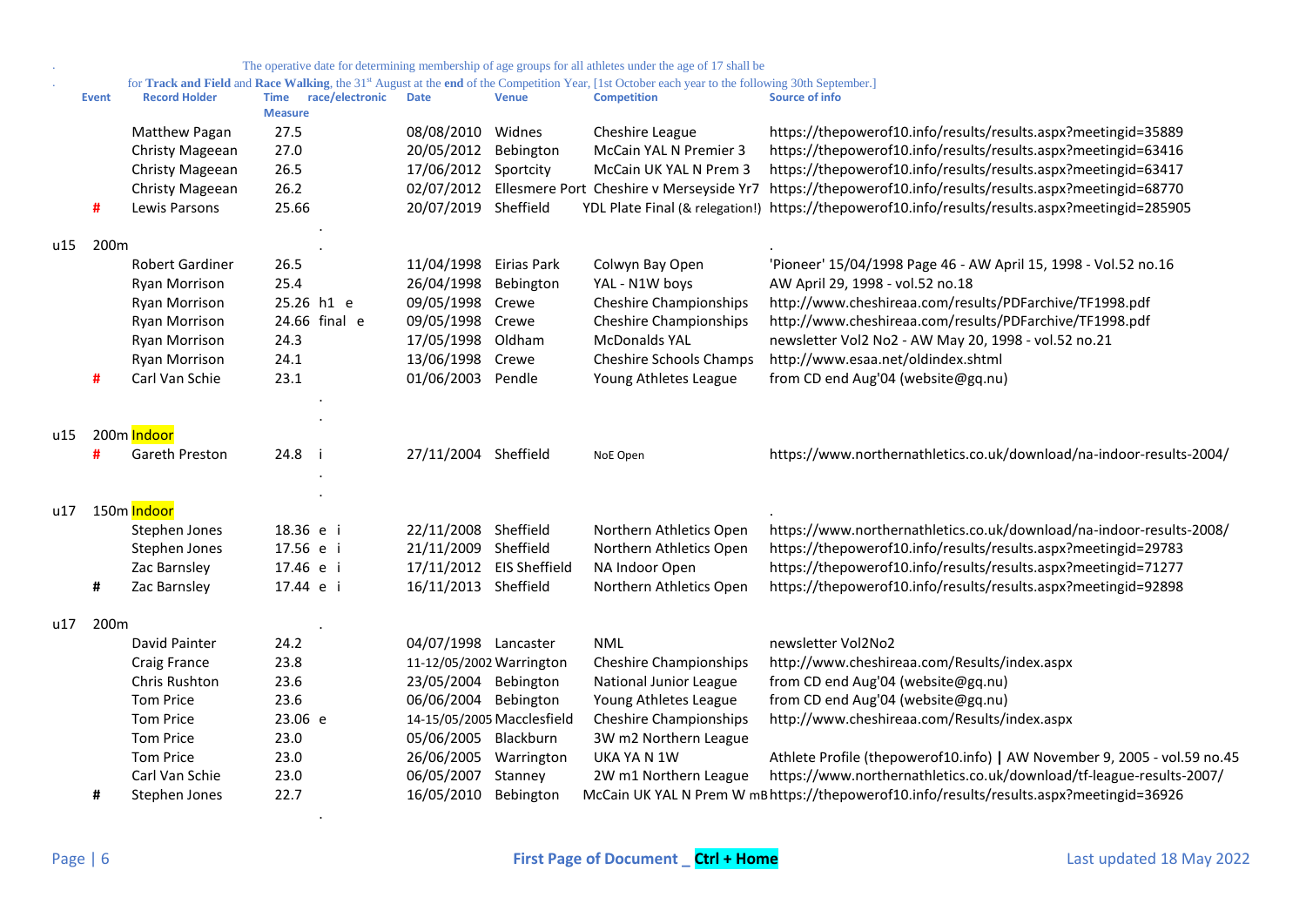The operative date for determining membership of age groups for all athletes under the age of 17 shall be for **Track and Field** and **Race Walking**, the 31st August at the **end** of the Competition Year, [1st October each year to the following 30th September.]

| | Event | Record Holder | Time Measure | race/electronic | Date | Venue | Competition | Source of info |
|---|---|---|---|---|---|---|---|---|
| | | Matthew Pagan | 27.5 | | 08/08/2010 | Widnes | Cheshire League | https://thepowerof10.info/results/results.aspx?meetingid=35889 |
| | | Christy Mageean | 27.0 | | 20/05/2012 | Bebington | McCain YAL N Premier 3 | https://thepowerof10.info/results/results.aspx?meetingid=63416 |
| | | Christy Mageean | 26.5 | | 17/06/2012 | Sportcity | McCain UK YAL N Prem 3 | https://thepowerof10.info/results/results.aspx?meetingid=63417 |
| | | Christy Mageean | 26.2 | | 02/07/2012 | Ellesmere Port | Cheshire v Merseyside Yr7 | https://thepowerof10.info/results/results.aspx?meetingid=68770 |
| | # | Lewis Parsons | 25.66 | | 20/07/2019 | Sheffield | YDL Plate Final (& relegation!) | https://thepowerof10.info/results/results.aspx?meetingid=285905 |
| u15 | 200m | | | | | | | |
| | | Robert Gardiner | 26.5 | | 11/04/1998 | Eirias Park | Colwyn Bay Open | 'Pioneer' 15/04/1998 Page 46 - AW April 15, 1998 - Vol.52 no.16 |
| | | Ryan Morrison | 25.4 | | 26/04/1998 | Bebington | YAL - N1W boys | AW April 29, 1998 - vol.52 no.18 |
| | | Ryan Morrison | 25.26 | h1 e | 09/05/1998 | Crewe | Cheshire Championships | http://www.cheshireaa.com/results/PDFarchive/TF1998.pdf |
| | | Ryan Morrison | 24.66 | final e | 09/05/1998 | Crewe | Cheshire Championships | http://www.cheshireaa.com/results/PDFarchive/TF1998.pdf |
| | | Ryan Morrison | 24.3 | | 17/05/1998 | Oldham | McDonalds YAL | newsletter Vol2 No2 - AW May 20, 1998 - vol.52 no.21 |
| | | Ryan Morrison | 24.1 | | 13/06/1998 | Crewe | Cheshire Schools Champs | http://www.esaa.net/oldindex.shtml |
| | # | Carl Van Schie | 23.1 | | 01/06/2003 | Pendle | Young Athletes League | from CD end Aug'04 (website@gq.nu) |
| u15 | 200m Indoor | | | | | | | |
| | # | Gareth Preston | 24.8 | i | 27/11/2004 | Sheffield | NoE Open | https://www.northernathletics.co.uk/download/na-indoor-results-2004/ |
| u17 | 150m Indoor | | | | | | | |
| | | Stephen Jones | 18.36 | e i | 22/11/2008 | Sheffield | Northern Athletics Open | https://www.northernathletics.co.uk/download/na-indoor-results-2008/ |
| | | Stephen Jones | 17.56 | e i | 21/11/2009 | Sheffield | Northern Athletics Open | https://thepowerof10.info/results/results.aspx?meetingid=29783 |
| | | Zac Barnsley | 17.46 | e i | 17/11/2012 | EIS Sheffield | NA Indoor Open | https://thepowerof10.info/results/results.aspx?meetingid=71277 |
| | # | Zac Barnsley | 17.44 | e i | 16/11/2013 | Sheffield | Northern Athletics Open | https://thepowerof10.info/results/results.aspx?meetingid=92898 |
| u17 | 200m | | | | | | | |
| | | David Painter | 24.2 | | 04/07/1998 | Lancaster | NML | newsletter Vol2No2 |
| | | Craig France | 23.8 | | 11-12/05/2002 | Warrington | Cheshire Championships | http://www.cheshireaa.com/Results/index.aspx |
| | | Chris Rushton | 23.6 | | 23/05/2004 | Bebington | National Junior League | from CD end Aug'04 (website@gq.nu) |
| | | Tom Price | 23.6 | | 06/06/2004 | Bebington | Young Athletes League | from CD end Aug'04 (website@gq.nu) |
| | | Tom Price | 23.06 | e | 14-15/05/2005 | Macclesfield | Cheshire Championships | http://www.cheshireaa.com/Results/index.aspx |
| | | Tom Price | 23.0 | | 05/06/2005 | Blackburn | 3W m2 Northern League | |
| | | Tom Price | 23.0 | | 26/06/2005 | Warrington | UKA YA N 1W | Athlete Profile (thepowerof10.info) \| AW November 9, 2005 - vol.59 no.45 |
| | | Carl Van Schie | 23.0 | | 06/05/2007 | Stanney | 2W m1 Northern League | https://www.northernathletics.co.uk/download/tf-league-results-2007/ |
| | # | Stephen Jones | 22.7 | | 16/05/2010 | Bebington | McCain UK YAL N Prem W mB | https://thepowerof10.info/results/results.aspx?meetingid=36926 |

First Page of Document _ Ctrl + Home

Last updated 18 May 2022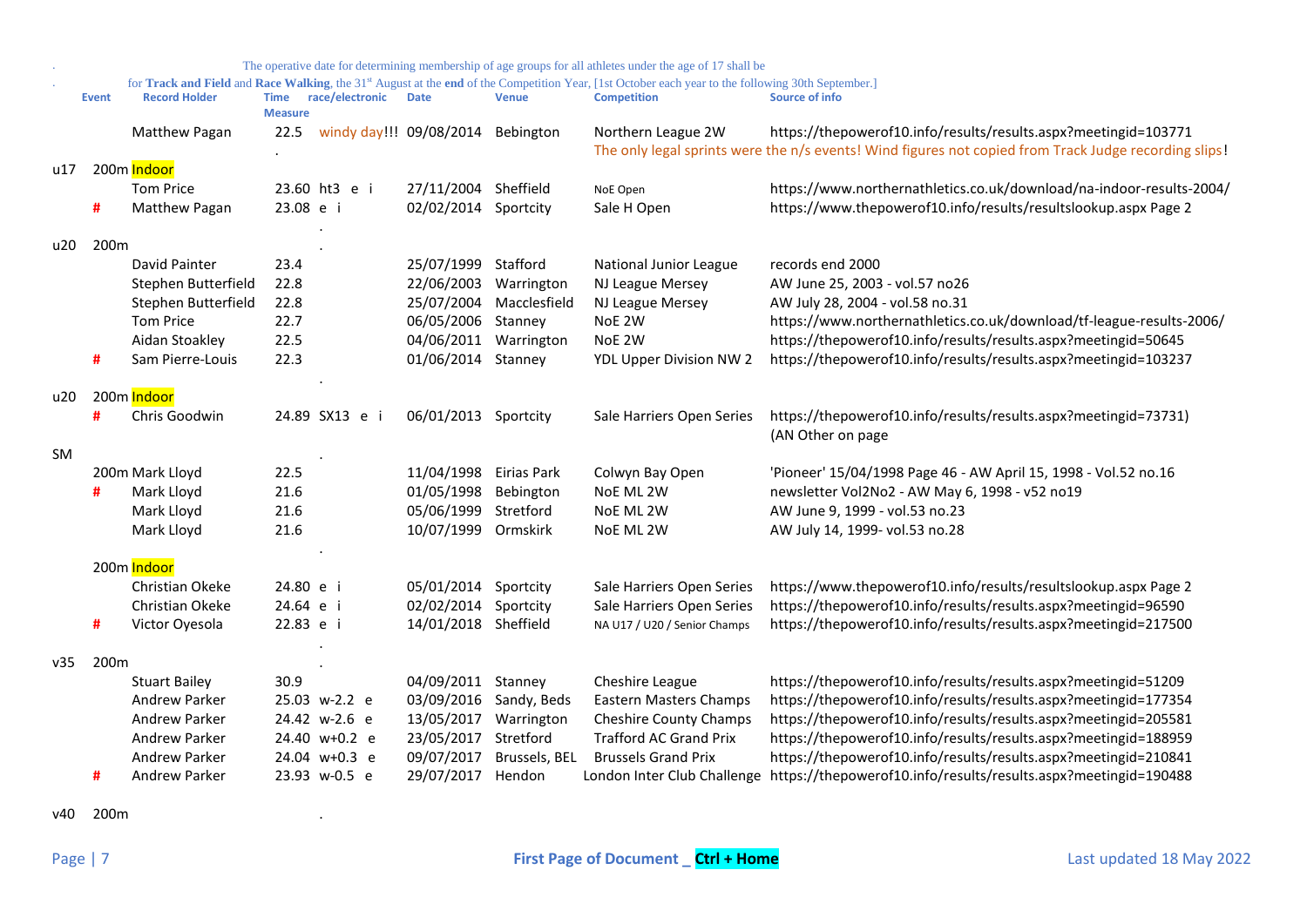The operative date for determining membership of age groups for all athletes under the age of 17 shall be

for **Track and Field** and **Race Walking**, the 31st August at the **end** of the Competition Year, [1st October each year to the following 30th September.]

| | Event | Record Holder | Time Measure | race/electronic | Date | Venue | Competition | Source of info |
|---|---|---|---|---|---|---|---|---|
| | | Matthew Pagan | 22.5 | windy day!!! | 09/08/2014 | Bebington | Northern League 2W | https://thepowerof10.info/results/results.aspx?meetingid=103771 The only legal sprints were the n/s events! Wind figures not copied from Track Judge recording slips! |
| u17 | 200m Indoor | | | | | | | |
| | | Tom Price | 23.60 | ht3 e i | 27/11/2004 | Sheffield | NoE Open | https://www.northernathletics.co.uk/download/na-indoor-results-2004/ |
| | # | Matthew Pagan | 23.08 | e i | 02/02/2014 | Sportcity | Sale H Open | https://www.thepowerof10.info/results/resultslookup.aspx Page 2 |
| u20 | 200m | | | | | | | |
| | | David Painter | 23.4 | | 25/07/1999 | Stafford | National Junior League | records end 2000 |
| | | Stephen Butterfield | 22.8 | | 22/06/2003 | Warrington | NJ League Mersey | AW June 25, 2003 - vol.57 no26 |
| | | Stephen Butterfield | 22.8 | | 25/07/2004 | Macclesfield | NJ League Mersey | AW July 28, 2004 - vol.58 no.31 |
| | | Tom Price | 22.7 | | 06/05/2006 | Stanney | NoE 2W | https://www.northernathletics.co.uk/download/tf-league-results-2006/ |
| | | Aidan Stoakley | 22.5 | | 04/06/2011 | Warrington | NoE 2W | https://thepowerof10.info/results/results.aspx?meetingid=50645 |
| | # | Sam Pierre-Louis | 22.3 | | 01/06/2014 | Stanney | YDL Upper Division NW 2 | https://thepowerof10.info/results/results.aspx?meetingid=103237 |
| u20 | 200m Indoor | | | | | | | |
| | # | Chris Goodwin | 24.89 | SX13 e i | 06/01/2013 | Sportcity | Sale Harriers Open Series | https://thepowerof10.info/results/results.aspx?meetingid=73731) (AN Other on page |
| SM | | | | | | | | |
| | 200m | Mark Lloyd | 22.5 | | 11/04/1998 | Eirias Park | Colwyn Bay Open | 'Pioneer' 15/04/1998 Page 46 - AW April 15, 1998 - Vol.52 no.16 |
| | # | Mark Lloyd | 21.6 | | 01/05/1998 | Bebington | NoE ML 2W | newsletter Vol2No2 - AW May 6, 1998 - v52 no19 |
| | | Mark Lloyd | 21.6 | | 05/06/1999 | Stretford | NoE ML 2W | AW June 9, 1999 - vol.53 no.23 |
| | | Mark Lloyd | 21.6 | | 10/07/1999 | Ormskirk | NoE ML 2W | AW July 14, 1999- vol.53 no.28 |
| | 200m Indoor | | | | | | | |
| | | Christian Okeke | 24.80 | e i | 05/01/2014 | Sportcity | Sale Harriers Open Series | https://www.thepowerof10.info/results/resultslookup.aspx Page 2 |
| | | Christian Okeke | 24.64 | e i | 02/02/2014 | Sportcity | Sale Harriers Open Series | https://thepowerof10.info/results/results.aspx?meetingid=96590 |
| | # | Victor Oyesola | 22.83 | e i | 14/01/2018 | Sheffield | NA U17 / U20 / Senior Champs | https://thepowerof10.info/results/results.aspx?meetingid=217500 |
| v35 | 200m | | | | | | | |
| | | Stuart Bailey | 30.9 | | 04/09/2011 | Stanney | Cheshire League | https://thepowerof10.info/results/results.aspx?meetingid=51209 |
| | | Andrew Parker | 25.03 | w-2.2 e | 03/09/2016 | Sandy, Beds | Eastern Masters Champs | https://thepowerof10.info/results/results.aspx?meetingid=177354 |
| | | Andrew Parker | 24.42 | w-2.6 e | 13/05/2017 | Warrington | Cheshire County Champs | https://thepowerof10.info/results/results.aspx?meetingid=205581 |
| | | Andrew Parker | 24.40 | w+0.2 e | 23/05/2017 | Stretford | Trafford AC Grand Prix | https://thepowerof10.info/results/results.aspx?meetingid=188959 |
| | | Andrew Parker | 24.04 | w+0.3 e | 09/07/2017 | Brussels, BEL | Brussels Grand Prix | https://thepowerof10.info/results/results.aspx?meetingid=210841 |
| | # | Andrew Parker | 23.93 | w-0.5 e | 29/07/2017 | Hendon | London Inter Club Challenge | https://thepowerof10.info/results/results.aspx?meetingid=190488 |
| v40 | 200m | | | | | | | |

First Page of Document _ Ctrl + Home

Last updated 18 May 2022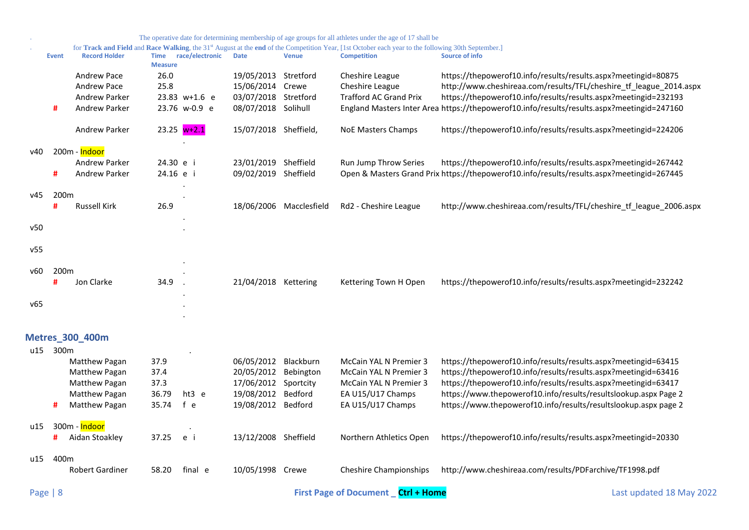. The operative date for determining membership of age groups for all athletes under the age of 17 shall be

. for **Track and Field** and **Race Walking**, the 31st August at the **end** of the Competition Year, [1st October each year to the following 30th September.]

| Event | | Record Holder | Time Measure | race/electronic | Date | Venue | Competition | Source of info |
|---|---|---|---|---|---|---|---|---|
| | | Andrew Pace | 26.0 | | 19/05/2013 | Stretford | Cheshire League | https://thepowerof10.info/results/results.aspx?meetingid=80875 |
| | | Andrew Pace | 25.8 | | 15/06/2014 | Crewe | Cheshire League | http://www.cheshireaa.com/results/TFL/cheshire_tf_league_2014.aspx |
| | | Andrew Parker | 23.83 | w+1.6 e | 03/07/2018 | Stretford | Trafford AC Grand Prix | https://thepowerof10.info/results/results.aspx?meetingid=232193 |
| | # | Andrew Parker | 23.76 | w-0.9 e | 08/07/2018 | Solihull | England Masters Inter Area | https://thepowerof10.info/results/results.aspx?meetingid=247160 |
| | | Andrew Parker | 23.25 | w+2.1 | 15/07/2018 | Sheffield, | NoE Masters Champs | https://thepowerof10.info/results/results.aspx?meetingid=224206 |
| | | | | . | | | | |
| v40 | 200m - Indoor | | | | | | | |
| | | Andrew Parker | 24.30 | e i | 23/01/2019 | Sheffield | Run Jump Throw Series | https://thepowerof10.info/results/results.aspx?meetingid=267442 |
| | # | Andrew Parker | 24.16 | e i | 09/02/2019 | Sheffield | Open & Masters Grand Prix | https://thepowerof10.info/results/results.aspx?meetingid=267445 |
| | | | | . | | | | |
| v45 | 200m | | | . | | | | |
| | # | Russell Kirk | 26.9 | | 18/06/2006 | Macclesfield | Rd2 - Cheshire League | http://www.cheshireaa.com/results/TFL/cheshire_tf_league_2006.aspx |
| | | | | . | | | | |
| v50 | | | | . | | | | |
| v55 | | | | | | | | |
| | | | | . | | | | |
| v60 | 200m | | | . | | | | |
| | # | Jon Clarke | 34.9 | . | 21/04/2018 | Kettering | Kettering Town H Open | https://thepowerof10.info/results/results.aspx?meetingid=232242 |
| | | | | . | | | | |
| v65 | | | | . | | | | |
| | | | | . | | | | |

## Metres_300_400m

| Event | | Record Holder | Time Measure | race/electronic | Date | Venue | Competition | Source of info |
|---|---|---|---|---|---|---|---|---|
| u15 | 300m | | | . | | | | |
| | | Matthew Pagan | 37.9 | | 06/05/2012 | Blackburn | McCain YAL N Premier 3 | https://thepowerof10.info/results/results.aspx?meetingid=63415 |
| | | Matthew Pagan | 37.4 | | 20/05/2012 | Bebington | McCain YAL N Premier 3 | https://thepowerof10.info/results/results.aspx?meetingid=63416 |
| | | Matthew Pagan | 37.3 | | 17/06/2012 | Sportcity | McCain YAL N Premier 3 | https://thepowerof10.info/results/results.aspx?meetingid=63417 |
| | | Matthew Pagan | 36.79 | ht3 e | 19/08/2012 | Bedford | EA U15/U17 Champs | https://www.thepowerof10.info/results/resultslookup.aspx Page 2 |
| | # | Matthew Pagan | 35.74 | f e | 19/08/2012 | Bedford | EA U15/U17 Champs | https://www.thepowerof10.info/results/resultslookup.aspx page 2 |
| u15 | 300m - Indoor | | | . | | | | |
| | # | Aidan Stoakley | 37.25 | e i | 13/12/2008 | Sheffield | Northern Athletics Open | https://thepowerof10.info/results/results.aspx?meetingid=20330 |
| u15 | 400m | | | | | | | |
| | | Robert Gardiner | 58.20 | final e | 10/05/1998 | Crewe | Cheshire Championships | http://www.cheshireaa.com/results/PDFarchive/TF1998.pdf |

First Page of Document _ Ctrl + Home

Last updated 18 May 2022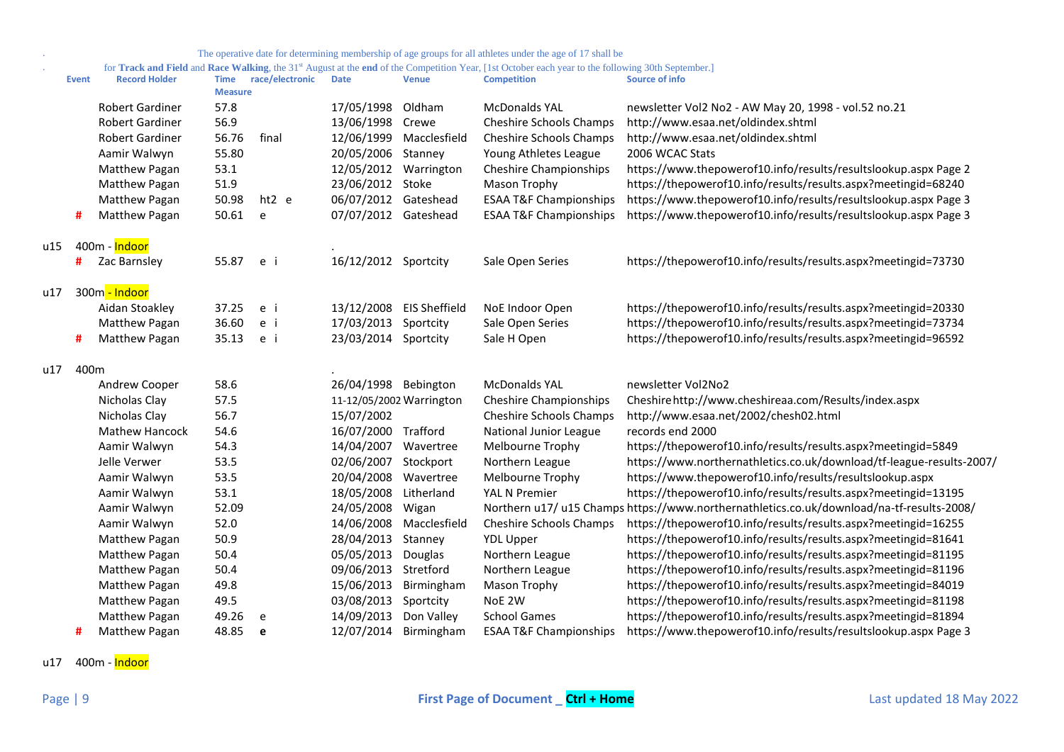. The operative date for determining membership of age groups for all athletes under the age of 17 shall be

. for **Track and Field** and **Race Walking**, the 31st August at the **end** of the Competition Year, [1st October each year to the following 30th September.]

| Event | | Record Holder | Time Measure | race/electronic | Date | Venue | Competition | Source of info |
|---|---|---|---|---|---|---|---|---|
| | | Robert Gardiner | 57.8 | | 17/05/1998 | Oldham | McDonalds YAL | newsletter Vol2 No2 - AW May 20, 1998 - vol.52 no.21 |
| | | Robert Gardiner | 56.9 | | 13/06/1998 | Crewe | Cheshire Schools Champs | http://www.esaa.net/oldindex.shtml |
| | | Robert Gardiner | 56.76 | final | 12/06/1999 | Macclesfield | Cheshire Schools Champs | http://www.esaa.net/oldindex.shtml |
| | | Aamir Walwyn | 55.80 | | 20/05/2006 | Stanney | Young Athletes League | 2006 WCAC Stats |
| | | Matthew Pagan | 53.1 | | 12/05/2012 | Warrington | Cheshire Championships | https://www.thepowerof10.info/results/resultslookup.aspx Page 2 |
| | | Matthew Pagan | 51.9 | | 23/06/2012 | Stoke | Mason Trophy | https://thepowerof10.info/results/results.aspx?meetingid=68240 |
| | | Matthew Pagan | 50.98 | ht2 e | 06/07/2012 | Gateshead | ESAA T&F Championships | https://www.thepowerof10.info/results/resultslookup.aspx Page 3 |
| | # | Matthew Pagan | 50.61 | e | 07/07/2012 | Gateshead | ESAA T&F Championships | https://www.thepowerof10.info/results/resultslookup.aspx Page 3 |
| u15 | 400m - Indoor | | | | . | | | |
| | # | Zac Barnsley | 55.87 | e i | 16/12/2012 | Sportcity | Sale Open Series | https://thepowerof10.info/results/results.aspx?meetingid=73730 |
| u17 | 300m - Indoor | | | | | | | |
| | | Aidan Stoakley | 37.25 | e i | 13/12/2008 | EIS Sheffield | NoE Indoor Open | https://thepowerof10.info/results/results.aspx?meetingid=20330 |
| | | Matthew Pagan | 36.60 | e i | 17/03/2013 | Sportcity | Sale Open Series | https://thepowerof10.info/results/results.aspx?meetingid=73734 |
| | # | Matthew Pagan | 35.13 | e i | 23/03/2014 | Sportcity | Sale H Open | https://thepowerof10.info/results/results.aspx?meetingid=96592 |
| u17 | 400m | | | | . | | | |
| | | Andrew Cooper | 58.6 | | 26/04/1998 | Bebington | McDonalds YAL | newsletter Vol2No2 |
| | | Nicholas Clay | 57.5 | | 11-12/05/2002 | Warrington | Cheshire Championships | Cheshire http://www.cheshireaa.com/Results/index.aspx |
| | | Nicholas Clay | 56.7 | | 15/07/2002 | | Cheshire Schools Champs | http://www.esaa.net/2002/chesh02.html |
| | | Mathew Hancock | 54.6 | | 16/07/2000 | Trafford | National Junior League | records end 2000 |
| | | Aamir Walwyn | 54.3 | | 14/04/2007 | Wavertree | Melbourne Trophy | https://thepowerof10.info/results/results.aspx?meetingid=5849 |
| | | Jelle Verwer | 53.5 | | 02/06/2007 | Stockport | Northern League | https://www.northernathletics.co.uk/download/tf-league-results-2007/ |
| | | Aamir Walwyn | 53.5 | | 20/04/2008 | Wavertree | Melbourne Trophy | https://www.thepowerof10.info/results/resultslookup.aspx |
| | | Aamir Walwyn | 53.1 | | 18/05/2008 | Litherland | YAL N Premier | https://thepowerof10.info/results/results.aspx?meetingid=13195 |
| | | Aamir Walwyn | 52.09 | | 24/05/2008 | Wigan | Northern u17/ u15 Champs | https://www.northernathletics.co.uk/download/na-tf-results-2008/ |
| | | Aamir Walwyn | 52.0 | | 14/06/2008 | Macclesfield | Cheshire Schools Champs | https://thepowerof10.info/results/results.aspx?meetingid=16255 |
| | | Matthew Pagan | 50.9 | | 28/04/2013 | Stanney | YDL Upper | https://thepowerof10.info/results/results.aspx?meetingid=81641 |
| | | Matthew Pagan | 50.4 | | 05/05/2013 | Douglas | Northern League | https://thepowerof10.info/results/results.aspx?meetingid=81195 |
| | | Matthew Pagan | 50.4 | | 09/06/2013 | Stretford | Northern League | https://thepowerof10.info/results/results.aspx?meetingid=81196 |
| | | Matthew Pagan | 49.8 | | 15/06/2013 | Birmingham | Mason Trophy | https://thepowerof10.info/results/results.aspx?meetingid=84019 |
| | | Matthew Pagan | 49.5 | | 03/08/2013 | Sportcity | NoE 2W | https://thepowerof10.info/results/results.aspx?meetingid=81198 |
| | | Matthew Pagan | 49.26 | e | 14/09/2013 | Don Valley | School Games | https://thepowerof10.info/results/results.aspx?meetingid=81894 |
| | # | Matthew Pagan | 48.85 | **e** | 12/07/2014 | Birmingham | ESAA T&F Championships | https://www.thepowerof10.info/results/resultslookup.aspx Page 3 |
| u17 | 400m - Indoor | | | | | | | |

First Page of Document _ **Ctrl + Home**

Last updated 18 May 2022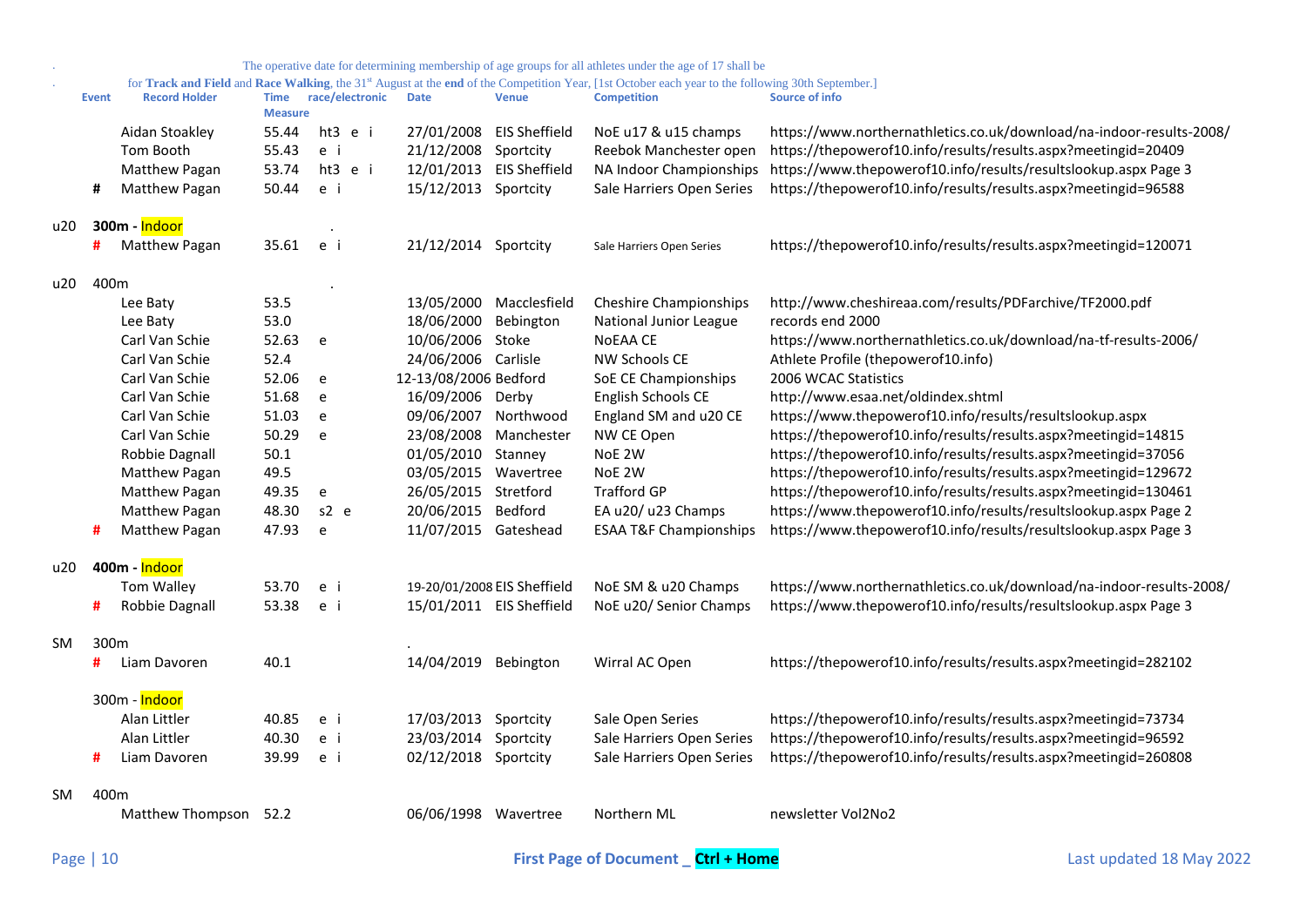The operative date for determining membership of age groups for all athletes under the age of 17 shall be for **Track and Field** and **Race Walking**, the 31st August at the **end** of the Competition Year, [1st October each year to the following 30th September.]

| | Event | Record Holder | Time Measure | race/electronic | Date | Venue | Competition | Source of info |
|---|---|---|---|---|---|---|---|---|
| | | Aidan Stoakley | 55.44 | ht3 e i | 27/01/2008 | EIS Sheffield | NoE u17 & u15 champs | https://www.northernathletics.co.uk/download/na-indoor-results-2008/ |
| | | Tom Booth | 55.43 | e i | 21/12/2008 | Sportcity | Reebok Manchester open | https://thepowerof10.info/results/results.aspx?meetingid=20409 |
| | | Matthew Pagan | 53.74 | ht3 e i | 12/01/2013 | EIS Sheffield | NA Indoor Championships | https://www.thepowerof10.info/results/resultslookup.aspx Page 3 |
| | # | Matthew Pagan | 50.44 | e i | 15/12/2013 | Sportcity | Sale Harriers Open Series | https://thepowerof10.info/results/results.aspx?meetingid=96588 |
| u20 | 300m - Indoor | | | . | | | | |
| | # | Matthew Pagan | 35.61 | e i | 21/12/2014 | Sportcity | Sale Harriers Open Series | https://thepowerof10.info/results/results.aspx?meetingid=120071 |
| u20 | 400m | | | . | | | | |
| | | Lee Baty | 53.5 | | 13/05/2000 | Macclesfield | Cheshire Championships | http://www.cheshireaa.com/results/PDFarchive/TF2000.pdf |
| | | Lee Baty | 53.0 | | 18/06/2000 | Bebington | National Junior League | records end 2000 |
| | | Carl Van Schie | 52.63 | e | 10/06/2006 | Stoke | NoEAA CE | https://www.northernathletics.co.uk/download/na-tf-results-2006/ |
| | | Carl Van Schie | 52.4 | | 24/06/2006 | Carlisle | NW Schools CE | Athlete Profile (thepowerof10.info) |
| | | Carl Van Schie | 52.06 | e | 12-13/08/2006 | Bedford | SoE CE Championships | 2006 WCAC Statistics |
| | | Carl Van Schie | 51.68 | e | 16/09/2006 | Derby | English Schools CE | http://www.esaa.net/oldindex.shtml |
| | | Carl Van Schie | 51.03 | e | 09/06/2007 | Northwood | England SM and u20 CE | https://www.thepowerof10.info/results/resultslookup.aspx |
| | | Carl Van Schie | 50.29 | e | 23/08/2008 | Manchester | NW CE Open | https://thepowerof10.info/results/results.aspx?meetingid=14815 |
| | | Robbie Dagnall | 50.1 | | 01/05/2010 | Stanney | NoE 2W | https://thepowerof10.info/results/results.aspx?meetingid=37056 |
| | | Matthew Pagan | 49.5 | | 03/05/2015 | Wavertree | NoE 2W | https://thepowerof10.info/results/results.aspx?meetingid=129672 |
| | | Matthew Pagan | 49.35 | e | 26/05/2015 | Stretford | Trafford GP | https://thepowerof10.info/results/results.aspx?meetingid=130461 |
| | | Matthew Pagan | 48.30 | s2 e | 20/06/2015 | Bedford | EA u20/ u23 Champs | https://www.thepowerof10.info/results/resultslookup.aspx Page 2 |
| | # | Matthew Pagan | 47.93 | e | 11/07/2015 | Gateshead | ESAA T&F Championships | https://www.thepowerof10.info/results/resultslookup.aspx Page 3 |
| u20 | 400m - Indoor | | | | | | | |
| | | Tom Walley | 53.70 | e i | 19-20/01/2008 | EIS Sheffield | NoE SM & u20 Champs | https://www.northernathletics.co.uk/download/na-indoor-results-2008/ |
| | # | Robbie Dagnall | 53.38 | e i | 15/01/2011 | EIS Sheffield | NoE u20/ Senior Champs | https://www.thepowerof10.info/results/resultslookup.aspx Page 3 |
| SM | 300m | | | | . | | | |
| | # | Liam Davoren | 40.1 | | 14/04/2019 | Bebington | Wirral AC Open | https://thepowerof10.info/results/results.aspx?meetingid=282102 |
| | 300m - Indoor | | | | | | | |
| | | Alan Littler | 40.85 | e i | 17/03/2013 | Sportcity | Sale Open Series | https://thepowerof10.info/results/results.aspx?meetingid=73734 |
| | | Alan Littler | 40.30 | e i | 23/03/2014 | Sportcity | Sale Harriers Open Series | https://thepowerof10.info/results/results.aspx?meetingid=96592 |
| | # | Liam Davoren | 39.99 | e i | 02/12/2018 | Sportcity | Sale Harriers Open Series | https://thepowerof10.info/results/results.aspx?meetingid=260808 |
| SM | 400m | | | | | | | |
| | | Matthew Thompson | 52.2 | | 06/06/1998 | Wavertree | Northern ML | newsletter Vol2No2 |

First Page of Document _ **Ctrl + Home**

Last updated 18 May 2022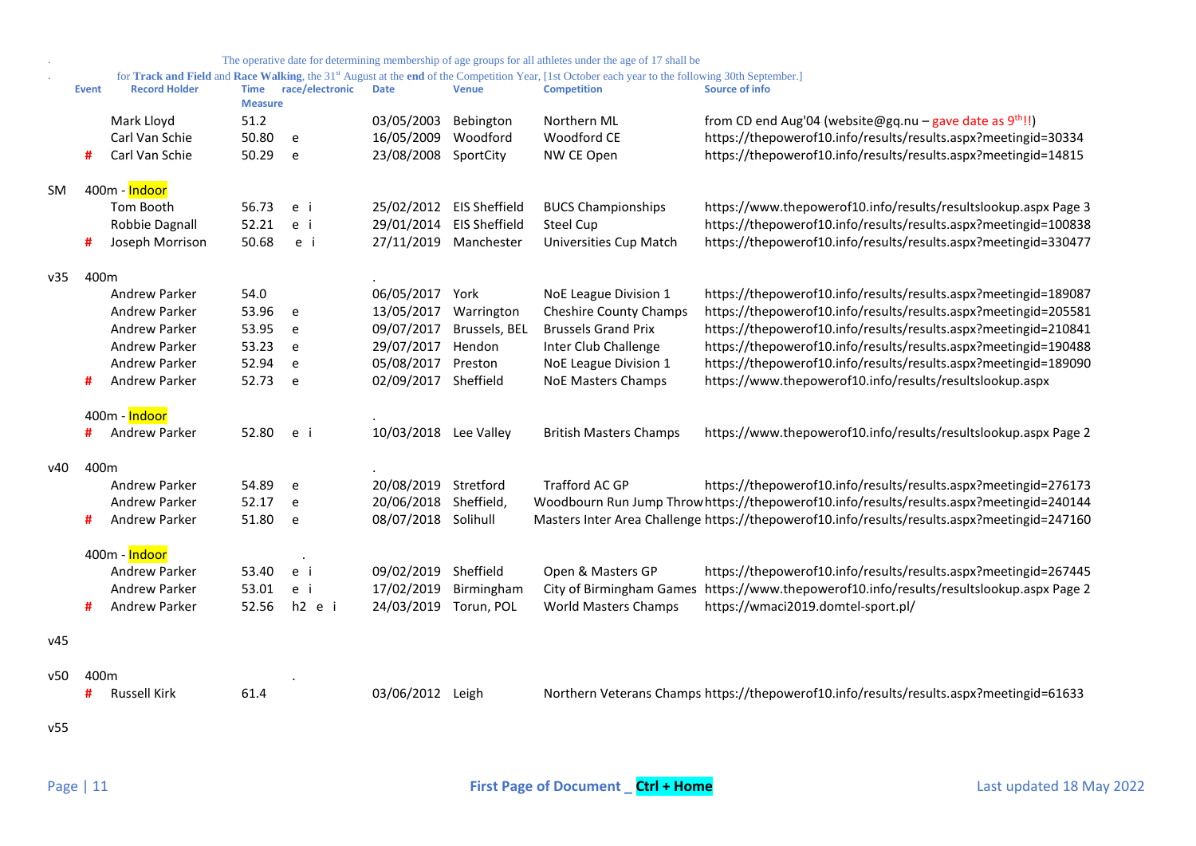The operative date for determining membership of age groups for all athletes under the age of 17 shall be for **Track and Field** and **Race Walking**, the 31st August at the **end** of the Competition Year, [1st October each year to the following 30th September.]

| | Event | Record Holder | Time Measure | race/electronic | Date | Venue | Competition | Source of info |
|---|---|---|---|---|---|---|---|---|
| | | Mark Lloyd | 51.2 | | 03/05/2003 | Bebington | Northern ML | from CD end Aug'04 (website@gq.nu – gave date as 9th!!) |
| | | Carl Van Schie | 50.80 | e | 16/05/2009 | Woodford | Woodford CE | https://thepowerof10.info/results/results.aspx?meetingid=30334 |
| | # | Carl Van Schie | 50.29 | e | 23/08/2008 | SportCity | NW CE Open | https://thepowerof10.info/results/results.aspx?meetingid=14815 |
| SM | 400m - Indoor | | | | | | | |
| | | Tom Booth | 56.73 | e i | 25/02/2012 | EIS Sheffield | BUCS Championships | https://www.thepowerof10.info/results/resultslookup.aspx Page 3 |
| | | Robbie Dagnall | 52.21 | e i | 29/01/2014 | EIS Sheffield | Steel Cup | https://thepowerof10.info/results/results.aspx?meetingid=100838 |
| | # | Joseph Morrison | 50.68 | e i | 27/11/2019 | Manchester | Universities Cup Match | https://thepowerof10.info/results/results.aspx?meetingid=330477 |
| v35 | 400m | | | | . | | | |
| | | Andrew Parker | 54.0 | | 06/05/2017 | York | NoE League Division 1 | https://thepowerof10.info/results/results.aspx?meetingid=189087 |
| | | Andrew Parker | 53.96 | e | 13/05/2017 | Warrington | Cheshire County Champs | https://thepowerof10.info/results/results.aspx?meetingid=205581 |
| | | Andrew Parker | 53.95 | e | 09/07/2017 | Brussels, BEL | Brussels Grand Prix | https://thepowerof10.info/results/results.aspx?meetingid=210841 |
| | | Andrew Parker | 53.23 | e | 29/07/2017 | Hendon | Inter Club Challenge | https://thepowerof10.info/results/results.aspx?meetingid=190488 |
| | | Andrew Parker | 52.94 | e | 05/08/2017 | Preston | NoE League Division 1 | https://thepowerof10.info/results/results.aspx?meetingid=189090 |
| | # | Andrew Parker | 52.73 | e | 02/09/2017 | Sheffield | NoE Masters Champs | https://www.thepowerof10.info/results/resultslookup.aspx |
| | 400m - Indoor | | | | . | | | |
| | # | Andrew Parker | 52.80 | e i | 10/03/2018 | Lee Valley | British Masters Champs | https://www.thepowerof10.info/results/resultslookup.aspx Page 2 |
| v40 | 400m | | | | . | | | |
| | | Andrew Parker | 54.89 | e | 20/08/2019 | Stretford | Trafford AC GP | https://thepowerof10.info/results/results.aspx?meetingid=276173 |
| | | Andrew Parker | 52.17 | e | 20/06/2018 | Sheffield, | Woodbourn Run Jump Throw | https://thepowerof10.info/results/results.aspx?meetingid=240144 |
| | # | Andrew Parker | 51.80 | e | 08/07/2018 | Solihull | Masters Inter Area Challenge | https://thepowerof10.info/results/results.aspx?meetingid=247160 |
| | 400m - Indoor | | | . | | | | |
| | | Andrew Parker | 53.40 | e i | 09/02/2019 | Sheffield | Open & Masters GP | https://thepowerof10.info/results/results.aspx?meetingid=267445 |
| | | Andrew Parker | 53.01 | e i | 17/02/2019 | Birmingham | City of Birmingham Games | https://www.thepowerof10.info/results/resultslookup.aspx Page 2 |
| | # | Andrew Parker | 52.56 | h2 e i | 24/03/2019 | Torun, POL | World Masters Champs | https://wmaci2019.domtel-sport.pl/ |
| v45 | | | | | | | | |
| v50 | 400m | | | . | | | | |
| | # | Russell Kirk | 61.4 | | 03/06/2012 | Leigh | Northern Veterans Champs | https://thepowerof10.info/results/results.aspx?meetingid=61633 |
| v55 | | | | | | | | |

First Page of Document _ Ctrl + Home

Last updated 18 May 2022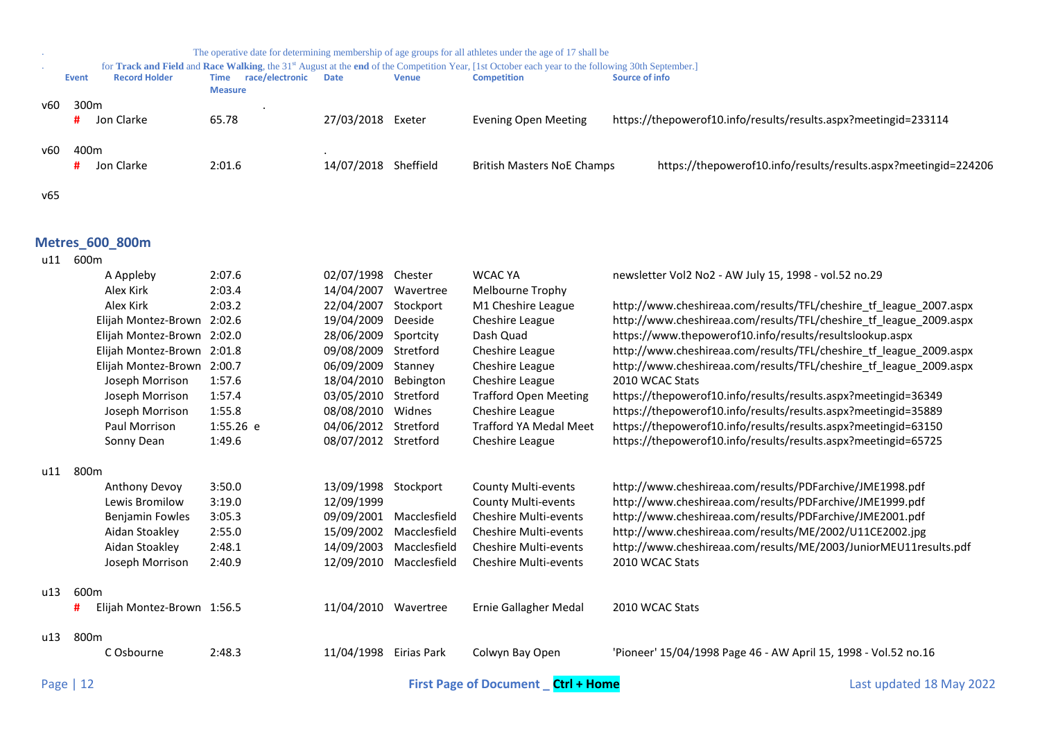The operative date for determining membership of age groups for all athletes under the age of 17 shall be

for **Track and Field** and **Race Walking**, the 31st August at the **end** of the Competition Year, [1st October each year to the following 30th September.]

| | Event | Record Holder | Time Measure | race/electronic | Date | Venue | Competition | Source of info |
|---|---|---|---|---|---|---|---|---|
| v60 | 300m | | | | | | | |
| | # | Jon Clarke | 65.78 | | 27/03/2018 | Exeter | Evening Open Meeting | https://thepowerof10.info/results/results.aspx?meetingid=233114 |
| v60 | 400m | | | | | | | |
| | # | Jon Clarke | 2:01.6 | | 14/07/2018 | Sheffield | British Masters NoE Champs | https://thepowerof10.info/results/results.aspx?meetingid=224206 |
| v65 | | | | | | | | |

## Metres_600_800m

| | Event | Record Holder | Time Measure | race/electronic | Date | Venue | Competition | Source of info |
|---|---|---|---|---|---|---|---|---|
| u11 | 600m | | | | | | | |
| | | A Appleby | 2:07.6 | | 02/07/1998 | Chester | WCAC YA | newsletter Vol2 No2 - AW July 15, 1998 - vol.52 no.29 |
| | | Alex Kirk | 2:03.4 | | 14/04/2007 | Wavertree | Melbourne Trophy | |
| | | Alex Kirk | 2:03.2 | | 22/04/2007 | Stockport | M1 Cheshire League | http://www.cheshireaa.com/results/TFL/cheshire_tf_league_2007.aspx |
| | | Elijah Montez-Brown | 2:02.6 | | 19/04/2009 | Deeside | Cheshire League | http://www.cheshireaa.com/results/TFL/cheshire_tf_league_2009.aspx |
| | | Elijah Montez-Brown | 2:02.0 | | 28/06/2009 | Sportcity | Dash Quad | https://www.thepowerof10.info/results/resultslookup.aspx |
| | | Elijah Montez-Brown | 2:01.8 | | 09/08/2009 | Stretford | Cheshire League | http://www.cheshireaa.com/results/TFL/cheshire_tf_league_2009.aspx |
| | | Elijah Montez-Brown | 2:00.7 | | 06/09/2009 | Stanney | Cheshire League | http://www.cheshireaa.com/results/TFL/cheshire_tf_league_2009.aspx |
| | | Joseph Morrison | 1:57.6 | | 18/04/2010 | Bebington | Cheshire League | 2010 WCAC Stats |
| | | Joseph Morrison | 1:57.4 | | 03/05/2010 | Stretford | Trafford Open Meeting | https://thepowerof10.info/results/results.aspx?meetingid=36349 |
| | | Joseph Morrison | 1:55.8 | | 08/08/2010 | Widnes | Cheshire League | https://thepowerof10.info/results/results.aspx?meetingid=35889 |
| | | Paul Morrison | 1:55.26 | e | 04/06/2012 | Stretford | Trafford YA Medal Meet | https://thepowerof10.info/results/results.aspx?meetingid=63150 |
| | | Sonny Dean | 1:49.6 | | 08/07/2012 | Stretford | Cheshire League | https://thepowerof10.info/results/results.aspx?meetingid=65725 |
| u11 | 800m | | | | | | | |
| | | Anthony Devoy | 3:50.0 | | 13/09/1998 | Stockport | County Multi-events | http://www.cheshireaa.com/results/PDFarchive/JME1998.pdf |
| | | Lewis Bromilow | 3:19.0 | | 12/09/1999 | | County Multi-events | http://www.cheshireaa.com/results/PDFarchive/JME1999.pdf |
| | | Benjamin Fowles | 3:05.3 | | 09/09/2001 | Macclesfield | Cheshire Multi-events | http://www.cheshireaa.com/results/PDFarchive/JME2001.pdf |
| | | Aidan Stoakley | 2:55.0 | | 15/09/2002 | Macclesfield | Cheshire Multi-events | http://www.cheshireaa.com/results/ME/2002/U11CE2002.jpg |
| | | Aidan Stoakley | 2:48.1 | | 14/09/2003 | Macclesfield | Cheshire Multi-events | http://www.cheshireaa.com/results/ME/2003/JuniorMEU11results.pdf |
| | | Joseph Morrison | 2:40.9 | | 12/09/2010 | Macclesfield | Cheshire Multi-events | 2010 WCAC Stats |
| u13 | 600m | | | | | | | |
| | # | Elijah Montez-Brown | 1:56.5 | | 11/04/2010 | Wavertree | Ernie Gallagher Medal | 2010 WCAC Stats |
| u13 | 800m | | | | | | | |
| | | C Osbourne | 2:48.3 | | 11/04/1998 | Eirias Park | Colwyn Bay Open | 'Pioneer' 15/04/1998 Page 46 - AW April 15, 1998 - Vol.52 no.16 |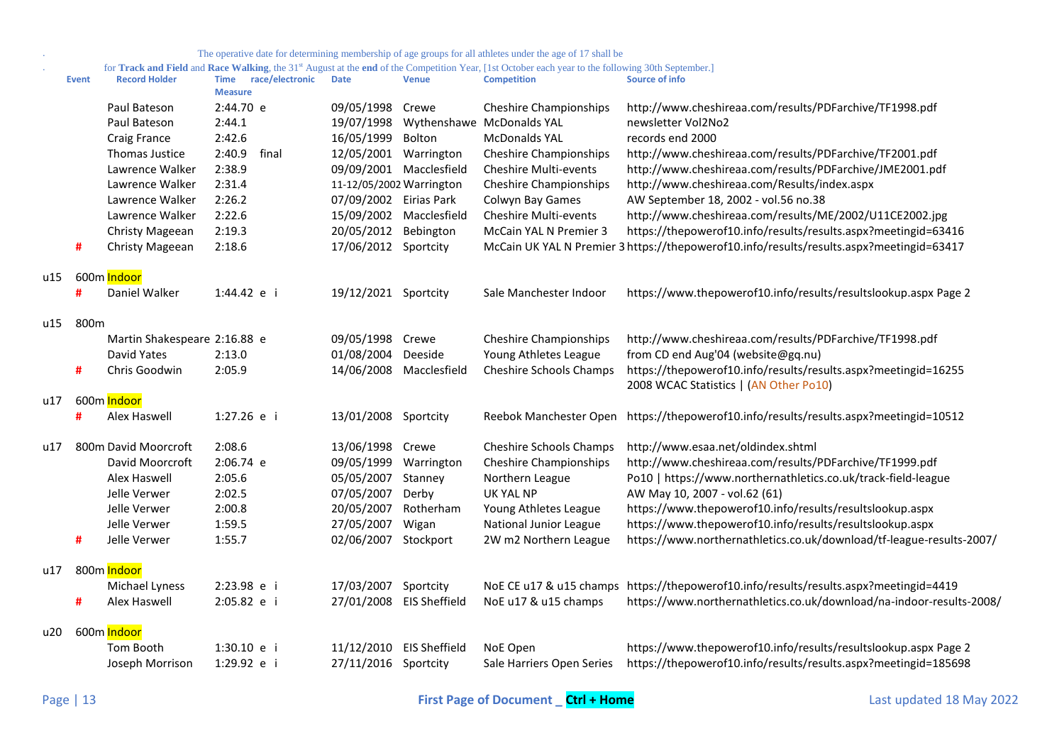. The operative date for determining membership of age groups for all athletes under the age of 17 shall be

. for **Track and Field** and **Race Walking**, the 31st August at the **end** of the Competition Year, [1st October each year to the following 30th September.]

| | Event | Record Holder | Time Measure | race/electronic | Date | Venue | Competition | Source of info |
|---|---|---|---|---|---|---|---|---|
| | | Paul Bateson | 2:44.70 | e | 09/05/1998 | Crewe | Cheshire Championships | http://www.cheshireaa.com/results/PDFarchive/TF1998.pdf |
| | | Paul Bateson | 2:44.1 | | 19/07/1998 | Wythenshawe | McDonalds YAL | newsletter Vol2No2 |
| | | Craig France | 2:42.6 | | 16/05/1999 | Bolton | McDonalds YAL | records end 2000 |
| | | Thomas Justice | 2:40.9 | final | 12/05/2001 | Warrington | Cheshire Championships | http://www.cheshireaa.com/results/PDFarchive/TF2001.pdf |
| | | Lawrence Walker | 2:38.9 | | 09/09/2001 | Macclesfield | Cheshire Multi-events | http://www.cheshireaa.com/results/PDFarchive/JME2001.pdf |
| | | Lawrence Walker | 2:31.4 | | 11-12/05/2002 | Warrington | Cheshire Championships | http://www.cheshireaa.com/Results/index.aspx |
| | | Lawrence Walker | 2:26.2 | | 07/09/2002 | Eirias Park | Colwyn Bay Games | AW September 18, 2002 - vol.56 no.38 |
| | | Lawrence Walker | 2:22.6 | | 15/09/2002 | Macclesfield | Cheshire Multi-events | http://www.cheshireaa.com/results/ME/2002/U11CE2002.jpg |
| | | Christy Mageean | 2:19.3 | | 20/05/2012 | Bebington | McCain YAL N Premier 3 | https://thepowerof10.info/results/results.aspx?meetingid=63416 |
| | # | Christy Mageean | 2:18.6 | | 17/06/2012 | Sportcity | McCain UK YAL N Premier 3 | https://thepowerof10.info/results/results.aspx?meetingid=63417 |
| u15 | 600m Indoor | | | | | | | |
| | # | Daniel Walker | 1:44.42 | e i | 19/12/2021 | Sportcity | Sale Manchester Indoor | https://www.thepowerof10.info/results/resultslookup.aspx Page 2 |
| u15 | 800m | | | | | | | |
| | | Martin Shakespeare | 2:16.88 | e | 09/05/1998 | Crewe | Cheshire Championships | http://www.cheshireaa.com/results/PDFarchive/TF1998.pdf |
| | | David Yates | 2:13.0 | | 01/08/2004 | Deeside | Young Athletes League | from CD end Aug'04 (website@gq.nu) |
| | # | Chris Goodwin | 2:05.9 | | 14/06/2008 | Macclesfield | Cheshire Schools Champs | https://thepowerof10.info/results/results.aspx?meetingid=16255 2008 WCAC Statistics \| (AN Other Po10) |
| u17 | 600m Indoor | | | | | | | |
| | # | Alex Haswell | 1:27.26 | e i | 13/01/2008 | Sportcity | Reebok Manchester Open | https://thepowerof10.info/results/results.aspx?meetingid=10512 |
| u17 | 800m | David Moorcroft | 2:08.6 | | 13/06/1998 | Crewe | Cheshire Schools Champs | http://www.esaa.net/oldindex.shtml |
| | | David Moorcroft | 2:06.74 | e | 09/05/1999 | Warrington | Cheshire Championships | http://www.cheshireaa.com/results/PDFarchive/TF1999.pdf |
| | | Alex Haswell | 2:05.6 | | 05/05/2007 | Stanney | Northern League | Po10 \| https://www.northernathletics.co.uk/track-field-league |
| | | Jelle Verwer | 2:02.5 | | 07/05/2007 | Derby | UK YAL NP | AW May 10, 2007 - vol.62 (61) |
| | | Jelle Verwer | 2:00.8 | | 20/05/2007 | Rotherham | Young Athletes League | https://www.thepowerof10.info/results/resultslookup.aspx |
| | | Jelle Verwer | 1:59.5 | | 27/05/2007 | Wigan | National Junior League | https://www.thepowerof10.info/results/resultslookup.aspx |
| | # | Jelle Verwer | 1:55.7 | | 02/06/2007 | Stockport | 2W m2 Northern League | https://www.northernathletics.co.uk/download/tf-league-results-2007/ |
| u17 | 800m Indoor | | | | | | | |
| | | Michael Lyness | 2:23.98 | e i | 17/03/2007 | Sportcity | NoE CE u17 & u15 champs | https://thepowerof10.info/results/results.aspx?meetingid=4419 |
| | # | Alex Haswell | 2:05.82 | e i | 27/01/2008 | EIS Sheffield | NoE u17 & u15 champs | https://www.northernathletics.co.uk/download/na-indoor-results-2008/ |
| u20 | 600m Indoor | | | | | | | |
| | | Tom Booth | 1:30.10 | e i | 11/12/2010 | EIS Sheffield | NoE Open | https://www.thepowerof10.info/results/resultslookup.aspx Page 2 |
| | | Joseph Morrison | 1:29.92 | e i | 27/11/2016 | Sportcity | Sale Harriers Open Series | https://thepowerof10.info/results/results.aspx?meetingid=185698 |

First Page of Document _ Ctrl + Home

Last updated 18 May 2022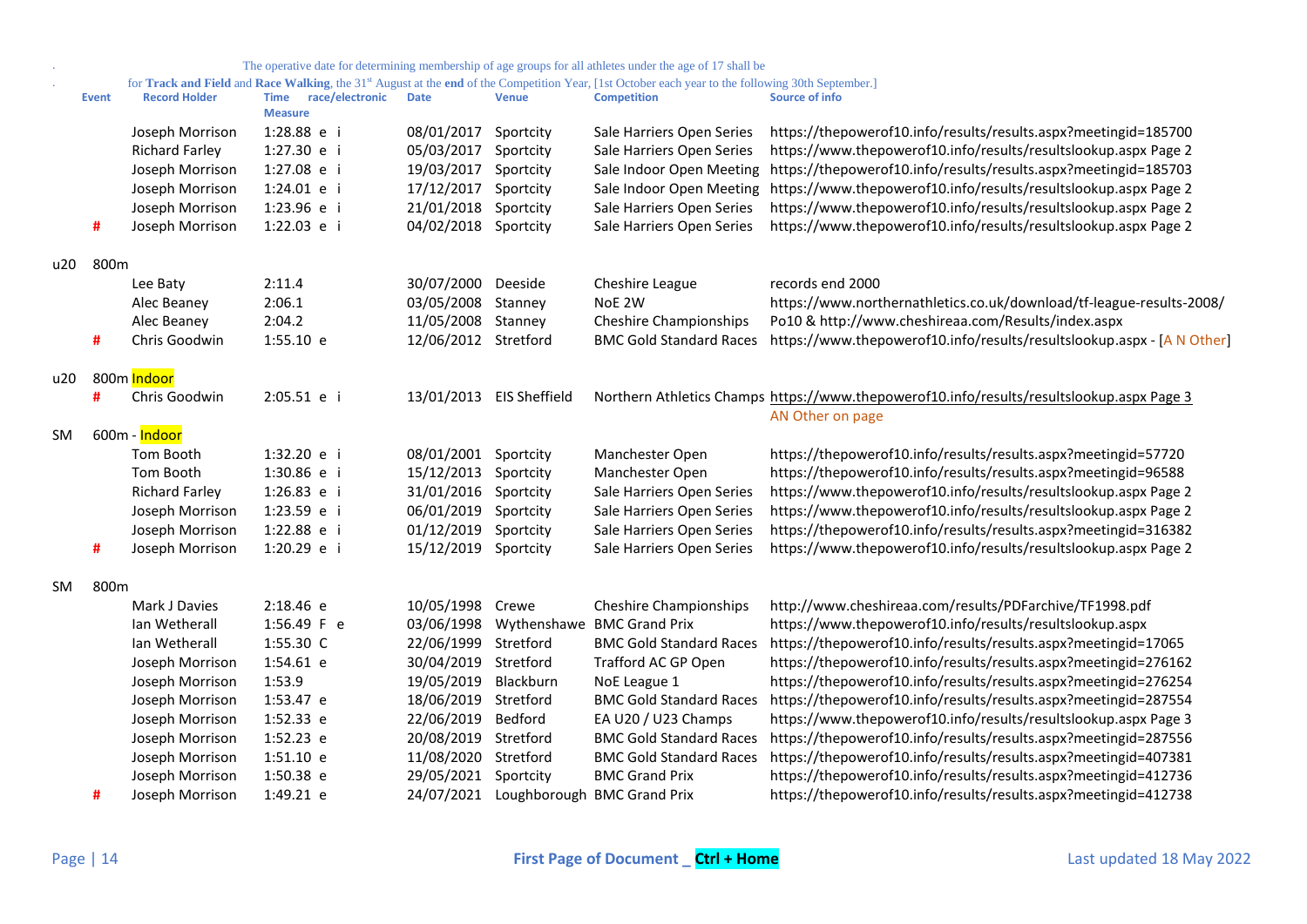The operative date for determining membership of age groups for all athletes under the age of 17 shall be

for **Track and Field** and **Race Walking**, the 31st August at the **end** of the Competition Year, [1st October each year to the following 30th September.]

| | Event | Record Holder | Time Measure | race/electronic | Date | Venue | Competition | Source of info |
|---|---|---|---|---|---|---|---|---|
| | | Joseph Morrison | 1:28.88 | e i | 08/01/2017 | Sportcity | Sale Harriers Open Series | https://thepowerof10.info/results/results.aspx?meetingid=185700 |
| | | Richard Farley | 1:27.30 | e i | 05/03/2017 | Sportcity | Sale Harriers Open Series | https://www.thepowerof10.info/results/resultslookup.aspx Page 2 |
| | | Joseph Morrison | 1:27.08 | e i | 19/03/2017 | Sportcity | Sale Indoor Open Meeting | https://thepowerof10.info/results/results.aspx?meetingid=185703 |
| | | Joseph Morrison | 1:24.01 | e i | 17/12/2017 | Sportcity | Sale Indoor Open Meeting | https://www.thepowerof10.info/results/resultslookup.aspx Page 2 |
| | | Joseph Morrison | 1:23.96 | e i | 21/01/2018 | Sportcity | Sale Harriers Open Series | https://www.thepowerof10.info/results/resultslookup.aspx Page 2 |
| | # | Joseph Morrison | 1:22.03 | e i | 04/02/2018 | Sportcity | Sale Harriers Open Series | https://www.thepowerof10.info/results/resultslookup.aspx Page 2 |
| u20 | 800m | | | | | | | |
| | | Lee Baty | 2:11.4 | | 30/07/2000 | Deeside | Cheshire League | records end 2000 |
| | | Alec Beaney | 2:06.1 | | 03/05/2008 | Stanney | NoE 2W | https://www.northernathletics.co.uk/download/tf-league-results-2008/ |
| | | Alec Beaney | 2:04.2 | | 11/05/2008 | Stanney | Cheshire Championships | Po10 & http://www.cheshireaa.com/Results/index.aspx |
| | # | Chris Goodwin | 1:55.10 | e | 12/06/2012 | Stretford | BMC Gold Standard Races | https://www.thepowerof10.info/results/resultslookup.aspx - [A N Other] |
| u20 | 800m Indoor | | | | | | | |
| | # | Chris Goodwin | 2:05.51 | e i | 13/01/2013 | EIS Sheffield | Northern Athletics Champs | https://www.thepowerof10.info/results/resultslookup.aspx Page 3 AN Other on page |
| SM | 600m - Indoor | | | | | | | |
| | | Tom Booth | 1:32.20 | e i | 08/01/2001 | Sportcity | Manchester Open | https://thepowerof10.info/results/results.aspx?meetingid=57720 |
| | | Tom Booth | 1:30.86 | e i | 15/12/2013 | Sportcity | Manchester Open | https://thepowerof10.info/results/results.aspx?meetingid=96588 |
| | | Richard Farley | 1:26.83 | e i | 31/01/2016 | Sportcity | Sale Harriers Open Series | https://www.thepowerof10.info/results/resultslookup.aspx Page 2 |
| | | Joseph Morrison | 1:23.59 | e i | 06/01/2019 | Sportcity | Sale Harriers Open Series | https://www.thepowerof10.info/results/resultslookup.aspx Page 2 |
| | | Joseph Morrison | 1:22.88 | e i | 01/12/2019 | Sportcity | Sale Harriers Open Series | https://thepowerof10.info/results/results.aspx?meetingid=316382 |
| | # | Joseph Morrison | 1:20.29 | e i | 15/12/2019 | Sportcity | Sale Harriers Open Series | https://www.thepowerof10.info/results/resultslookup.aspx Page 2 |
| SM | 800m | | | | | | | |
| | | Mark J Davies | 2:18.46 | e | 10/05/1998 | Crewe | Cheshire Championships | http://www.cheshireaa.com/results/PDFarchive/TF1998.pdf |
| | | Ian Wetherall | 1:56.49 | F e | 03/06/1998 | Wythenshawe | BMC Grand Prix | https://www.thepowerof10.info/results/resultslookup.aspx |
| | | Ian Wetherall | 1:55.30 | C | 22/06/1999 | Stretford | BMC Gold Standard Races | https://thepowerof10.info/results/results.aspx?meetingid=17065 |
| | | Joseph Morrison | 1:54.61 | e | 30/04/2019 | Stretford | Trafford AC GP Open | https://thepowerof10.info/results/results.aspx?meetingid=276162 |
| | | Joseph Morrison | 1:53.9 | | 19/05/2019 | Blackburn | NoE League 1 | https://thepowerof10.info/results/results.aspx?meetingid=276254 |
| | | Joseph Morrison | 1:53.47 | e | 18/06/2019 | Stretford | BMC Gold Standard Races | https://thepowerof10.info/results/results.aspx?meetingid=287554 |
| | | Joseph Morrison | 1:52.33 | e | 22/06/2019 | Bedford | EA U20 / U23 Champs | https://www.thepowerof10.info/results/resultslookup.aspx Page 3 |
| | | Joseph Morrison | 1:52.23 | e | 20/08/2019 | Stretford | BMC Gold Standard Races | https://thepowerof10.info/results/results.aspx?meetingid=287556 |
| | | Joseph Morrison | 1:51.10 | e | 11/08/2020 | Stretford | BMC Gold Standard Races | https://thepowerof10.info/results/results.aspx?meetingid=407381 |
| | | Joseph Morrison | 1:50.38 | e | 29/05/2021 | Sportcity | BMC Grand Prix | https://thepowerof10.info/results/results.aspx?meetingid=412736 |
| | # | Joseph Morrison | 1:49.21 | e | 24/07/2021 | Loughborough | BMC Grand Prix | https://thepowerof10.info/results/results.aspx?meetingid=412738 |

First Page of Document _ Ctrl + Home

Last updated 18 May 2022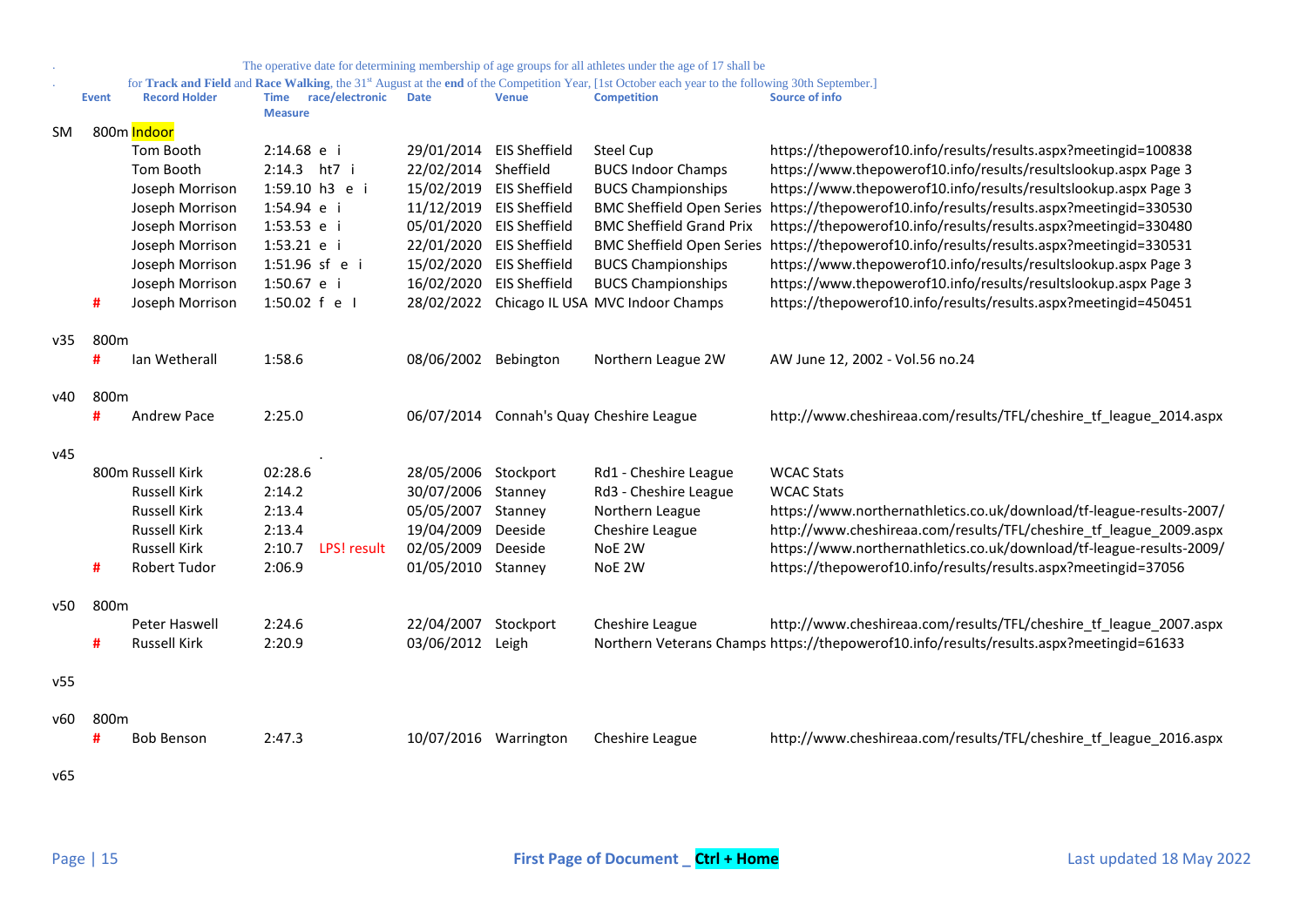. The operative date for determining membership of age groups for all athletes under the age of 17 shall be

. for **Track and Field** and **Race Walking**, the 31st August at the **end** of the Competition Year, [1st October each year to the following 30th September.]

| | Event | Record Holder | Time Measure | race/electronic | Date | Venue | Competition | Source of info |
|---|---|---|---|---|---|---|---|---|
| SM | 800m Indoor | | | | | | | |
| | | Tom Booth | 2:14.68 e i | | 29/01/2014 | EIS Sheffield | Steel Cup | https://thepowerof10.info/results/results.aspx?meetingid=100838 |
| | | Tom Booth | 2:14.3 ht7 i | | 22/02/2014 | Sheffield | BUCS Indoor Champs | https://www.thepowerof10.info/results/resultslookup.aspx Page 3 |
| | | Joseph Morrison | 1:59.10 h3 e i | | 15/02/2019 | EIS Sheffield | BUCS Championships | https://www.thepowerof10.info/results/resultslookup.aspx Page 3 |
| | | Joseph Morrison | 1:54.94 e i | | 11/12/2019 | EIS Sheffield | BMC Sheffield Open Series | https://thepowerof10.info/results/results.aspx?meetingid=330530 |
| | | Joseph Morrison | 1:53.53 e i | | 05/01/2020 | EIS Sheffield | BMC Sheffield Grand Prix | https://thepowerof10.info/results/results.aspx?meetingid=330480 |
| | | Joseph Morrison | 1:53.21 e i | | 22/01/2020 | EIS Sheffield | BMC Sheffield Open Series | https://thepowerof10.info/results/results.aspx?meetingid=330531 |
| | | Joseph Morrison | 1:51.96 sf e i | | 15/02/2020 | EIS Sheffield | BUCS Championships | https://www.thepowerof10.info/results/resultslookup.aspx Page 3 |
| | | Joseph Morrison | 1:50.67 e i | | 16/02/2020 | EIS Sheffield | BUCS Championships | https://www.thepowerof10.info/results/resultslookup.aspx Page 3 |
| | # | Joseph Morrison | 1:50.02 f e I | | 28/02/2022 | Chicago IL USA | MVC Indoor Champs | https://thepowerof10.info/results/results.aspx?meetingid=450451 |
| v35 | 800m | | | | | | | |
| | # | Ian Wetherall | 1:58.6 | | 08/06/2002 | Bebington | Northern League 2W | AW June 12, 2002 - Vol.56 no.24 |
| v40 | 800m | | | | | | | |
| | # | Andrew Pace | 2:25.0 | | 06/07/2014 | Connah's Quay | Cheshire League | http://www.cheshireaa.com/results/TFL/cheshire_tf_league_2014.aspx |
| v45 | | | | . | | | | |
| | 800m | Russell Kirk | 02:28.6 | | 28/05/2006 | Stockport | Rd1 - Cheshire League | WCAC Stats |
| | | Russell Kirk | 2:14.2 | | 30/07/2006 | Stanney | Rd3 - Cheshire League | WCAC Stats |
| | | Russell Kirk | 2:13.4 | | 05/05/2007 | Stanney | Northern League | https://www.northernathletics.co.uk/download/tf-league-results-2007/ |
| | | Russell Kirk | 2:13.4 | | 19/04/2009 | Deeside | Cheshire League | http://www.cheshireaa.com/results/TFL/cheshire_tf_league_2009.aspx |
| | | Russell Kirk | 2:10.7 | LPS! result | 02/05/2009 | Deeside | NoE 2W | https://www.northernathletics.co.uk/download/tf-league-results-2009/ |
| | # | Robert Tudor | 2:06.9 | | 01/05/2010 | Stanney | NoE 2W | https://thepowerof10.info/results/results.aspx?meetingid=37056 |
| v50 | 800m | | | | | | | |
| | | Peter Haswell | 2:24.6 | | 22/04/2007 | Stockport | Cheshire League | http://www.cheshireaa.com/results/TFL/cheshire_tf_league_2007.aspx |
| | # | Russell Kirk | 2:20.9 | | 03/06/2012 | Leigh | Northern Veterans Champs | https://thepowerof10.info/results/results.aspx?meetingid=61633 |
| v55 | | | | | | | | |
| v60 | 800m | | | | | | | |
| | # | Bob Benson | 2:47.3 | | 10/07/2016 | Warrington | Cheshire League | http://www.cheshireaa.com/results/TFL/cheshire_tf_league_2016.aspx |
| v65 | | | | | | | | |

First Page of Document _ **Ctrl + Home**

Last updated 18 May 2022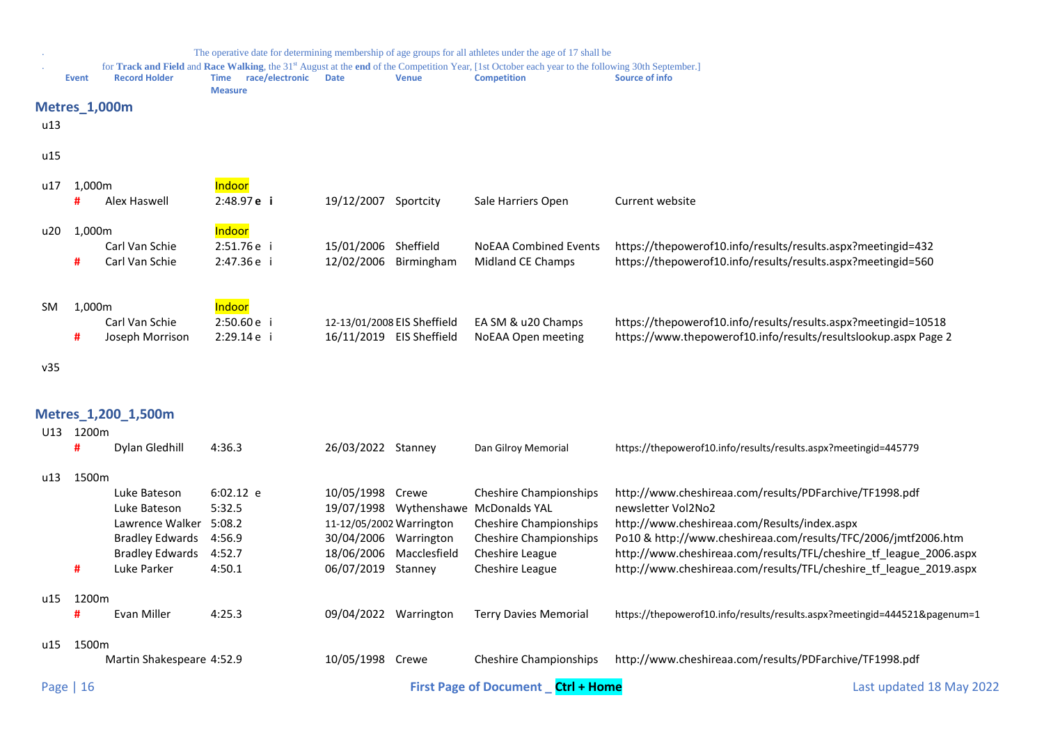. The operative date for determining membership of age groups for all athletes under the age of 17 shall be

. for **Track and Field** and **Race Walking**, the 31st August at the **end** of the Competition Year, [1st October each year to the following 30th September.]

| | Event | Record Holder | Time Measure | race/electronic | Date | Venue | Competition | Source of info |
|---|---|---|---|---|---|---|---|---|

## Metres_1,000m

| | Event | Record Holder | Time Measure | race/electronic | Date | Venue | Competition | Source of info |
|---|---|---|---|---|---|---|---|---|
| u13 | | | | | | | | |
| u15 | | | | | | | | |
| u17 | 1,000m | | Indoor | | | | | |
| | # | Alex Haswell | 2:48.97 | **e i** | 19/12/2007 | Sportcity | Sale Harriers Open | Current website |
| u20 | 1,000m | | Indoor | | | | | |
| | | Carl Van Schie | 2:51.76 | e i | 15/01/2006 | Sheffield | NoEAA Combined Events | https://thepowerof10.info/results/results.aspx?meetingid=432 |
| | # | Carl Van Schie | 2:47.36 | e i | 12/02/2006 | Birmingham | Midland CE Champs | https://thepowerof10.info/results/results.aspx?meetingid=560 |
| SM | 1,000m | | Indoor | | | | | |
| | | Carl Van Schie | 2:50.60 | e i | 12-13/01/2008 | EIS Sheffield | EA SM & u20 Champs | https://thepowerof10.info/results/results.aspx?meetingid=10518 |
| | # | Joseph Morrison | 2:29.14 | e i | 16/11/2019 | EIS Sheffield | NoEAA Open meeting | https://www.thepowerof10.info/results/resultslookup.aspx Page 2 |
| v35 | | | | | | | | |

## Metres_1,200_1,500m

| | Event | Record Holder | Time Measure | race/electronic | Date | Venue | Competition | Source of info |
|---|---|---|---|---|---|---|---|---|
| U13 | 1200m | | | | | | | |
| | # | Dylan Gledhill | 4:36.3 | | 26/03/2022 | Stanney | Dan Gilroy Memorial | https://thepowerof10.info/results/results.aspx?meetingid=445779 |
| u13 | 1500m | | | | | | | |
| | | Luke Bateson | 6:02.12 | e | 10/05/1998 | Crewe | Cheshire Championships | http://www.cheshireaa.com/results/PDFarchive/TF1998.pdf |
| | | Luke Bateson | 5:32.5 | | 19/07/1998 | Wythenshawe | McDonalds YAL | newsletter Vol2No2 |
| | | Lawrence Walker | 5:08.2 | | 11-12/05/2002 | Warrington | Cheshire Championships | http://www.cheshireaa.com/Results/index.aspx |
| | | Bradley Edwards | 4:56.9 | | 30/04/2006 | Warrington | Cheshire Championships | Po10 & http://www.cheshireaa.com/results/TFC/2006/jmtf2006.htm |
| | | Bradley Edwards | 4:52.7 | | 18/06/2006 | Macclesfield | Cheshire League | http://www.cheshireaa.com/results/TFL/cheshire_tf_league_2006.aspx |
| | # | Luke Parker | 4:50.1 | | 06/07/2019 | Stanney | Cheshire League | http://www.cheshireaa.com/results/TFL/cheshire_tf_league_2019.aspx |
| u15 | 1200m | | | | | | | |
| | # | Evan Miller | 4:25.3 | | 09/04/2022 | Warrington | Terry Davies Memorial | https://thepowerof10.info/results/results.aspx?meetingid=444521&pagenum=1 |
| u15 | 1500m | | | | | | | |
| | | Martin Shakespeare | 4:52.9 | | 10/05/1998 | Crewe | Cheshire Championships | http://www.cheshireaa.com/results/PDFarchive/TF1998.pdf |

First Page of Document _ **Ctrl + Home**

Last updated 18 May 2022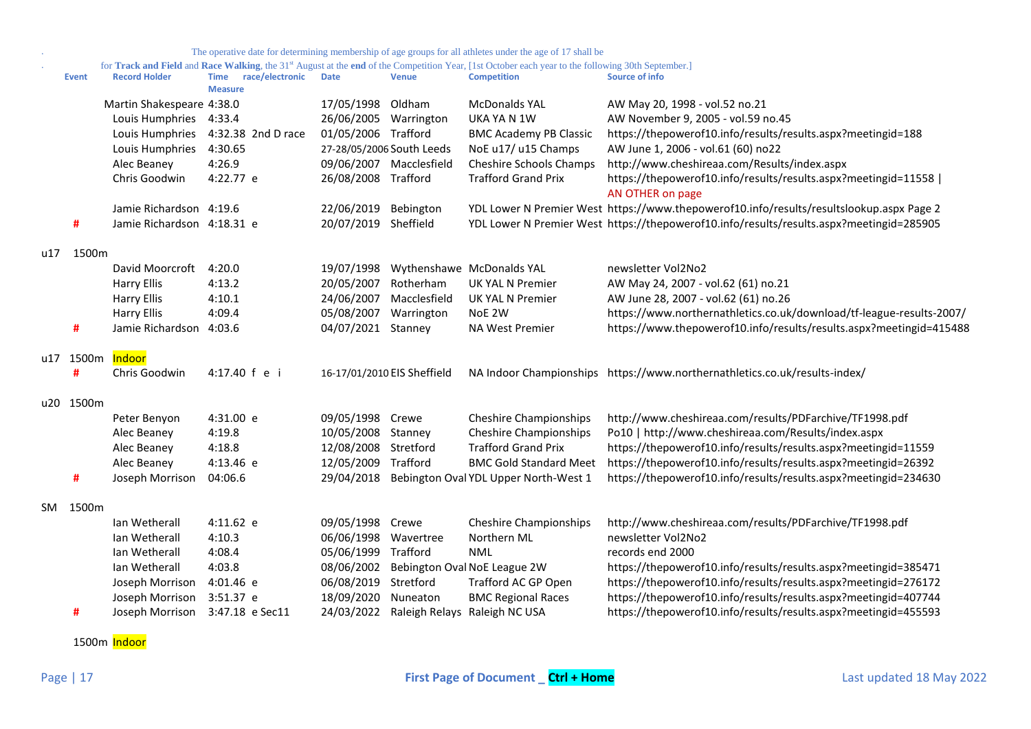The operative date for determining membership of age groups for all athletes under the age of 17 shall be for **Track and Field** and **Race Walking**, the 31st August at the **end** of the Competition Year, [1st October each year to the following 30th September.]

| | Event | Record Holder | Time Measure | race/electronic | Date | Venue | Competition | Source of info |
|---|---|---|---|---|---|---|---|---|
| | | Martin Shakespeare | 4:38.0 | | 17/05/1998 | Oldham | McDonalds YAL | AW May 20, 1998 - vol.52 no.21 |
| | | Louis Humphries | 4:33.4 | | 26/06/2005 | Warrington | UKA YA N 1W | AW November 9, 2005 - vol.59 no.45 |
| | | Louis Humphries | 4:32.38 | 2nd D race | 01/05/2006 | Trafford | BMC Academy PB Classic | https://thepowerof10.info/results/results.aspx?meetingid=188 |
| | | Louis Humphries | 4:30.65 | | 27-28/05/2006 | South Leeds | NoE u17/ u15 Champs | AW June 1, 2006 - vol.61 (60) no22 |
| | | Alec Beaney | 4:26.9 | | 09/06/2007 | Macclesfield | Cheshire Schools Champs | http://www.cheshireaa.com/Results/index.aspx |
| | | Chris Goodwin | 4:22.77 | e | 26/08/2008 | Trafford | Trafford Grand Prix | https://thepowerof10.info/results/results.aspx?meetingid=11558 \| AN OTHER on page |
| | | Jamie Richardson | 4:19.6 | | 22/06/2019 | Bebington | YDL Lower N Premier West | https://www.thepowerof10.info/results/resultslookup.aspx Page 2 |
| | # | Jamie Richardson | 4:18.31 | e | 20/07/2019 | Sheffield | YDL Lower N Premier West | https://thepowerof10.info/results/results.aspx?meetingid=285905 |
| | | | | | | | | |
| u17 | 1500m | | | | | | | |
| | | David Moorcroft | 4:20.0 | | 19/07/1998 | Wythenshawe | McDonalds YAL | newsletter Vol2No2 |
| | | Harry Ellis | 4:13.2 | | 20/05/2007 | Rotherham | UK YAL N Premier | AW May 24, 2007 - vol.62 (61) no.21 |
| | | Harry Ellis | 4:10.1 | | 24/06/2007 | Macclesfield | UK YAL N Premier | AW June 28, 2007 - vol.62 (61) no.26 |
| | | Harry Ellis | 4:09.4 | | 05/08/2007 | Warrington | NoE 2W | https://www.northernathletics.co.uk/download/tf-league-results-2007/ |
| | # | Jamie Richardson | 4:03.6 | | 04/07/2021 | Stanney | NA West Premier | https://www.thepowerof10.info/results/results.aspx?meetingid=415488 |
| | | | | | | | | |
| u17 | 1500m Indoor | | | | | | | |
| | # | Chris Goodwin | 4:17.40 | f e i | 16-17/01/2010 | EIS Sheffield | NA Indoor Championships | https://www.northernathletics.co.uk/results-index/ |
| | | | | | | | | |
| u20 | 1500m | | | | | | | |
| | | Peter Benyon | 4:31.00 | e | 09/05/1998 | Crewe | Cheshire Championships | http://www.cheshireaa.com/results/PDFarchive/TF1998.pdf |
| | | Alec Beaney | 4:19.8 | | 10/05/2008 | Stanney | Cheshire Championships | Po10 \| http://www.cheshireaa.com/Results/index.aspx |
| | | Alec Beaney | 4:18.8 | | 12/08/2008 | Stretford | Trafford Grand Prix | https://thepowerof10.info/results/results.aspx?meetingid=11559 |
| | | Alec Beaney | 4:13.46 | e | 12/05/2009 | Trafford | BMC Gold Standard Meet | https://thepowerof10.info/results/results.aspx?meetingid=26392 |
| | # | Joseph Morrison | 04:06.6 | | 29/04/2018 | Bebington Oval | YDL Upper North-West 1 | https://thepowerof10.info/results/results.aspx?meetingid=234630 |
| | | | | | | | | |
| SM | 1500m | | | | | | | |
| | | Ian Wetherall | 4:11.62 | e | 09/05/1998 | Crewe | Cheshire Championships | http://www.cheshireaa.com/results/PDFarchive/TF1998.pdf |
| | | Ian Wetherall | 4:10.3 | | 06/06/1998 | Wavertree | Northern ML | newsletter Vol2No2 |
| | | Ian Wetherall | 4:08.4 | | 05/06/1999 | Trafford | NML | records end 2000 |
| | | Ian Wetherall | 4:03.8 | | 08/06/2002 | Bebington Oval | NoE League 2W | https://thepowerof10.info/results/results.aspx?meetingid=385471 |
| | | Joseph Morrison | 4:01.46 | e | 06/08/2019 | Stretford | Trafford AC GP Open | https://thepowerof10.info/results/results.aspx?meetingid=276172 |
| | | Joseph Morrison | 3:51.37 | e | 18/09/2020 | Nuneaton | BMC Regional Races | https://thepowerof10.info/results/results.aspx?meetingid=407744 |
| | # | Joseph Morrison | 3:47.18 | e Sec11 | 24/03/2022 | Raleigh Relays | Raleigh NC USA | https://thepowerof10.info/results/results.aspx?meetingid=455593 |
| | | | | | | | | |
| | 1500m Indoor | | | | | | | |

First Page of Document _ Ctrl + Home

Last updated 18 May 2022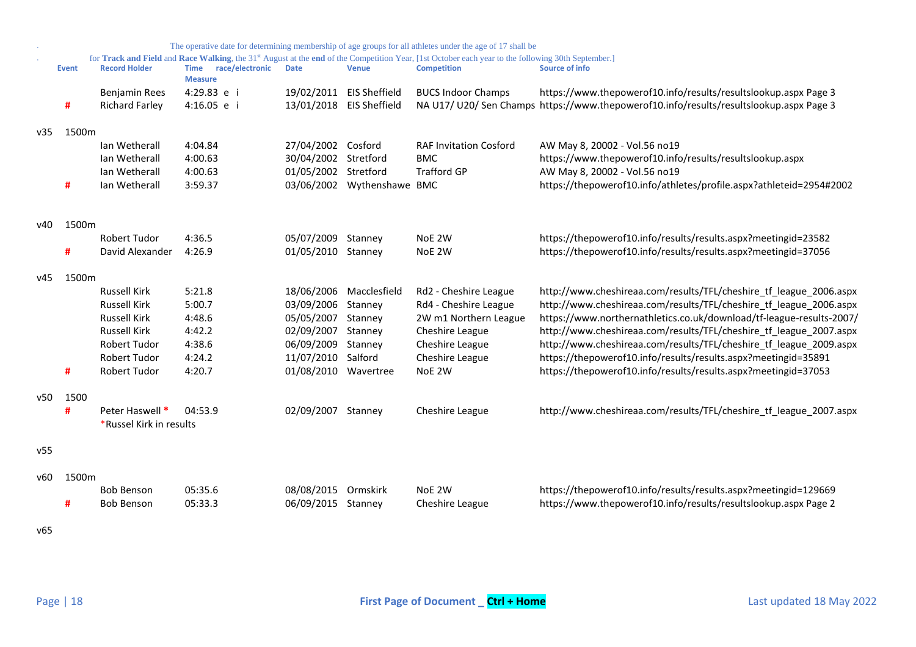. The operative date for determining membership of age groups for all athletes under the age of 17 shall be

. for **Track and Field** and **Race Walking**, the 31st August at the **end** of the Competition Year, [1st October each year to the following 30th September.]

| | Event | Record Holder | Time race/electronic Measure | Date | Venue | Competition | Source of info |
|---|---|---|---|---|---|---|---|
| | | Benjamin Rees | 4:29.83 e i | 19/02/2011 | EIS Sheffield | BUCS Indoor Champs | https://www.thepowerof10.info/results/resultslookup.aspx Page 3 |
| | # | Richard Farley | 4:16.05 e i | 13/01/2018 | EIS Sheffield | NA U17/ U20/ Sen Champs | https://www.thepowerof10.info/results/resultslookup.aspx Page 3 |
| v35 | 1500m | | | | | | |
| | | Ian Wetherall | 4:04.84 | 27/04/2002 | Cosford | RAF Invitation Cosford | AW May 8, 20002 - Vol.56 no19 |
| | | Ian Wetherall | 4:00.63 | 30/04/2002 | Stretford | BMC | https://www.thepowerof10.info/results/resultslookup.aspx |
| | | Ian Wetherall | 4:00.63 | 01/05/2002 | Stretford | Trafford GP | AW May 8, 20002 - Vol.56 no19 |
| | # | Ian Wetherall | 3:59.37 | 03/06/2002 | Wythenshawe | BMC | https://thepowerof10.info/athletes/profile.aspx?athleteid=2954#2002 |
| v40 | 1500m | | | | | | |
| | | Robert Tudor | 4:36.5 | 05/07/2009 | Stanney | NoE 2W | https://thepowerof10.info/results/results.aspx?meetingid=23582 |
| | # | David Alexander | 4:26.9 | 01/05/2010 | Stanney | NoE 2W | https://thepowerof10.info/results/results.aspx?meetingid=37056 |
| v45 | 1500m | | | | | | |
| | | Russell Kirk | 5:21.8 | 18/06/2006 | Macclesfield | Rd2 - Cheshire League | http://www.cheshireaa.com/results/TFL/cheshire_tf_league_2006.aspx |
| | | Russell Kirk | 5:00.7 | 03/09/2006 | Stanney | Rd4 - Cheshire League | http://www.cheshireaa.com/results/TFL/cheshire_tf_league_2006.aspx |
| | | Russell Kirk | 4:48.6 | 05/05/2007 | Stanney | 2W m1 Northern League | https://www.northernathletics.co.uk/download/tf-league-results-2007/ |
| | | Russell Kirk | 4:42.2 | 02/09/2007 | Stanney | Cheshire League | http://www.cheshireaa.com/results/TFL/cheshire_tf_league_2007.aspx |
| | | Robert Tudor | 4:38.6 | 06/09/2009 | Stanney | Cheshire League | http://www.cheshireaa.com/results/TFL/cheshire_tf_league_2009.aspx |
| | | Robert Tudor | 4:24.2 | 11/07/2010 | Salford | Cheshire League | https://thepowerof10.info/results/results.aspx?meetingid=35891 |
| | # | Robert Tudor | 4:20.7 | 01/08/2010 | Wavertree | NoE 2W | https://thepowerof10.info/results/results.aspx?meetingid=37053 |
| v50 | 1500 | | | | | | |
| | # | Peter Haswell * *Russel Kirk in results | 04:53.9 | 02/09/2007 | Stanney | Cheshire League | http://www.cheshireaa.com/results/TFL/cheshire_tf_league_2007.aspx |
| v55 | | | | | | | |
| v60 | 1500m | | | | | | |
| | | Bob Benson | 05:35.6 | 08/08/2015 | Ormskirk | NoE 2W | https://thepowerof10.info/results/results.aspx?meetingid=129669 |
| | # | Bob Benson | 05:33.3 | 06/09/2015 | Stanney | Cheshire League | https://www.thepowerof10.info/results/resultslookup.aspx Page 2 |
| v65 | | | | | | | |

First Page of Document _ **Ctrl + Home**

Last updated 18 May 2022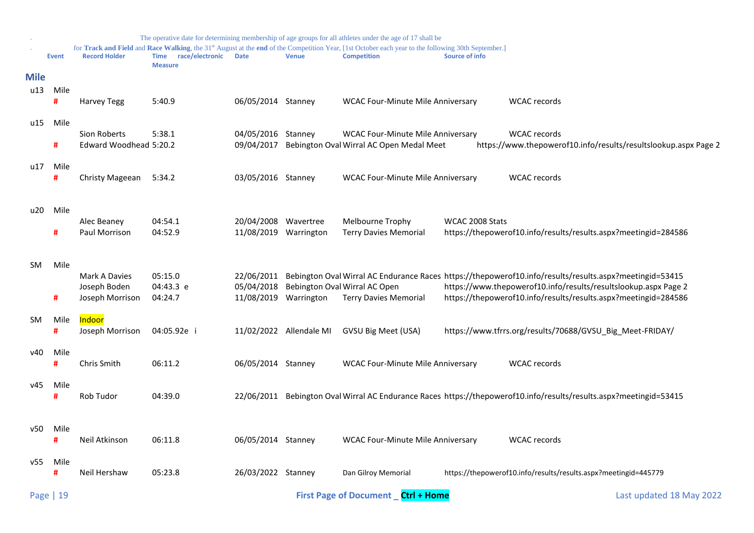. The operative date for determining membership of age groups for all athletes under the age of 17 shall be
. for **Track and Field** and **Race Walking**, the 31st August at the **end** of the Competition Year, [1st October each year to the following 30th September.]

## Mile

| | Event | Record Holder | Time Measure | race/electronic | Date | Venue | Competition | Source of info |
|---|---|---|---|---|---|---|---|---|
| u13 | Mile | | | | | | | |
| | # | Harvey Tegg | 5:40.9 | | 06/05/2014 | Stanney | WCAC Four-Minute Mile Anniversary | WCAC records |
| u15 | Mile | | | | | | | |
| | | Sion Roberts | 5:38.1 | | 04/05/2016 | Stanney | WCAC Four-Minute Mile Anniversary | WCAC records |
| | # | Edward Woodhead | 5:20.2 | | 09/04/2017 | Bebington Oval | Wirral AC Open Medal Meet | https://www.thepowerof10.info/results/resultslookup.aspx Page 2 |
| u17 | Mile | | | | | | | |
| | # | Christy Mageean | 5:34.2 | | 03/05/2016 | Stanney | WCAC Four-Minute Mile Anniversary | WCAC records |
| u20 | Mile | | | | | | | |
| | | Alec Beaney | 04:54.1 | | 20/04/2008 | Wavertree | Melbourne Trophy | WCAC 2008 Stats |
| | # | Paul Morrison | 04:52.9 | | 11/08/2019 | Warrington | Terry Davies Memorial | https://thepowerof10.info/results/results.aspx?meetingid=284586 |
| SM | Mile | | | | | | | |
| | | Mark A Davies | 05:15.0 | | 22/06/2011 | Bebington Oval | Wirral AC Endurance Races | https://thepowerof10.info/results/results.aspx?meetingid=53415 |
| | | Joseph Boden | 04:43.3 | e | 05/04/2018 | Bebington Oval | Wirral AC Open | https://www.thepowerof10.info/results/resultslookup.aspx Page 2 |
| | # | Joseph Morrison | 04:24.7 | | 11/08/2019 | Warrington | Terry Davies Memorial | https://thepowerof10.info/results/results.aspx?meetingid=284586 |
| SM | Mile | Indoor | | | | | | |
| | # | Joseph Morrison | 04:05.92e | i | 11/02/2022 | Allendale MI | GVSU Big Meet (USA) | https://www.tfrrs.org/results/70688/GVSU_Big_Meet-FRIDAY/ |
| v40 | Mile | | | | | | | |
| | # | Chris Smith | 06:11.2 | | 06/05/2014 | Stanney | WCAC Four-Minute Mile Anniversary | WCAC records |
| v45 | Mile | | | | | | | |
| | # | Rob Tudor | 04:39.0 | | 22/06/2011 | Bebington Oval | Wirral AC Endurance Races | https://thepowerof10.info/results/results.aspx?meetingid=53415 |
| v50 | Mile | | | | | | | |
| | # | Neil Atkinson | 06:11.8 | | 06/05/2014 | Stanney | WCAC Four-Minute Mile Anniversary | WCAC records |
| v55 | Mile | | | | | | | |
| | # | Neil Hershaw | 05:23.8 | | 26/03/2022 | Stanney | Dan Gilroy Memorial | https://thepowerof10.info/results/results.aspx?meetingid=445779 |

First Page of Document _ Ctrl + Home

Last updated 18 May 2022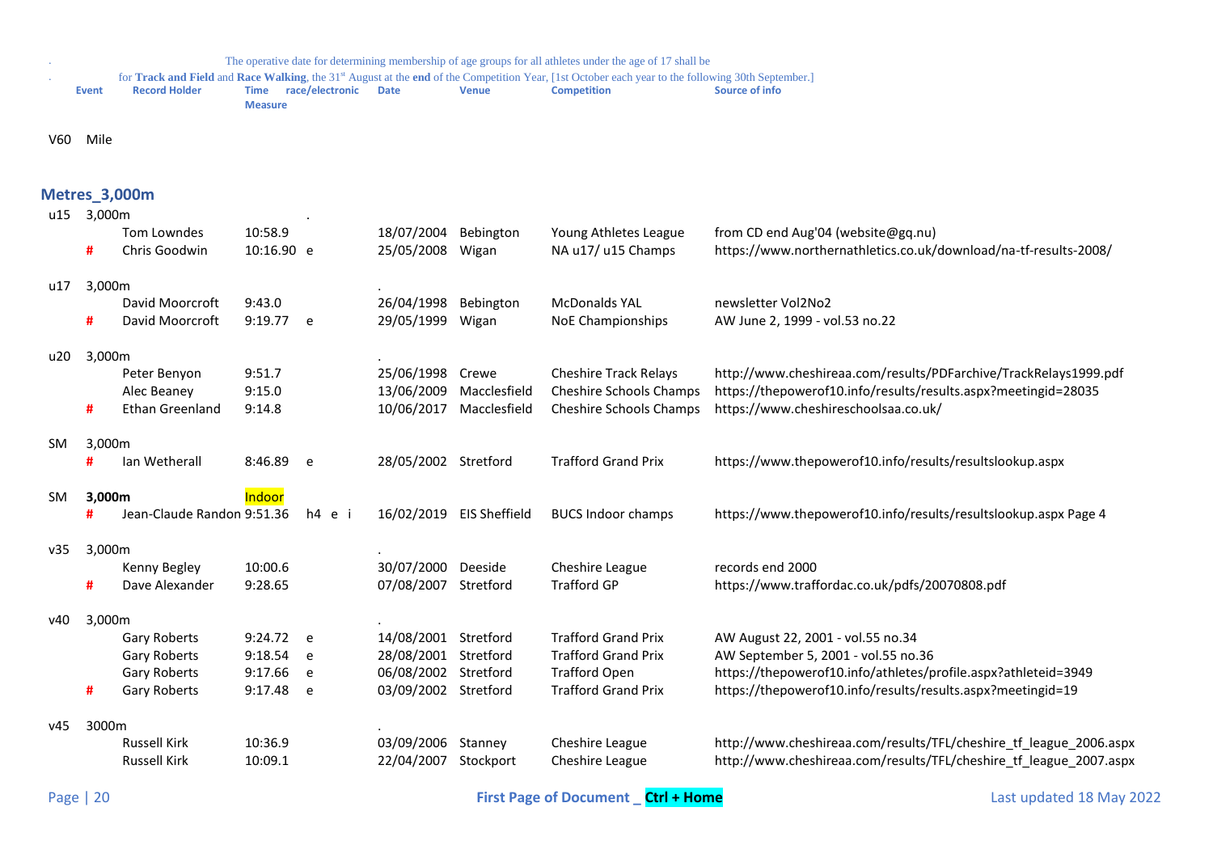. The operative date for determining membership of age groups for all athletes under the age of 17 shall be

. for **Track and Field** and **Race Walking**, the 31st August at the **end** of the Competition Year, [1st October each year to the following 30th September.]

| | | Event | Record Holder | Time Measure | race/electronic | Date | Venue | Competition | Source of info |
|---|---|---|---|---|---|---|---|---|---|
| V60 | Mile | | | | | | | | |

## Metres_3,000m

| | | Record Holder | Time | race/electronic | Date | Venue | Competition | Source of info |
|---|---|---|---|---|---|---|---|---|
| u15 | 3,000m | | | . | | | | |
| | | Tom Lowndes | 10:58.9 | | 18/07/2004 | Bebington | Young Athletes League | from CD end Aug'04 (website@gq.nu) |
| | # | Chris Goodwin | 10:16.90 | e | 25/05/2008 | Wigan | NA u17/ u15 Champs | https://www.northernathletics.co.uk/download/na-tf-results-2008/ |
| u17 | 3,000m | | | | . | | | |
| | | David Moorcroft | 9:43.0 | | 26/04/1998 | Bebington | McDonalds YAL | newsletter Vol2No2 |
| | # | David Moorcroft | 9:19.77 | e | 29/05/1999 | Wigan | NoE Championships | AW June 2, 1999 - vol.53 no.22 |
| u20 | 3,000m | | | | . | | | |
| | | Peter Benyon | 9:51.7 | | 25/06/1998 | Crewe | Cheshire Track Relays | http://www.cheshireaa.com/results/PDFarchive/TrackRelays1999.pdf |
| | | Alec Beaney | 9:15.0 | | 13/06/2009 | Macclesfield | Cheshire Schools Champs | https://thepowerof10.info/results/results.aspx?meetingid=28035 |
| | # | Ethan Greenland | 9:14.8 | | 10/06/2017 | Macclesfield | Cheshire Schools Champs | https://www.cheshireschoolsaa.co.uk/ |
| SM | 3,000m | | | | | | | |
| | # | Ian Wetherall | 8:46.89 | e | 28/05/2002 | Stretford | Trafford Grand Prix | https://www.thepowerof10.info/results/resultslookup.aspx |
| SM | **3,000m** | | Indoor | | | | | |
| | # | Jean-Claude Randon | 9:51.36 | h4 e i | 16/02/2019 | EIS Sheffield | BUCS Indoor champs | https://www.thepowerof10.info/results/resultslookup.aspx Page 4 |
| v35 | 3,000m | | | | . | | | |
| | | Kenny Begley | 10:00.6 | | 30/07/2000 | Deeside | Cheshire League | records end 2000 |
| | # | Dave Alexander | 9:28.65 | | 07/08/2007 | Stretford | Trafford GP | https://www.traffordac.co.uk/pdfs/20070808.pdf |
| v40 | 3,000m | | | | . | | | |
| | | Gary Roberts | 9:24.72 | e | 14/08/2001 | Stretford | Trafford Grand Prix | AW August 22, 2001 - vol.55 no.34 |
| | | Gary Roberts | 9:18.54 | e | 28/08/2001 | Stretford | Trafford Grand Prix | AW September 5, 2001 - vol.55 no.36 |
| | | Gary Roberts | 9:17.66 | e | 06/08/2002 | Stretford | Trafford Open | https://thepowerof10.info/athletes/profile.aspx?athleteid=3949 |
| | # | Gary Roberts | 9:17.48 | e | 03/09/2002 | Stretford | Trafford Grand Prix | https://thepowerof10.info/results/results.aspx?meetingid=19 |
| v45 | 3000m | | | | . | | | |
| | | Russell Kirk | 10:36.9 | | 03/09/2006 | Stanney | Cheshire League | http://www.cheshireaa.com/results/TFL/cheshire_tf_league_2006.aspx |
| | | Russell Kirk | 10:09.1 | | 22/04/2007 | Stockport | Cheshire League | http://www.cheshireaa.com/results/TFL/cheshire_tf_league_2007.aspx |

First Page of Document _ **Ctrl + Home**

Last updated 18 May 2022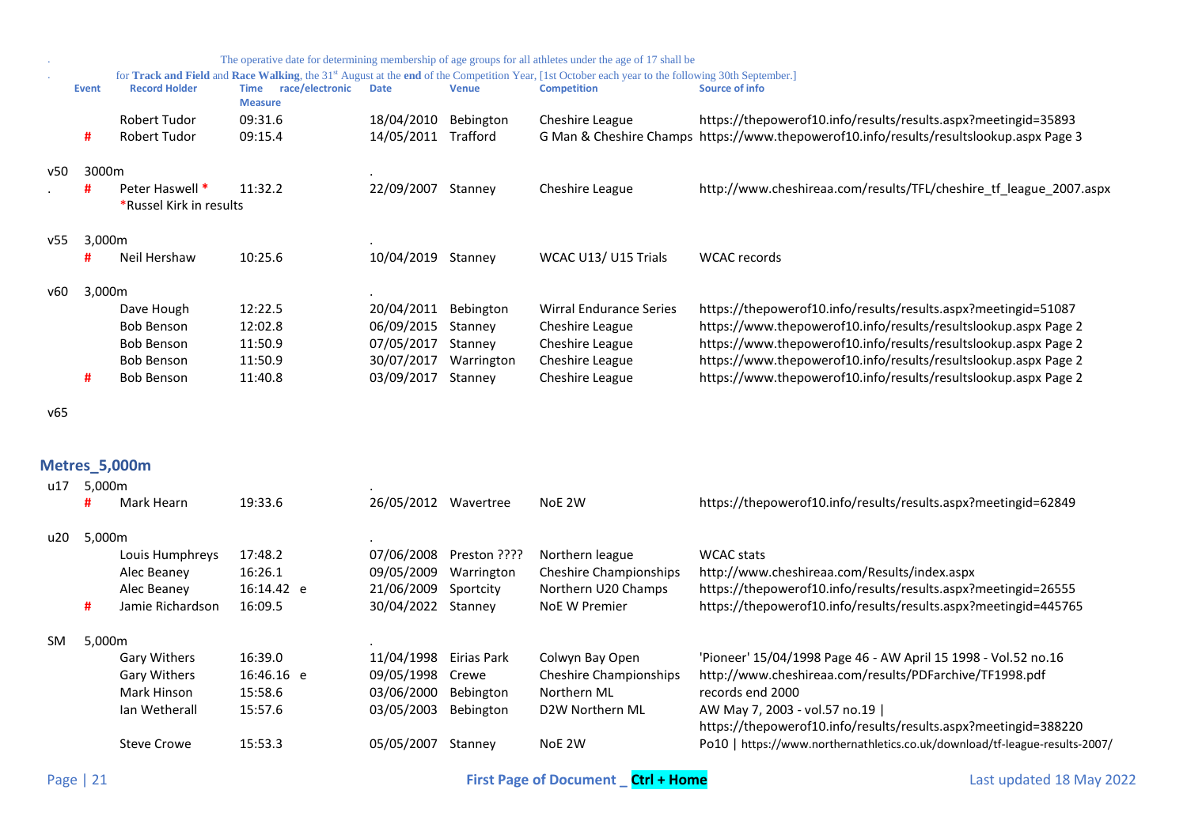. The operative date for determining membership of age groups for all athletes under the age of 17 shall be
. for **Track and Field** and **Race Walking**, the 31st August at the **end** of the Competition Year, [1st October each year to the following 30th September.]

| | Event | Record Holder | Time Measure | race/electronic | Date | Venue | Competition | Source of info |
|---|---|---|---|---|---|---|---|---|
| | | Robert Tudor | 09:31.6 | | 18/04/2010 | Bebington | Cheshire League | https://thepowerof10.info/results/results.aspx?meetingid=35893 |
| | # | Robert Tudor | 09:15.4 | | 14/05/2011 | Trafford | G Man & Cheshire Champs | https://www.thepowerof10.info/results/resultslookup.aspx Page 3 |
| v50 | 3000m | | | | . | | | |
| . | # | Peter Haswell * <br>*Russel Kirk in results | 11:32.2 | | 22/09/2007 | Stanney | Cheshire League | http://www.cheshireaa.com/results/TFL/cheshire_tf_league_2007.aspx |
| v55 | 3,000m | | | | . | | | |
| | # | Neil Hershaw | 10:25.6 | | 10/04/2019 | Stanney | WCAC U13/ U15 Trials | WCAC records |
| v60 | 3,000m | | | | . | | | |
| | | Dave Hough | 12:22.5 | | 20/04/2011 | Bebington | Wirral Endurance Series | https://thepowerof10.info/results/results.aspx?meetingid=51087 |
| | | Bob Benson | 12:02.8 | | 06/09/2015 | Stanney | Cheshire League | https://www.thepowerof10.info/results/resultslookup.aspx Page 2 |
| | | Bob Benson | 11:50.9 | | 07/05/2017 | Stanney | Cheshire League | https://www.thepowerof10.info/results/resultslookup.aspx Page 2 |
| | | Bob Benson | 11:50.9 | | 30/07/2017 | Warrington | Cheshire League | https://www.thepowerof10.info/results/resultslookup.aspx Page 2 |
| | # | Bob Benson | 11:40.8 | | 03/09/2017 | Stanney | Cheshire League | https://www.thepowerof10.info/results/resultslookup.aspx Page 2 |
| v65 | | | | | | | | |

## Metres_5,000m

| | Event | Record Holder | Time Measure | race/electronic | Date | Venue | Competition | Source of info |
|---|---|---|---|---|---|---|---|---|
| u17 | 5,000m | | | | . | | | |
| | # | Mark Hearn | 19:33.6 | | 26/05/2012 | Wavertree | NoE 2W | https://thepowerof10.info/results/results.aspx?meetingid=62849 |
| u20 | 5,000m | | | | . | | | |
| | | Louis Humphreys | 17:48.2 | | 07/06/2008 | Preston ???? | Northern league | WCAC stats |
| | | Alec Beaney | 16:26.1 | | 09/05/2009 | Warrington | Cheshire Championships | http://www.cheshireaa.com/Results/index.aspx |
| | | Alec Beaney | 16:14.42 | e | 21/06/2009 | Sportcity | Northern U20 Champs | https://thepowerof10.info/results/results.aspx?meetingid=26555 |
| | # | Jamie Richardson | 16:09.5 | | 30/04/2022 | Stanney | NoE W Premier | https://thepowerof10.info/results/results.aspx?meetingid=445765 |
| SM | 5,000m | | | | . | | | |
| | | Gary Withers | 16:39.0 | | 11/04/1998 | Eirias Park | Colwyn Bay Open | 'Pioneer' 15/04/1998 Page 46 - AW April 15 1998 - Vol.52 no.16 |
| | | Gary Withers | 16:46.16 | e | 09/05/1998 | Crewe | Cheshire Championships | http://www.cheshireaa.com/results/PDFarchive/TF1998.pdf |
| | | Mark Hinson | 15:58.6 | | 03/06/2000 | Bebington | Northern ML | records end 2000 |
| | | Ian Wetherall | 15:57.6 | | 03/05/2003 | Bebington | D2W Northern ML | AW May 7, 2003 - vol.57 no.19 \| https://thepowerof10.info/results/results.aspx?meetingid=388220 |
| | | Steve Crowe | 15:53.3 | | 05/05/2007 | Stanney | NoE 2W | Po10 \| https://www.northernathletics.co.uk/download/tf-league-results-2007/ |

First Page of Document _ Ctrl + Home

Last updated 18 May 2022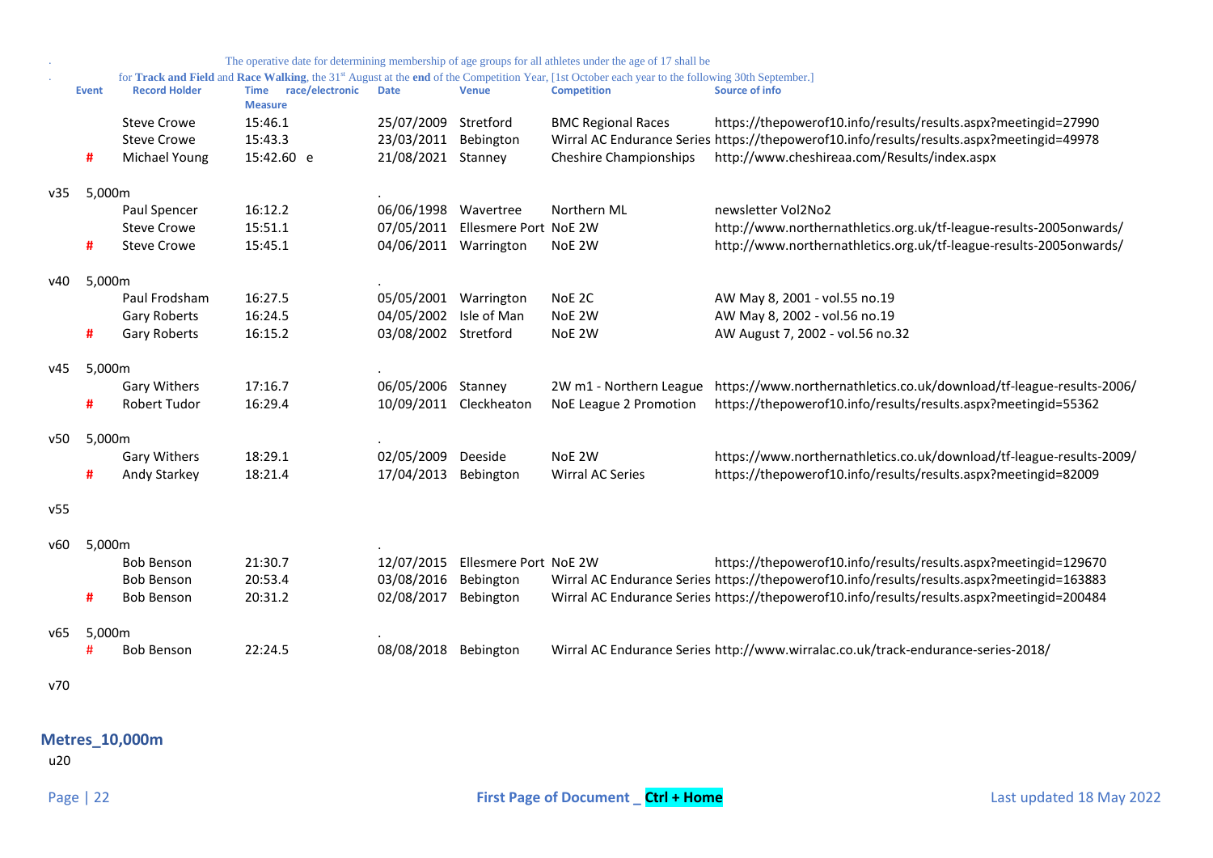The operative date for determining membership of age groups for all athletes under the age of 17 shall be for **Track and Field** and **Race Walking**, the 31st August at the **end** of the Competition Year, [1st October each year to the following 30th September.]

| Event | | Record Holder | Time race/electronic Measure | Date | Venue | Competition | Source of info |
|---|---|---|---|---|---|---|---|
| | | Steve Crowe | 15:46.1 | 25/07/2009 | Stretford | BMC Regional Races | https://thepowerof10.info/results/results.aspx?meetingid=27990 |
| | | Steve Crowe | 15:43.3 | 23/03/2011 | Bebington | Wirral AC Endurance Series | https://thepowerof10.info/results/results.aspx?meetingid=49978 |
| | # | Michael Young | 15:42.60 e | 21/08/2021 | Stanney | Cheshire Championships | http://www.cheshireaa.com/Results/index.aspx |
| v35 | 5,000m | | | . | | | |
| | | Paul Spencer | 16:12.2 | 06/06/1998 | Wavertree | Northern ML | newsletter Vol2No2 |
| | | Steve Crowe | 15:51.1 | 07/05/2011 | Ellesmere Port | NoE 2W | http://www.northernathletics.org.uk/tf-league-results-2005onwards/ |
| | # | Steve Crowe | 15:45.1 | 04/06/2011 | Warrington | NoE 2W | http://www.northernathletics.org.uk/tf-league-results-2005onwards/ |
| v40 | 5,000m | | | . | | | |
| | | Paul Frodsham | 16:27.5 | 05/05/2001 | Warrington | NoE 2C | AW May 8, 2001 - vol.55 no.19 |
| | | Gary Roberts | 16:24.5 | 04/05/2002 | Isle of Man | NoE 2W | AW May 8, 2002 - vol.56 no.19 |
| | # | Gary Roberts | 16:15.2 | 03/08/2002 | Stretford | NoE 2W | AW August 7, 2002 - vol.56 no.32 |
| v45 | 5,000m | | | . | | | |
| | | Gary Withers | 17:16.7 | 06/05/2006 | Stanney | 2W m1 - Northern League | https://www.northernathletics.co.uk/download/tf-league-results-2006/ |
| | # | Robert Tudor | 16:29.4 | 10/09/2011 | Cleckheaton | NoE League 2 Promotion | https://thepowerof10.info/results/results.aspx?meetingid=55362 |
| v50 | 5,000m | | | . | | | |
| | | Gary Withers | 18:29.1 | 02/05/2009 | Deeside | NoE 2W | https://www.northernathletics.co.uk/download/tf-league-results-2009/ |
| | # | Andy Starkey | 18:21.4 | 17/04/2013 | Bebington | Wirral AC Series | https://thepowerof10.info/results/results.aspx?meetingid=82009 |
| v55 | | | | | | | |
| v60 | 5,000m | | | . | | | |
| | | Bob Benson | 21:30.7 | 12/07/2015 | Ellesmere Port | NoE 2W | https://thepowerof10.info/results/results.aspx?meetingid=129670 |
| | | Bob Benson | 20:53.4 | 03/08/2016 | Bebington | Wirral AC Endurance Series | https://thepowerof10.info/results/results.aspx?meetingid=163883 |
| | # | Bob Benson | 20:31.2 | 02/08/2017 | Bebington | Wirral AC Endurance Series | https://thepowerof10.info/results/results.aspx?meetingid=200484 |
| v65 | 5,000m | | | . | | | |
| | # | Bob Benson | 22:24.5 | 08/08/2018 | Bebington | Wirral AC Endurance Series | http://www.wirralac.co.uk/track-endurance-series-2018/ |
| v70 | | | | | | | |

## Metres_10,000m

u20

First Page of Document _ **Ctrl + Home**

Last updated 18 May 2022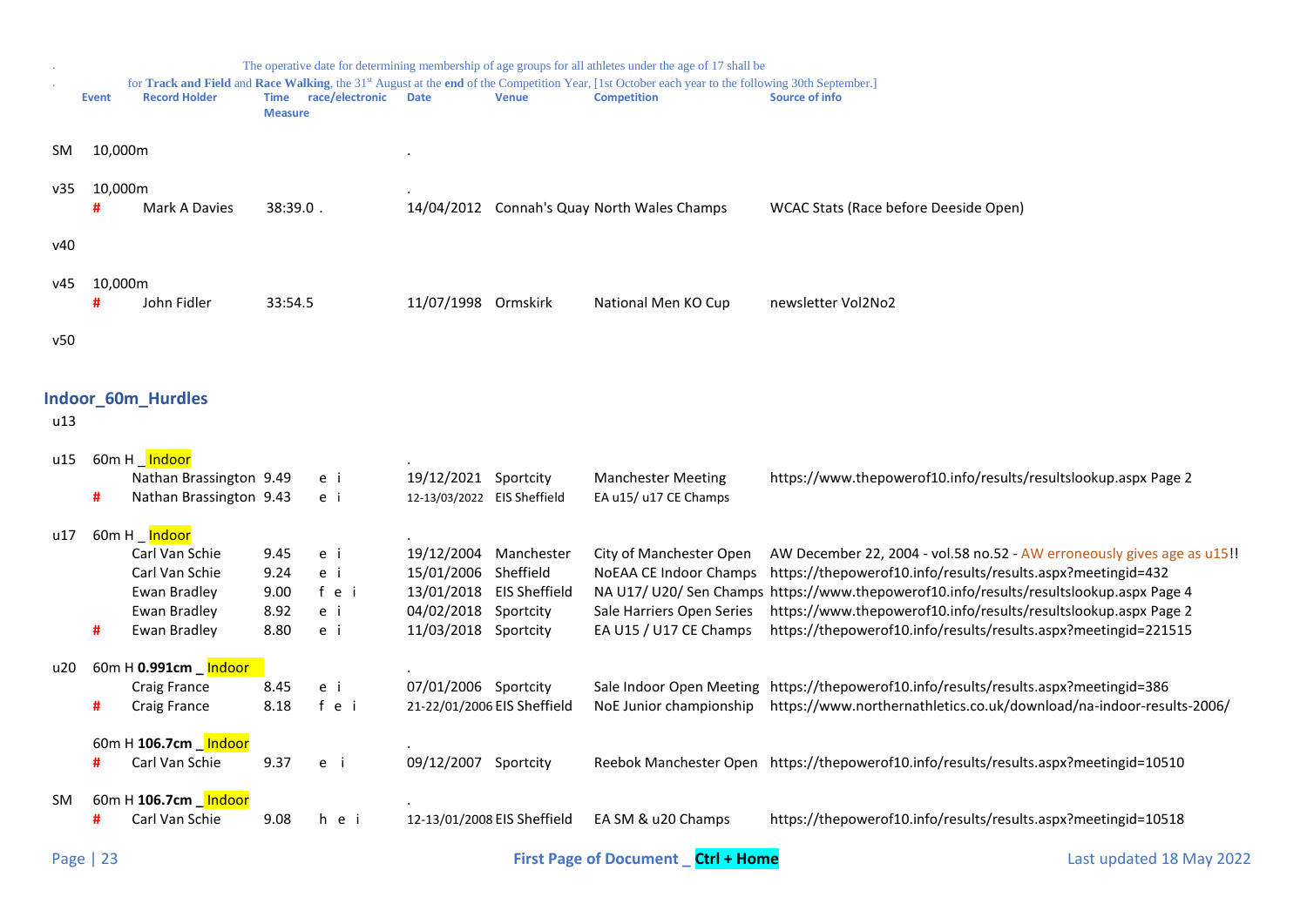. The operative date for determining membership of age groups for all athletes under the age of 17 shall be

. for **Track and Field** and **Race Walking**, the 31st August at the **end** of the Competition Year, [1st October each year to the following 30th September.]

| | Event | Record Holder | Time Measure | race/electronic | Date | Venue | Competition | Source of info |
|---|---|---|---|---|---|---|---|---|
| SM | 10,000m | | | | . | | | |
| v35 | 10,000m | | | | . | | | |
| | # | Mark A Davies | 38:39.0 . | | 14/04/2012 | Connah's Quay | North Wales Champs | WCAC Stats (Race before Deeside Open) |
| v40 | | | | | | | | |
| v45 | 10,000m | | | | | | | |
| | # | John Fidler | 33:54.5 | | 11/07/1998 | Ormskirk | National Men KO Cup | newsletter Vol2No2 |
| v50 | | | | | | | | |

## Indoor_60m_Hurdles

| | Event | Record Holder | Time Measure | race/electronic | Date | Venue | Competition | Source of info |
|---|---|---|---|---|---|---|---|---|
| u13 | | | | | | | | |
| u15 | 60m H _ Indoor | | | | . | | | |
| | | Nathan Brassington | 9.49 | e i | 19/12/2021 | Sportcity | Manchester Meeting | https://www.thepowerof10.info/results/resultslookup.aspx Page 2 |
| | # | Nathan Brassington | 9.43 | e i | 12-13/03/2022 | EIS Sheffield | EA u15/ u17 CE Champs | |
| u17 | 60m H _ Indoor | | | | . | | | |
| | | Carl Van Schie | 9.45 | e i | 19/12/2004 | Manchester | City of Manchester Open | AW December 22, 2004 - vol.58 no.52 - AW erroneously gives age as u15!! |
| | | Carl Van Schie | 9.24 | e i | 15/01/2006 | Sheffield | NoEAA CE Indoor Champs | https://thepowerof10.info/results/results.aspx?meetingid=432 |
| | | Ewan Bradley | 9.00 | f e i | 13/01/2018 | EIS Sheffield | NA U17/ U20/ Sen Champs | https://www.thepowerof10.info/results/resultslookup.aspx Page 4 |
| | | Ewan Bradley | 8.92 | e i | 04/02/2018 | Sportcity | Sale Harriers Open Series | https://www.thepowerof10.info/results/resultslookup.aspx Page 2 |
| | # | Ewan Bradley | 8.80 | e i | 11/03/2018 | Sportcity | EA U15 / U17 CE Champs | https://thepowerof10.info/results/results.aspx?meetingid=221515 |
| u20 | 60m H **0.991cm** _ Indoor | | | | . | | | |
| | | Craig France | 8.45 | e i | 07/01/2006 | Sportcity | Sale Indoor Open Meeting | https://thepowerof10.info/results/results.aspx?meetingid=386 |
| | # | Craig France | 8.18 | f e i | 21-22/01/2006 | EIS Sheffield | NoE Junior championship | https://www.northernathletics.co.uk/download/na-indoor-results-2006/ |
| | 60m H **106.7cm** _ Indoor | | | | . | | | |
| | # | Carl Van Schie | 9.37 | e i | 09/12/2007 | Sportcity | Reebok Manchester Open | https://thepowerof10.info/results/results.aspx?meetingid=10510 |
| SM | 60m H **106.7cm** _ Indoor | | | | . | | | |
| | # | Carl Van Schie | 9.08 | h e i | 12-13/01/2008 | EIS Sheffield | EA SM & u20 Champs | https://thepowerof10.info/results/results.aspx?meetingid=10518 |

First Page of Document _ **Ctrl + Home**

Last updated 18 May 2022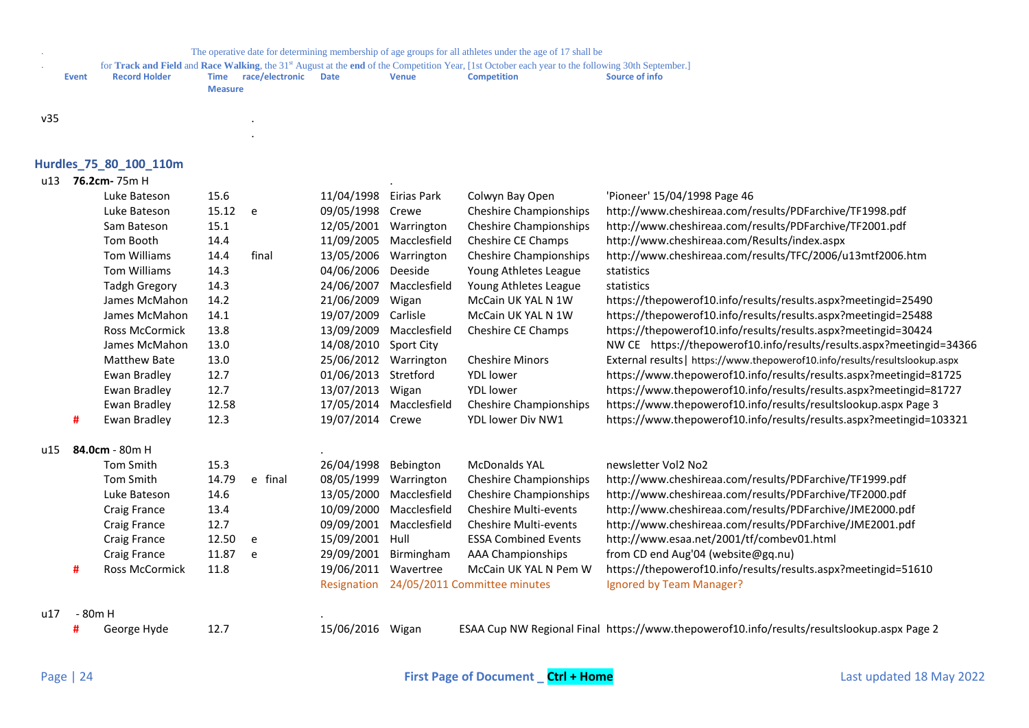. The operative date for determining membership of age groups for all athletes under the age of 17 shall be

. for **Track and Field** and **Race Walking**, the 31st August at the **end** of the Competition Year, [1st October each year to the following 30th September.]

| Event | | Record Holder | Time Measure | race/electronic | Date | Venue | Competition | Source of info |
|---|---|---|---|---|---|---|---|---|
| v35 | | | . | | | | | |
| | | | . | | | | | |

## Hurdles_75_80_100_110m

| Event | | Record Holder | Time Measure | race/electronic | Date | Venue | Competition | Source of info |
|---|---|---|---|---|---|---|---|---|
| u13 | **76.2cm-** 75m H | | | | . | | | |
| | | Luke Bateson | 15.6 | | 11/04/1998 | Eirias Park | Colwyn Bay Open | 'Pioneer' 15/04/1998 Page 46 |
| | | Luke Bateson | 15.12 | e | 09/05/1998 | Crewe | Cheshire Championships | http://www.cheshireaa.com/results/PDFarchive/TF1998.pdf |
| | | Sam Bateson | 15.1 | | 12/05/2001 | Warrington | Cheshire Championships | http://www.cheshireaa.com/results/PDFarchive/TF2001.pdf |
| | | Tom Booth | 14.4 | | 11/09/2005 | Macclesfield | Cheshire CE Champs | http://www.cheshireaa.com/Results/index.aspx |
| | | Tom Williams | 14.4 | final | 13/05/2006 | Warrington | Cheshire Championships | http://www.cheshireaa.com/results/TFC/2006/u13mtf2006.htm |
| | | Tom Williams | 14.3 | | 04/06/2006 | Deeside | Young Athletes League | statistics |
| | | Tadgh Gregory | 14.3 | | 24/06/2007 | Macclesfield | Young Athletes League | statistics |
| | | James McMahon | 14.2 | | 21/06/2009 | Wigan | McCain UK YAL N 1W | https://thepowerof10.info/results/results.aspx?meetingid=25490 |
| | | James McMahon | 14.1 | | 19/07/2009 | Carlisle | McCain UK YAL N 1W | https://thepowerof10.info/results/results.aspx?meetingid=25488 |
| | | Ross McCormick | 13.8 | | 13/09/2009 | Macclesfield | Cheshire CE Champs | https://thepowerof10.info/results/results.aspx?meetingid=30424 |
| | | James McMahon | 13.0 | | 14/08/2010 | Sport City | | NW CE https://thepowerof10.info/results/results.aspx?meetingid=34366 |
| | | Matthew Bate | 13.0 | | 25/06/2012 | Warrington | Cheshire Minors | External results\| https://www.thepowerof10.info/results/resultslookup.aspx |
| | | Ewan Bradley | 12.7 | | 01/06/2013 | Stretford | YDL lower | https://www.thepowerof10.info/results/results.aspx?meetingid=81725 |
| | | Ewan Bradley | 12.7 | | 13/07/2013 | Wigan | YDL lower | https://www.thepowerof10.info/results/results.aspx?meetingid=81727 |
| | | Ewan Bradley | 12.58 | | 17/05/2014 | Macclesfield | Cheshire Championships | https://www.thepowerof10.info/results/resultslookup.aspx Page 3 |
| | # | Ewan Bradley | 12.3 | | 19/07/2014 | Crewe | YDL lower Div NW1 | https://www.thepowerof10.info/results/results.aspx?meetingid=103321 |
| u15 | **84.0cm** - 80m H | | | | . | | | |
| | | Tom Smith | 15.3 | | 26/04/1998 | Bebington | McDonalds YAL | newsletter Vol2 No2 |
| | | Tom Smith | 14.79 | e final | 08/05/1999 | Warrington | Cheshire Championships | http://www.cheshireaa.com/results/PDFarchive/TF1999.pdf |
| | | Luke Bateson | 14.6 | | 13/05/2000 | Macclesfield | Cheshire Championships | http://www.cheshireaa.com/results/PDFarchive/TF2000.pdf |
| | | Craig France | 13.4 | | 10/09/2000 | Macclesfield | Cheshire Multi-events | http://www.cheshireaa.com/results/PDFarchive/JME2000.pdf |
| | | Craig France | 12.7 | | 09/09/2001 | Macclesfield | Cheshire Multi-events | http://www.cheshireaa.com/results/PDFarchive/JME2001.pdf |
| | | Craig France | 12.50 | e | 15/09/2001 | Hull | ESSA Combined Events | http://www.esaa.net/2001/tf/combev01.html |
| | | Craig France | 11.87 | e | 29/09/2001 | Birmingham | AAA Championships | from CD end Aug'04 (website@gq.nu) |
| | # | Ross McCormick | 11.8 | | 19/06/2011 | Wavertree | McCain UK YAL N Pem W | https://thepowerof10.info/results/results.aspx?meetingid=51610 |
| | | | | | Resignation | 24/05/2011 Committee minutes | | Ignored by Team Manager? |
| u17 | - 80m H | | | | . | | | |
| | # | George Hyde | 12.7 | | 15/06/2016 | Wigan | ESAA Cup NW Regional Final | https://www.thepowerof10.info/results/resultslookup.aspx Page 2 |

First Page of Document _ Ctrl + Home

Last updated 18 May 2022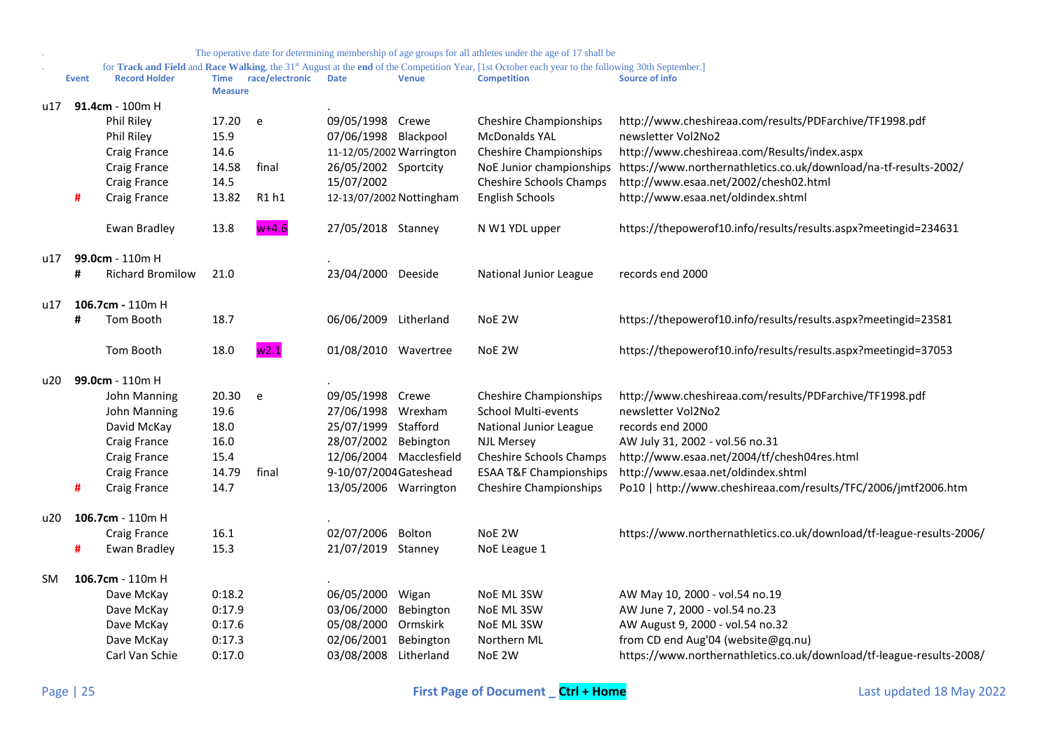The operative date for determining membership of age groups for all athletes under the age of 17 shall be for **Track and Field** and **Race Walking**, the 31st August at the **end** of the Competition Year, [1st October each year to the following 30th September.]

| | Event | Record Holder | Time Measure | race/electronic | Date | Venue | Competition | Source of info |
|---|---|---|---|---|---|---|---|---|
| u17 | **91.4cm** - 100m H | | | | . | | | |
| | | Phil Riley | 17.20 | e | 09/05/1998 | Crewe | Cheshire Championships | http://www.cheshireaa.com/results/PDFarchive/TF1998.pdf |
| | | Phil Riley | 15.9 | | 07/06/1998 | Blackpool | McDonalds YAL | newsletter Vol2No2 |
| | | Craig France | 14.6 | | 11-12/05/2002 | Warrington | Cheshire Championships | http://www.cheshireaa.com/Results/index.aspx |
| | | Craig France | 14.58 | final | 26/05/2002 | Sportcity | NoE Junior championships | https://www.northernathletics.co.uk/download/na-tf-results-2002/ |
| | | Craig France | 14.5 | | 15/07/2002 | | Cheshire Schools Champs | http://www.esaa.net/2002/chesh02.html |
| | # | Craig France | 13.82 | R1 h1 | 12-13/07/2002 | Nottingham | English Schools | http://www.esaa.net/oldindex.shtml |
| | | Ewan Bradley | 13.8 | w+4.6 | 27/05/2018 | Stanney | N W1 YDL upper | https://thepowerof10.info/results/results.aspx?meetingid=234631 |
| u17 | **99.0cm** - 110m H | | | | . | | | |
| | # | Richard Bromilow | 21.0 | | 23/04/2000 | Deeside | National Junior League | records end 2000 |
| u17 | **106.7cm** - 110m H | | | | | | | |
| | # | Tom Booth | 18.7 | | 06/06/2009 | Litherland | NoE 2W | https://thepowerof10.info/results/results.aspx?meetingid=23581 |
| | | Tom Booth | 18.0 | w2.1 | 01/08/2010 | Wavertree | NoE 2W | https://thepowerof10.info/results/results.aspx?meetingid=37053 |
| u20 | **99.0cm** - 110m H | | | | . | | | |
| | | John Manning | 20.30 | e | 09/05/1998 | Crewe | Cheshire Championships | http://www.cheshireaa.com/results/PDFarchive/TF1998.pdf |
| | | John Manning | 19.6 | | 27/06/1998 | Wrexham | School Multi-events | newsletter Vol2No2 |
| | | David McKay | 18.0 | | 25/07/1999 | Stafford | National Junior League | records end 2000 |
| | | Craig France | 16.0 | | 28/07/2002 | Bebington | NJL Mersey | AW July 31, 2002 - vol.56 no.31 |
| | | Craig France | 15.4 | | 12/06/2004 | Macclesfield | Cheshire Schools Champs | http://www.esaa.net/2004/tf/chesh04res.html |
| | | Craig France | 14.79 | final | 9-10/07/2004 | Gateshead | ESAA T&F Championships | http://www.esaa.net/oldindex.shtml |
| | # | Craig France | 14.7 | | 13/05/2006 | Warrington | Cheshire Championships | Po10 \| http://www.cheshireaa.com/results/TFC/2006/jmtf2006.htm |
| u20 | **106.7cm** - 110m H | | | | . | | | |
| | | Craig France | 16.1 | | 02/07/2006 | Bolton | NoE 2W | https://www.northernathletics.co.uk/download/tf-league-results-2006/ |
| | # | Ewan Bradley | 15.3 | | 21/07/2019 | Stanney | NoE League 1 | |
| SM | **106.7cm** - 110m H | | | | . | | | |
| | | Dave McKay | 0:18.2 | | 06/05/2000 | Wigan | NoE ML 3SW | AW May 10, 2000 - vol.54 no.19 |
| | | Dave McKay | 0:17.9 | | 03/06/2000 | Bebington | NoE ML 3SW | AW June 7, 2000 - vol.54 no.23 |
| | | Dave McKay | 0:17.6 | | 05/08/2000 | Ormskirk | NoE ML 3SW | AW August 9, 2000 - vol.54 no.32 |
| | | Dave McKay | 0:17.3 | | 02/06/2001 | Bebington | Northern ML | from CD end Aug'04 (website@gq.nu) |
| | | Carl Van Schie | 0:17.0 | | 03/08/2008 | Litherland | NoE 2W | https://www.northernathletics.co.uk/download/tf-league-results-2008/ |

First Page of Document _ **Ctrl + Home**

Last updated 18 May 2022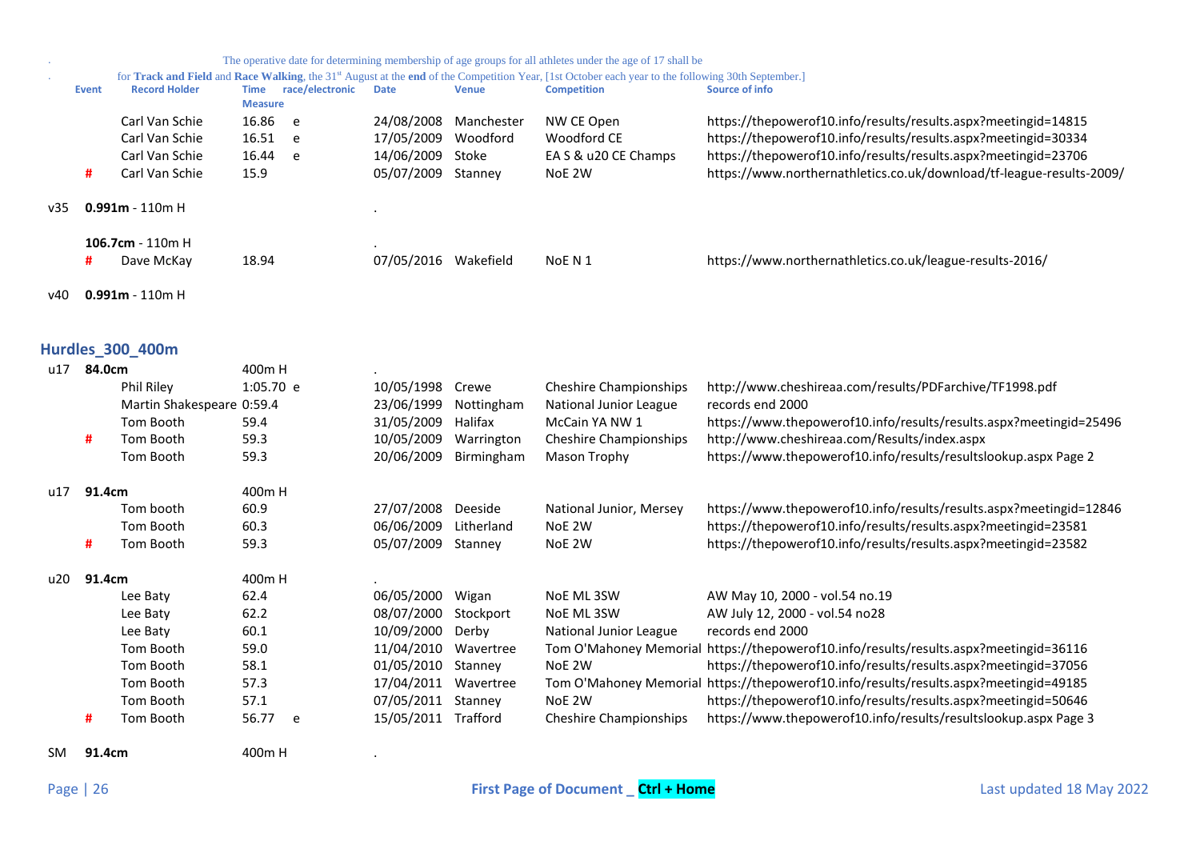. The operative date for determining membership of age groups for all athletes under the age of 17 shall be

. for **Track and Field** and **Race Walking**, the 31st August at the **end** of the Competition Year, [1st October each year to the following 30th September.]

| | Event | Record Holder | Time Measure | race/electronic | Date | Venue | Competition | Source of info |
|---|---|---|---|---|---|---|---|---|
| | | Carl Van Schie | 16.86 | e | 24/08/2008 | Manchester | NW CE Open | https://thepowerof10.info/results/results.aspx?meetingid=14815 |
| | | Carl Van Schie | 16.51 | e | 17/05/2009 | Woodford | Woodford CE | https://thepowerof10.info/results/results.aspx?meetingid=30334 |
| | | Carl Van Schie | 16.44 | e | 14/06/2009 | Stoke | EA S & u20 CE Champs | https://thepowerof10.info/results/results.aspx?meetingid=23706 |
| | # | Carl Van Schie | 15.9 | | 05/07/2009 | Stanney | NoE 2W | https://www.northernathletics.co.uk/download/tf-league-results-2009/ |
| v35 | **0.991m** - 110m H | | | | . | | | |
| | **106.7cm** - 110m H | | | | . | | | |
| | # | Dave McKay | 18.94 | | 07/05/2016 | Wakefield | NoE N 1 | https://www.northernathletics.co.uk/league-results-2016/ |
| v40 | **0.991m** - 110m H | | | | | | | |

## Hurdles_300_400m

| | Event | Record Holder | Time Measure | race/electronic | Date | Venue | Competition | Source of info |
|---|---|---|---|---|---|---|---|---|
| u17 | **84.0cm** | | 400m H | | . | | | |
| | | Phil Riley | 1:05.70 | e | 10/05/1998 | Crewe | Cheshire Championships | http://www.cheshireaa.com/results/PDFarchive/TF1998.pdf |
| | | Martin Shakespeare | 0:59.4 | | 23/06/1999 | Nottingham | National Junior League | records end 2000 |
| | | Tom Booth | 59.4 | | 31/05/2009 | Halifax | McCain YA NW 1 | https://www.thepowerof10.info/results/results.aspx?meetingid=25496 |
| | # | Tom Booth | 59.3 | | 10/05/2009 | Warrington | Cheshire Championships | http://www.cheshireaa.com/Results/index.aspx |
| | | Tom Booth | 59.3 | | 20/06/2009 | Birmingham | Mason Trophy | https://www.thepowerof10.info/results/resultslookup.aspx Page 2 |
| u17 | **91.4cm** | | 400m H | | | | | |
| | | Tom booth | 60.9 | | 27/07/2008 | Deeside | National Junior, Mersey | https://www.thepowerof10.info/results/results.aspx?meetingid=12846 |
| | | Tom Booth | 60.3 | | 06/06/2009 | Litherland | NoE 2W | https://thepowerof10.info/results/results.aspx?meetingid=23581 |
| | # | Tom Booth | 59.3 | | 05/07/2009 | Stanney | NoE 2W | https://thepowerof10.info/results/results.aspx?meetingid=23582 |
| u20 | **91.4cm** | | 400m H | | . | | | |
| | | Lee Baty | 62.4 | | 06/05/2000 | Wigan | NoE ML 3SW | AW May 10, 2000 - vol.54 no.19 |
| | | Lee Baty | 62.2 | | 08/07/2000 | Stockport | NoE ML 3SW | AW July 12, 2000 - vol.54 no28 |
| | | Lee Baty | 60.1 | | 10/09/2000 | Derby | National Junior League | records end 2000 |
| | | Tom Booth | 59.0 | | 11/04/2010 | Wavertree | Tom O'Mahoney Memorial | https://thepowerof10.info/results/results.aspx?meetingid=36116 |
| | | Tom Booth | 58.1 | | 01/05/2010 | Stanney | NoE 2W | https://thepowerof10.info/results/results.aspx?meetingid=37056 |
| | | Tom Booth | 57.3 | | 17/04/2011 | Wavertree | Tom O'Mahoney Memorial | https://thepowerof10.info/results/results.aspx?meetingid=49185 |
| | | Tom Booth | 57.1 | | 07/05/2011 | Stanney | NoE 2W | https://thepowerof10.info/results/results.aspx?meetingid=50646 |
| | # | Tom Booth | 56.77 | e | 15/05/2011 | Trafford | Cheshire Championships | https://www.thepowerof10.info/results/resultslookup.aspx Page 3 |
| SM | **91.4cm** | | 400m H | | . | | | |

First Page of Document _ **Ctrl + Home**

Last updated 18 May 2022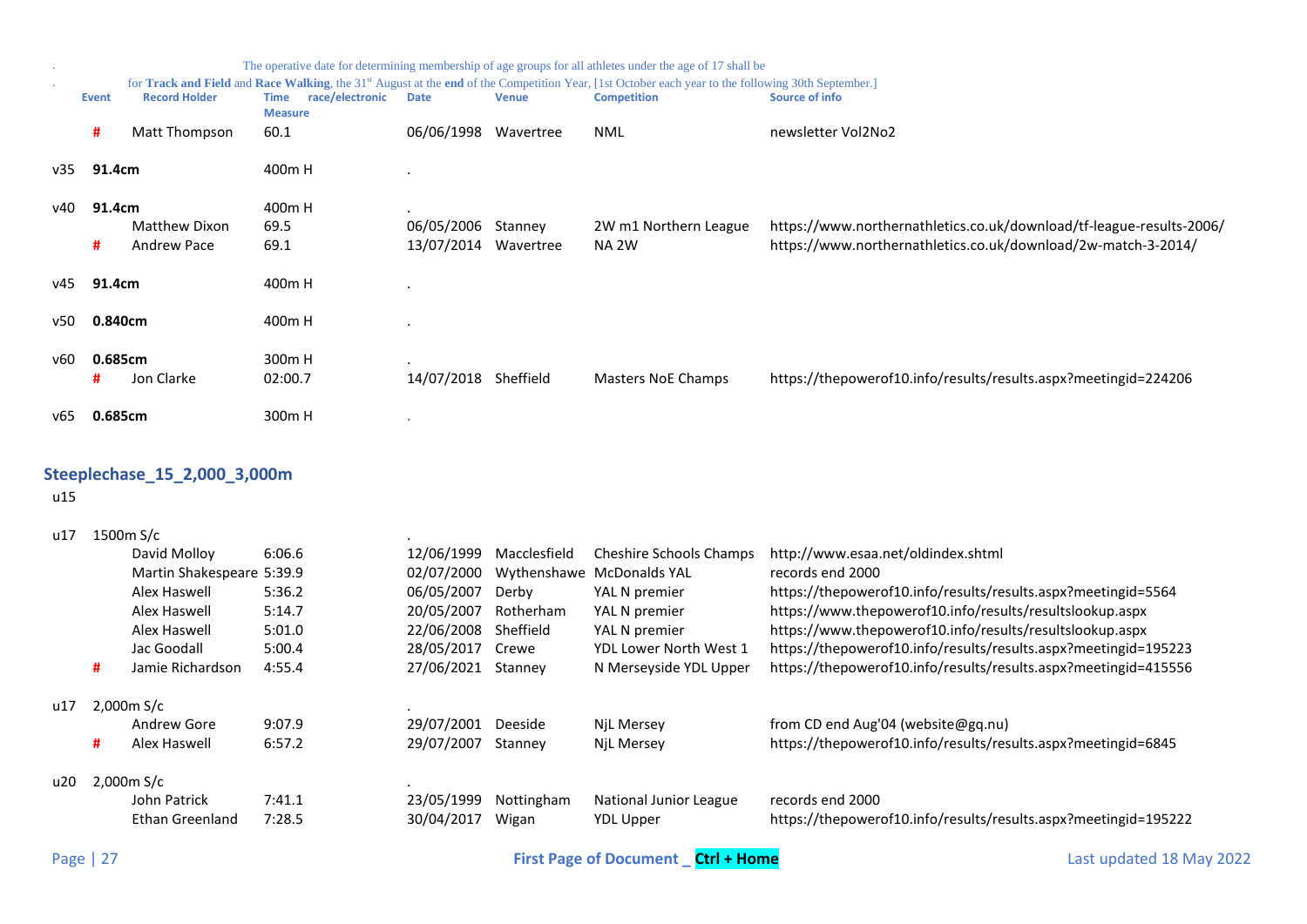. The operative date for determining membership of age groups for all athletes under the age of 17 shall be

. for **Track and Field** and **Race Walking**, the 31st August at the **end** of the Competition Year, [1st October each year to the following 30th September.]

| | Event | Record Holder | Time Measure | race/electronic | Date | Venue | Competition | Source of info |
|---|---|---|---|---|---|---|---|---|
| | # | Matt Thompson | 60.1 | | 06/06/1998 | Wavertree | NML | newsletter Vol2No2 |
| v35 | **91.4cm** | | 400m H | | . | | | |
| v40 | **91.4cm** | | 400m H | | . | | | |
| | | Matthew Dixon | 69.5 | | 06/05/2006 | Stanney | 2W m1 Northern League | https://www.northernathletics.co.uk/download/tf-league-results-2006/ |
| | # | Andrew Pace | 69.1 | | 13/07/2014 | Wavertree | NA 2W | https://www.northernathletics.co.uk/download/2w-match-3-2014/ |
| v45 | **91.4cm** | | 400m H | | . | | | |
| v50 | **0.840cm** | | 400m H | | . | | | |
| v60 | **0.685cm** | | 300m H | | . | | | |
| | # | Jon Clarke | 02:00.7 | | 14/07/2018 | Sheffield | Masters NoE Champs | https://thepowerof10.info/results/results.aspx?meetingid=224206 |
| v65 | **0.685cm** | | 300m H | | . | | | |

## Steeplechase_15_2,000_3,000m

u15

| | Event | Record Holder | Time | Date | Venue | Competition | Source of info |
|---|---|---|---|---|---|---|---|
| u17 | 1500m S/c | | | . | | | |
| | | David Molloy | 6:06.6 | 12/06/1999 | Macclesfield | Cheshire Schools Champs | http://www.esaa.net/oldindex.shtml |
| | | Martin Shakespeare | 5:39.9 | 02/07/2000 | Wythenshawe | McDonalds YAL | records end 2000 |
| | | Alex Haswell | 5:36.2 | 06/05/2007 | Derby | YAL N premier | https://thepowerof10.info/results/results.aspx?meetingid=5564 |
| | | Alex Haswell | 5:14.7 | 20/05/2007 | Rotherham | YAL N premier | https://www.thepowerof10.info/results/resultslookup.aspx |
| | | Alex Haswell | 5:01.0 | 22/06/2008 | Sheffield | YAL N premier | https://www.thepowerof10.info/results/resultslookup.aspx |
| | | Jac Goodall | 5:00.4 | 28/05/2017 | Crewe | YDL Lower North West 1 | https://thepowerof10.info/results/results.aspx?meetingid=195223 |
| | # | Jamie Richardson | 4:55.4 | 27/06/2021 | Stanney | N Merseyside YDL Upper | https://thepowerof10.info/results/results.aspx?meetingid=415556 |
| u17 | 2,000m S/c | | | . | | | |
| | | Andrew Gore | 9:07.9 | 29/07/2001 | Deeside | NjL Mersey | from CD end Aug'04 (website@gq.nu) |
| | # | Alex Haswell | 6:57.2 | 29/07/2007 | Stanney | NjL Mersey | https://thepowerof10.info/results/results.aspx?meetingid=6845 |
| u20 | 2,000m S/c | | | . | | | |
| | | John Patrick | 7:41.1 | 23/05/1999 | Nottingham | National Junior League | records end 2000 |
| | | Ethan Greenland | 7:28.5 | 30/04/2017 | Wigan | YDL Upper | https://thepowerof10.info/results/results.aspx?meetingid=195222 |

First Page of Document _ **Ctrl + Home**

Last updated 18 May 2022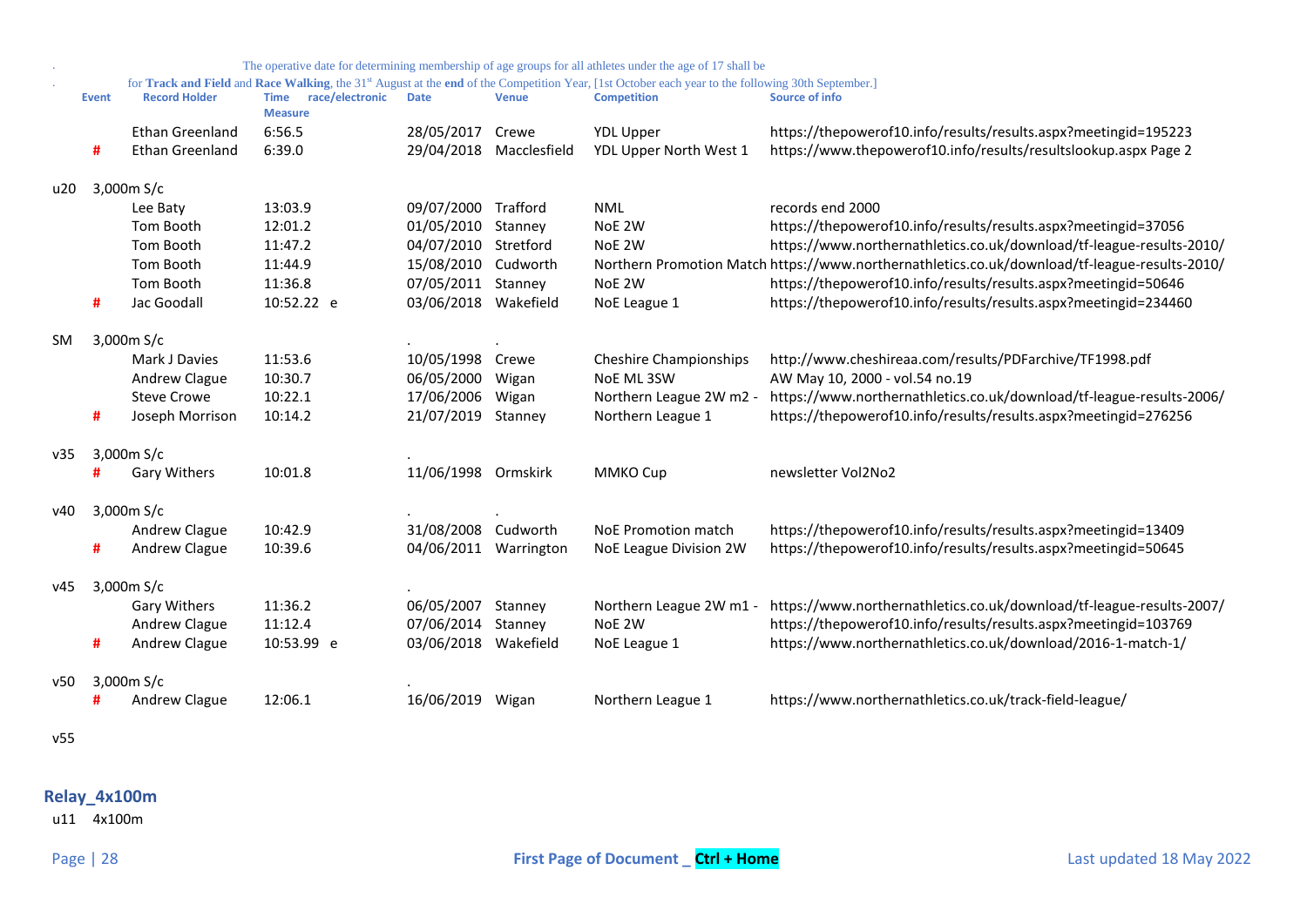. The operative date for determining membership of age groups for all athletes under the age of 17 shall be

. for **Track and Field** and **Race Walking**, the 31st August at the **end** of the Competition Year, [1st October each year to the following 30th September.]

| | Event | Record Holder | Time Measure | race/electronic | Date | Venue | Competition | Source of info |
|---|---|---|---|---|---|---|---|---|
| | | Ethan Greenland | 6:56.5 | | 28/05/2017 | Crewe | YDL Upper | https://thepowerof10.info/results/results.aspx?meetingid=195223 |
| | # | Ethan Greenland | 6:39.0 | | 29/04/2018 | Macclesfield | YDL Upper North West 1 | https://www.thepowerof10.info/results/resultslookup.aspx Page 2 |
| u20 | 3,000m S/c | | | | | | | |
| | | Lee Baty | 13:03.9 | | 09/07/2000 | Trafford | NML | records end 2000 |
| | | Tom Booth | 12:01.2 | | 01/05/2010 | Stanney | NoE 2W | https://thepowerof10.info/results/results.aspx?meetingid=37056 |
| | | Tom Booth | 11:47.2 | | 04/07/2010 | Stretford | NoE 2W | https://www.northernathletics.co.uk/download/tf-league-results-2010/ |
| | | Tom Booth | 11:44.9 | | 15/08/2010 | Cudworth | Northern Promotion Match | https://www.northernathletics.co.uk/download/tf-league-results-2010/ |
| | | Tom Booth | 11:36.8 | | 07/05/2011 | Stanney | NoE 2W | https://thepowerof10.info/results/results.aspx?meetingid=50646 |
| | # | Jac Goodall | 10:52.22 | e | 03/06/2018 | Wakefield | NoE League 1 | https://thepowerof10.info/results/results.aspx?meetingid=234460 |
| SM | 3,000m S/c | | | | . | . | | |
| | | Mark J Davies | 11:53.6 | | 10/05/1998 | Crewe | Cheshire Championships | http://www.cheshireaa.com/results/PDFarchive/TF1998.pdf |
| | | Andrew Clague | 10:30.7 | | 06/05/2000 | Wigan | NoE ML 3SW | AW May 10, 2000 - vol.54 no.19 |
| | | Steve Crowe | 10:22.1 | | 17/06/2006 | Wigan | Northern League 2W m2 - | https://www.northernathletics.co.uk/download/tf-league-results-2006/ |
| | # | Joseph Morrison | 10:14.2 | | 21/07/2019 | Stanney | Northern League 1 | https://thepowerof10.info/results/results.aspx?meetingid=276256 |
| v35 | 3,000m S/c | | | | . | | | |
| | # | Gary Withers | 10:01.8 | | 11/06/1998 | Ormskirk | MMKO Cup | newsletter Vol2No2 |
| v40 | 3,000m S/c | | | | . | . | | |
| | | Andrew Clague | 10:42.9 | | 31/08/2008 | Cudworth | NoE Promotion match | https://thepowerof10.info/results/results.aspx?meetingid=13409 |
| | # | Andrew Clague | 10:39.6 | | 04/06/2011 | Warrington | NoE League Division 2W | https://thepowerof10.info/results/results.aspx?meetingid=50645 |
| v45 | 3,000m S/c | | | | . | | | |
| | | Gary Withers | 11:36.2 | | 06/05/2007 | Stanney | Northern League 2W m1 - | https://www.northernathletics.co.uk/download/tf-league-results-2007/ |
| | | Andrew Clague | 11:12.4 | | 07/06/2014 | Stanney | NoE 2W | https://thepowerof10.info/results/results.aspx?meetingid=103769 |
| | # | Andrew Clague | 10:53.99 | e | 03/06/2018 | Wakefield | NoE League 1 | https://www.northernathletics.co.uk/download/2016-1-match-1/ |
| v50 | 3,000m S/c | | | | . | | | |
| | # | Andrew Clague | 12:06.1 | | 16/06/2019 | Wigan | Northern League 1 | https://www.northernathletics.co.uk/track-field-league/ |
| v55 | | | | | | | | |

## Relay_4x100m

u11 4x100m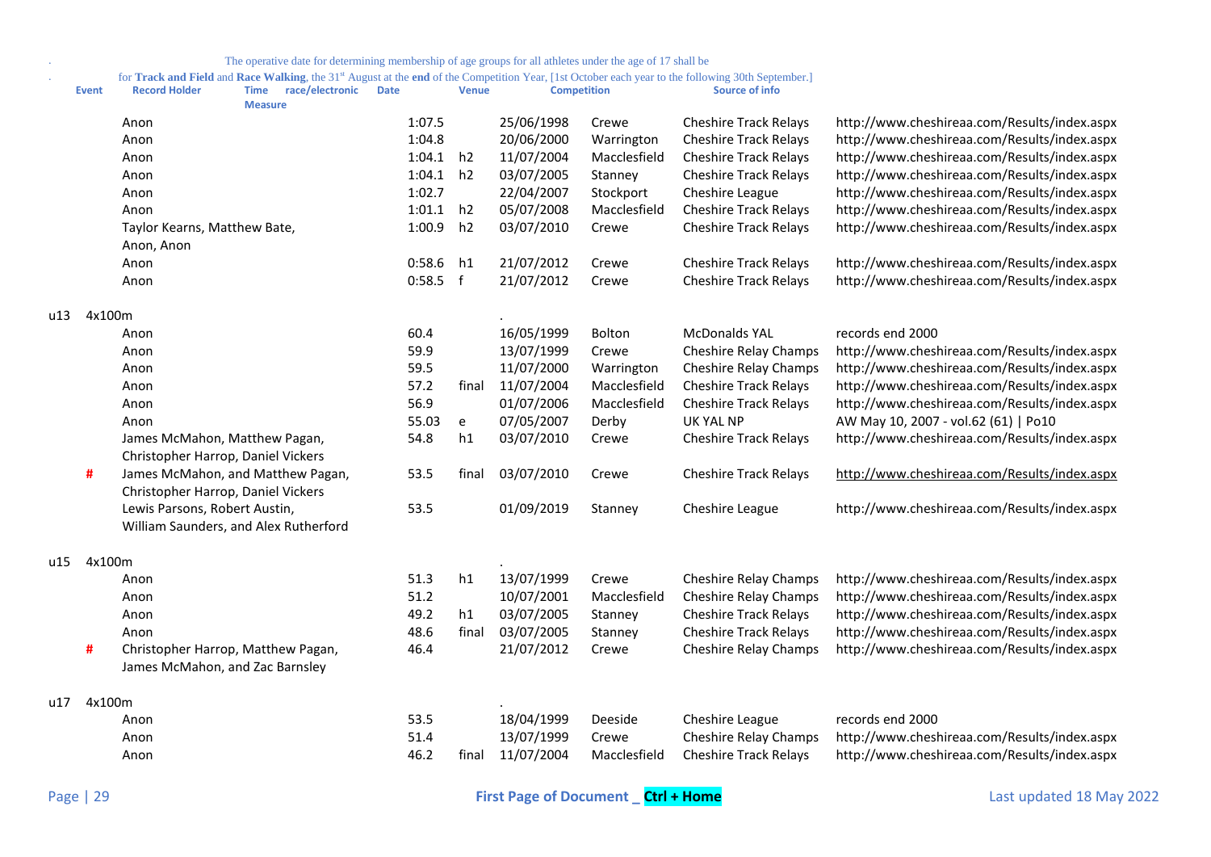. The operative date for determining membership of age groups for all athletes under the age of 17 shall be

. for **Track and Field** and **Race Walking**, the 31st August at the **end** of the Competition Year, [1st October each year to the following 30th September.]

| | Event | Record Holder | Time race/electronic Measure | | Date | Venue | Competition | Source of info |
|---|---|---|---|---|---|---|---|---|
| | | Anon | 1:07.5 | | 25/06/1998 | Crewe | Cheshire Track Relays | http://www.cheshireaa.com/Results/index.aspx |
| | | Anon | 1:04.8 | | 20/06/2000 | Warrington | Cheshire Track Relays | http://www.cheshireaa.com/Results/index.aspx |
| | | Anon | 1:04.1 | h2 | 11/07/2004 | Macclesfield | Cheshire Track Relays | http://www.cheshireaa.com/Results/index.aspx |
| | | Anon | 1:04.1 | h2 | 03/07/2005 | Stanney | Cheshire Track Relays | http://www.cheshireaa.com/Results/index.aspx |
| | | Anon | 1:02.7 | | 22/04/2007 | Stockport | Cheshire League | http://www.cheshireaa.com/Results/index.aspx |
| | | Anon | 1:01.1 | h2 | 05/07/2008 | Macclesfield | Cheshire Track Relays | http://www.cheshireaa.com/Results/index.aspx |
| | | Taylor Kearns, Matthew Bate, Anon, Anon | 1:00.9 | h2 | 03/07/2010 | Crewe | Cheshire Track Relays | http://www.cheshireaa.com/Results/index.aspx |
| | | Anon | 0:58.6 | h1 | 21/07/2012 | Crewe | Cheshire Track Relays | http://www.cheshireaa.com/Results/index.aspx |
| | | Anon | 0:58.5 | f | 21/07/2012 | Crewe | Cheshire Track Relays | http://www.cheshireaa.com/Results/index.aspx |
| u13 | 4x100m | | | | . | | | |
| | | Anon | 60.4 | | 16/05/1999 | Bolton | McDonalds YAL | records end 2000 |
| | | Anon | 59.9 | | 13/07/1999 | Crewe | Cheshire Relay Champs | http://www.cheshireaa.com/Results/index.aspx |
| | | Anon | 59.5 | | 11/07/2000 | Warrington | Cheshire Relay Champs | http://www.cheshireaa.com/Results/index.aspx |
| | | Anon | 57.2 | final | 11/07/2004 | Macclesfield | Cheshire Track Relays | http://www.cheshireaa.com/Results/index.aspx |
| | | Anon | 56.9 | | 01/07/2006 | Macclesfield | Cheshire Track Relays | http://www.cheshireaa.com/Results/index.aspx |
| | | Anon | 55.03 | e | 07/05/2007 | Derby | UK YAL NP | AW May 10, 2007 - vol.62 (61) \| Po10 |
| | | James McMahon, Matthew Pagan, Christopher Harrop, Daniel Vickers | 54.8 | h1 | 03/07/2010 | Crewe | Cheshire Track Relays | http://www.cheshireaa.com/Results/index.aspx |
| | # | James McMahon, and Matthew Pagan, Christopher Harrop, Daniel Vickers | 53.5 | final | 03/07/2010 | Crewe | Cheshire Track Relays | http://www.cheshireaa.com/Results/index.aspx |
| | | Lewis Parsons, Robert Austin, William Saunders, and Alex Rutherford | 53.5 | | 01/09/2019 | Stanney | Cheshire League | http://www.cheshireaa.com/Results/index.aspx |
| u15 | 4x100m | | | | . | | | |
| | | Anon | 51.3 | h1 | 13/07/1999 | Crewe | Cheshire Relay Champs | http://www.cheshireaa.com/Results/index.aspx |
| | | Anon | 51.2 | | 10/07/2001 | Macclesfield | Cheshire Relay Champs | http://www.cheshireaa.com/Results/index.aspx |
| | | Anon | 49.2 | h1 | 03/07/2005 | Stanney | Cheshire Track Relays | http://www.cheshireaa.com/Results/index.aspx |
| | | Anon | 48.6 | final | 03/07/2005 | Stanney | Cheshire Track Relays | http://www.cheshireaa.com/Results/index.aspx |
| | # | Christopher Harrop, Matthew Pagan, James McMahon, and Zac Barnsley | 46.4 | | 21/07/2012 | Crewe | Cheshire Relay Champs | http://www.cheshireaa.com/Results/index.aspx |
| u17 | 4x100m | | | | . | | | |
| | | Anon | 53.5 | | 18/04/1999 | Deeside | Cheshire League | records end 2000 |
| | | Anon | 51.4 | | 13/07/1999 | Crewe | Cheshire Relay Champs | http://www.cheshireaa.com/Results/index.aspx |
| | | Anon | 46.2 | final | 11/07/2004 | Macclesfield | Cheshire Track Relays | http://www.cheshireaa.com/Results/index.aspx |

First Page of Document _ Ctrl + Home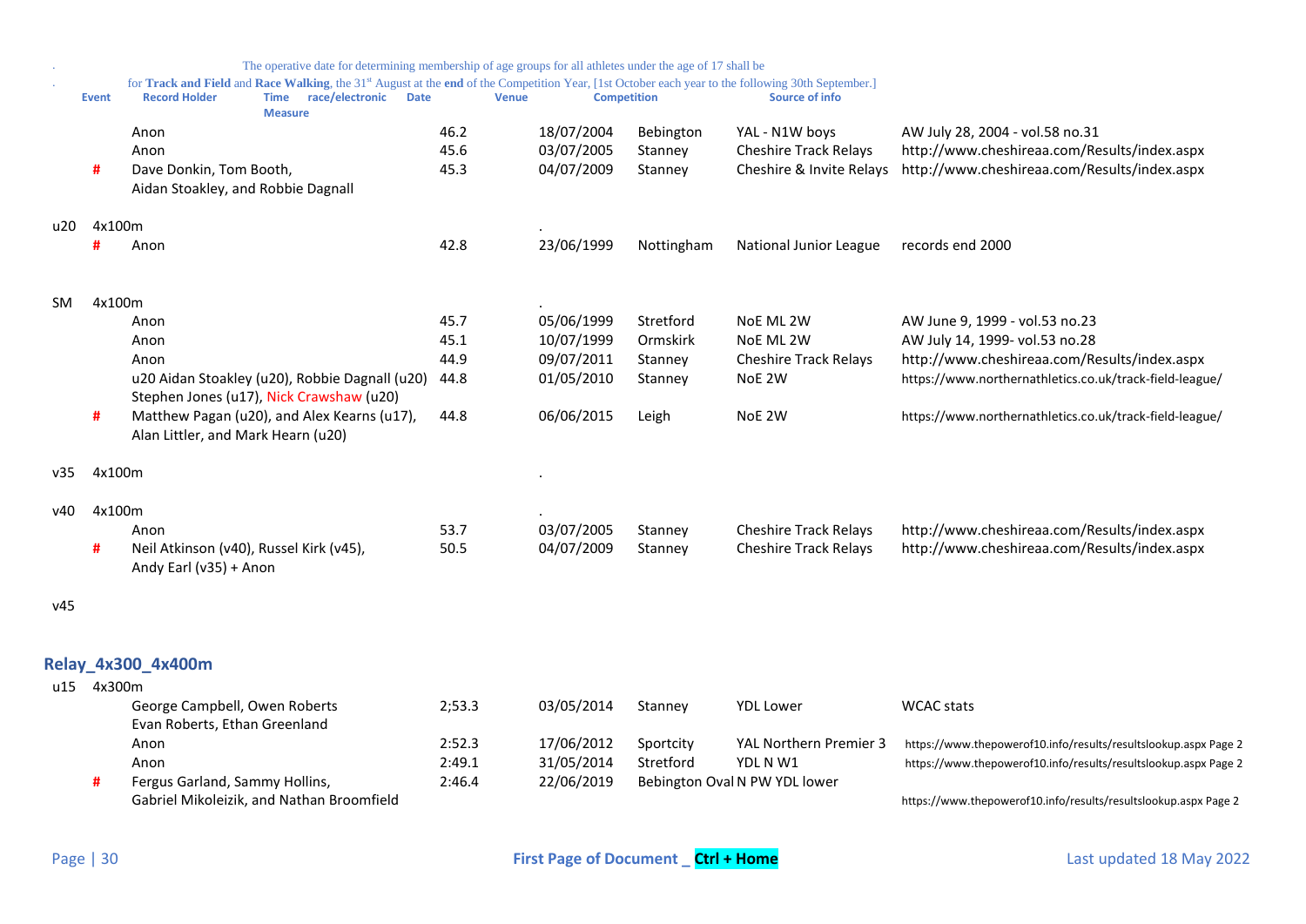. The operative date for determining membership of age groups for all athletes under the age of 17 shall be

. for **Track and Field** and **Race Walking**, the 31st August at the **end** of the Competition Year, [1st October each year to the following 30th September.]

| | Event | Record Holder | Time Measure | race/electronic | Date | Venue | Competition | Source of info |
|---|---|---|---|---|---|---|---|---|
| | | Anon | 46.2 | | 18/07/2004 | Bebington | YAL - N1W boys | AW July 28, 2004 - vol.58 no.31 |
| | | Anon | 45.6 | | 03/07/2005 | Stanney | Cheshire Track Relays | http://www.cheshireaa.com/Results/index.aspx |
| | # | Dave Donkin, Tom Booth, Aidan Stoakley, and Robbie Dagnall | 45.3 | | 04/07/2009 | Stanney | Cheshire & Invite Relays | http://www.cheshireaa.com/Results/index.aspx |
| u20 | 4x100m | | | | . | | | |
| | # | Anon | 42.8 | | 23/06/1999 | Nottingham | National Junior League | records end 2000 |
| SM | 4x100m | | | | . | | | |
| | | Anon | 45.7 | | 05/06/1999 | Stretford | NoE ML 2W | AW June 9, 1999 - vol.53 no.23 |
| | | Anon | 45.1 | | 10/07/1999 | Ormskirk | NoE ML 2W | AW July 14, 1999- vol.53 no.28 |
| | | Anon | 44.9 | | 09/07/2011 | Stanney | Cheshire Track Relays | http://www.cheshireaa.com/Results/index.aspx |
| | | u20 Aidan Stoakley (u20), Robbie Dagnall (u20) Stephen Jones (u17), Nick Crawshaw (u20) | 44.8 | | 01/05/2010 | Stanney | NoE 2W | https://www.northernathletics.co.uk/track-field-league/ |
| | # | Matthew Pagan (u20), and Alex Kearns (u17), Alan Littler, and Mark Hearn (u20) | 44.8 | | 06/06/2015 | Leigh | NoE 2W | https://www.northernathletics.co.uk/track-field-league/ |
| v35 | 4x100m | | | | . | | | |
| v40 | 4x100m | | | | . | | | |
| | | Anon | 53.7 | | 03/07/2005 | Stanney | Cheshire Track Relays | http://www.cheshireaa.com/Results/index.aspx |
| | # | Neil Atkinson (v40), Russel Kirk (v45), Andy Earl (v35) + Anon | 50.5 | | 04/07/2009 | Stanney | Cheshire Track Relays | http://www.cheshireaa.com/Results/index.aspx |
| v45 | | | | | | | | |

## Relay_4x300_4x400m

| | Event | Record Holder | Time Measure | race/electronic | Date | Venue | Competition | Source of info |
|---|---|---|---|---|---|---|---|---|
| u15 | 4x300m | | | | | | | |
| | | George Campbell, Owen Roberts Evan Roberts, Ethan Greenland | 2;53.3 | | 03/05/2014 | Stanney | YDL Lower | WCAC stats |
| | | Anon | 2:52.3 | | 17/06/2012 | Sportcity | YAL Northern Premier 3 | https://www.thepowerof10.info/results/resultslookup.aspx Page 2 |
| | | Anon | 2:49.1 | | 31/05/2014 | Stretford | YDL N W1 | https://www.thepowerof10.info/results/resultslookup.aspx Page 2 |
| | # | Fergus Garland, Sammy Hollins, Gabriel Mikoleizik, and Nathan Broomfield | 2:46.4 | | 22/06/2019 | Bebington Oval | N PW YDL lower | https://www.thepowerof10.info/results/resultslookup.aspx Page 2 |

First Page of Document _ **Ctrl + Home**

Last updated 18 May 2022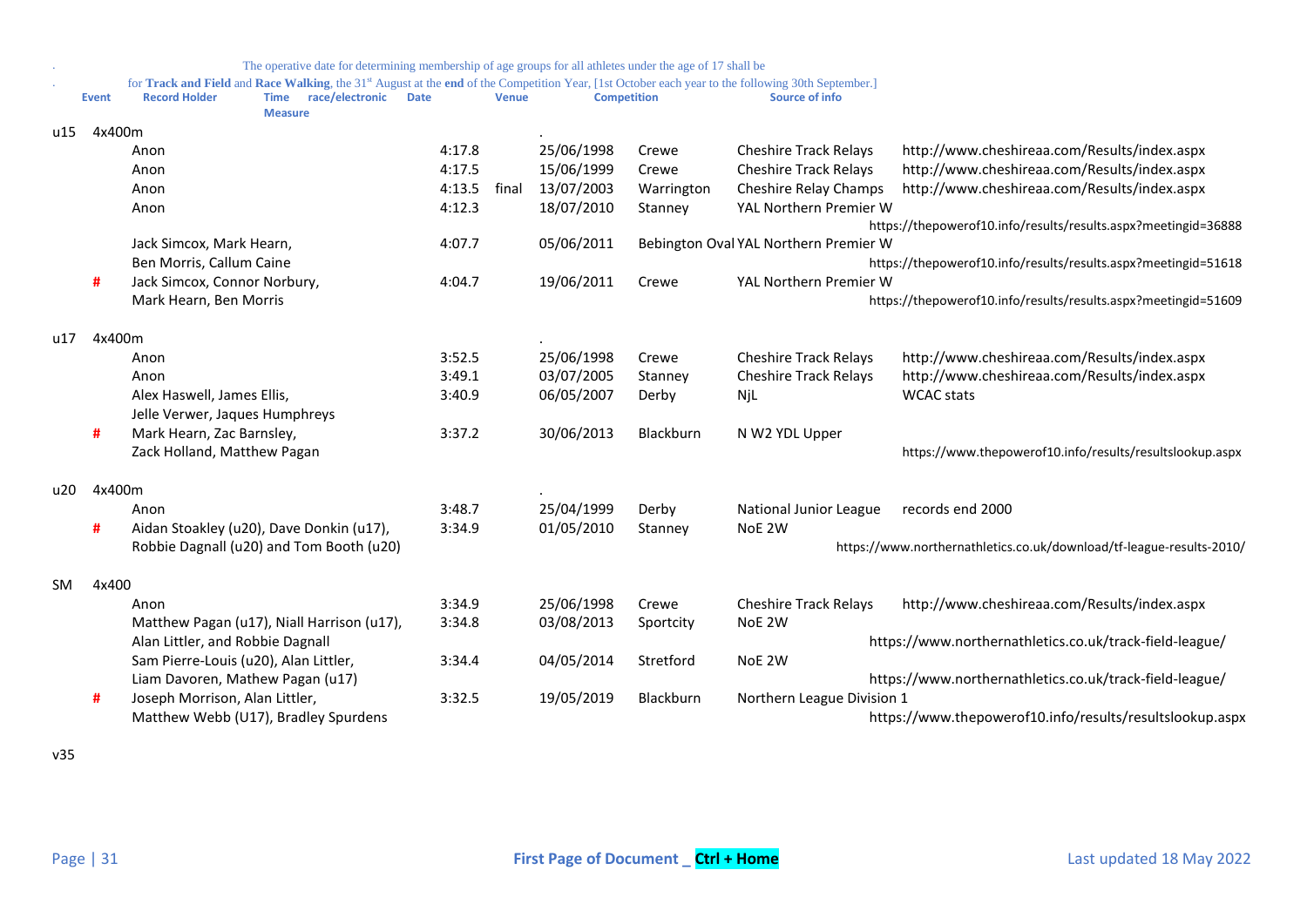. The operative date for determining membership of age groups for all athletes under the age of 17 shall be

. for **Track and Field** and **Race Walking**, the 31st August at the **end** of the Competition Year, [1st October each year to the following 30th September.]

| | Event | | Record Holder | Time Measure | race/electronic | Date | Venue | Competition | Source of info |
|---|---|---|---|---|---|---|---|---|---|
| u15 | 4x400m | | | | | . | | | |
| | | | Anon | 4:17.8 | | 25/06/1998 | Crewe | Cheshire Track Relays | http://www.cheshireaa.com/Results/index.aspx |
| | | | Anon | 4:17.5 | | 15/06/1999 | Crewe | Cheshire Track Relays | http://www.cheshireaa.com/Results/index.aspx |
| | | | Anon | 4:13.5 | final | 13/07/2003 | Warrington | Cheshire Relay Champs | http://www.cheshireaa.com/Results/index.aspx |
| | | | Anon | 4:12.3 | | 18/07/2010 | Stanney | YAL Northern Premier W | https://thepowerof10.info/results/results.aspx?meetingid=36888 |
| | | | Jack Simcox, Mark Hearn, Ben Morris, Callum Caine | 4:07.7 | | 05/06/2011 | Bebington Oval | YAL Northern Premier W | https://thepowerof10.info/results/results.aspx?meetingid=51618 |
| | | # | Jack Simcox, Connor Norbury, Mark Hearn, Ben Morris | 4:04.7 | | 19/06/2011 | Crewe | YAL Northern Premier W | https://thepowerof10.info/results/results.aspx?meetingid=51609 |
| u17 | 4x400m | | | | | . | | | |
| | | | Anon | 3:52.5 | | 25/06/1998 | Crewe | Cheshire Track Relays | http://www.cheshireaa.com/Results/index.aspx |
| | | | Anon | 3:49.1 | | 03/07/2005 | Stanney | Cheshire Track Relays | http://www.cheshireaa.com/Results/index.aspx |
| | | | Alex Haswell, James Ellis, Jelle Verwer, Jaques Humphreys | 3:40.9 | | 06/05/2007 | Derby | NjL | WCAC stats |
| | | # | Mark Hearn, Zac Barnsley, Zack Holland, Matthew Pagan | 3:37.2 | | 30/06/2013 | Blackburn | N W2 YDL Upper | https://www.thepowerof10.info/results/resultslookup.aspx |
| u20 | 4x400m | | | | | . | | | |
| | | | Anon | 3:48.7 | | 25/04/1999 | Derby | National Junior League | records end 2000 |
| | | # | Aidan Stoakley (u20), Dave Donkin (u17), Robbie Dagnall (u20) and Tom Booth (u20) | 3:34.9 | | 01/05/2010 | Stanney | NoE 2W | https://www.northernathletics.co.uk/download/tf-league-results-2010/ |
| SM | 4x400 | | | | | | | | |
| | | | Anon | 3:34.9 | | 25/06/1998 | Crewe | Cheshire Track Relays | http://www.cheshireaa.com/Results/index.aspx |
| | | | Matthew Pagan (u17), Niall Harrison (u17), Alan Littler, and Robbie Dagnall | 3:34.8 | | 03/08/2013 | Sportcity | NoE 2W | https://www.northernathletics.co.uk/track-field-league/ |
| | | | Sam Pierre-Louis (u20), Alan Littler, Liam Davoren, Mathew Pagan (u17) | 3:34.4 | | 04/05/2014 | Stretford | NoE 2W | https://www.northernathletics.co.uk/track-field-league/ |
| | | # | Joseph Morrison, Alan Littler, Matthew Webb (U17), Bradley Spurdens | 3:32.5 | | 19/05/2019 | Blackburn | Northern League Division 1 | https://www.thepowerof10.info/results/resultslookup.aspx |
| v35 | | | | | | | | | |

First Page of Document _ Ctrl + Home

Last updated 18 May 2022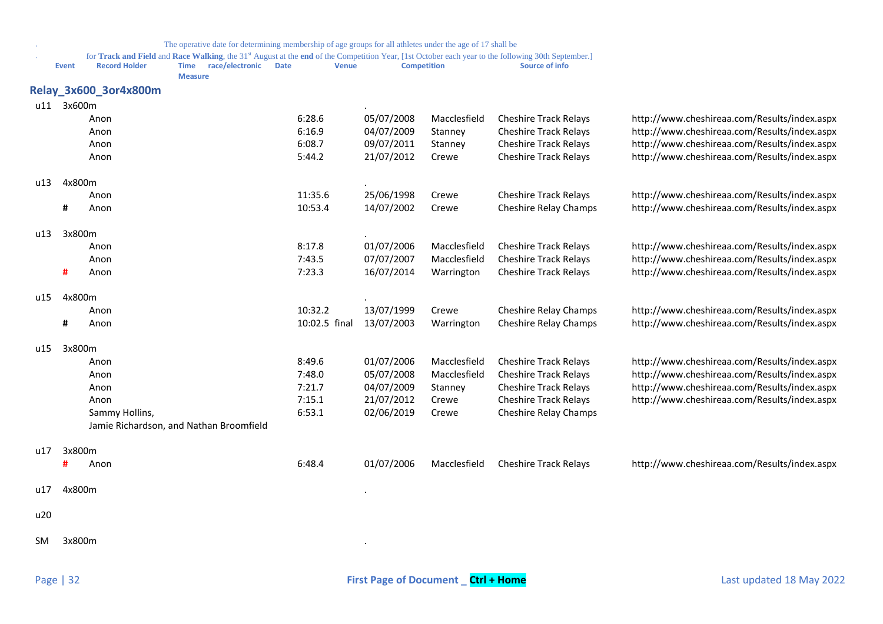. The operative date for determining membership of age groups for all athletes under the age of 17 shall be

. for **Track and Field** and **Race Walking**, the 31st August at the **end** of the Competition Year, [1st October each year to the following 30th September.]

| Event | | Record Holder | Time Measure | race/electronic | Date | Venue | Competition | Source of info |
|---|---|---|---|---|---|---|---|---|

## Relay_3x600_3or4x800m

| Event | | Record Holder | Time | Date | Venue | Competition | Source of info |
|---|---|---|---|---|---|---|---|
| u11 | 3x600m | | | . | | | |
| | | Anon | 6:28.6 | 05/07/2008 | Macclesfield | Cheshire Track Relays | http://www.cheshireaa.com/Results/index.aspx |
| | | Anon | 6:16.9 | 04/07/2009 | Stanney | Cheshire Track Relays | http://www.cheshireaa.com/Results/index.aspx |
| | | Anon | 6:08.7 | 09/07/2011 | Stanney | Cheshire Track Relays | http://www.cheshireaa.com/Results/index.aspx |
| | | Anon | 5:44.2 | 21/07/2012 | Crewe | Cheshire Track Relays | http://www.cheshireaa.com/Results/index.aspx |
| u13 | 4x800m | | | . | | | |
| | | Anon | 11:35.6 | 25/06/1998 | Crewe | Cheshire Track Relays | http://www.cheshireaa.com/Results/index.aspx |
| | # | Anon | 10:53.4 | 14/07/2002 | Crewe | Cheshire Relay Champs | http://www.cheshireaa.com/Results/index.aspx |
| u13 | 3x800m | | | . | | | |
| | | Anon | 8:17.8 | 01/07/2006 | Macclesfield | Cheshire Track Relays | http://www.cheshireaa.com/Results/index.aspx |
| | | Anon | 7:43.5 | 07/07/2007 | Macclesfield | Cheshire Track Relays | http://www.cheshireaa.com/Results/index.aspx |
| | # | Anon | 7:23.3 | 16/07/2014 | Warrington | Cheshire Track Relays | http://www.cheshireaa.com/Results/index.aspx |
| u15 | 4x800m | | | . | | | |
| | | Anon | 10:32.2 | 13/07/1999 | Crewe | Cheshire Relay Champs | http://www.cheshireaa.com/Results/index.aspx |
| | # | Anon | 10:02.5 final | 13/07/2003 | Warrington | Cheshire Relay Champs | http://www.cheshireaa.com/Results/index.aspx |
| u15 | 3x800m | | | | | | |
| | | Anon | 8:49.6 | 01/07/2006 | Macclesfield | Cheshire Track Relays | http://www.cheshireaa.com/Results/index.aspx |
| | | Anon | 7:48.0 | 05/07/2008 | Macclesfield | Cheshire Track Relays | http://www.cheshireaa.com/Results/index.aspx |
| | | Anon | 7:21.7 | 04/07/2009 | Stanney | Cheshire Track Relays | http://www.cheshireaa.com/Results/index.aspx |
| | | Anon | 7:15.1 | 21/07/2012 | Crewe | Cheshire Track Relays | http://www.cheshireaa.com/Results/index.aspx |
| | | Sammy Hollins, Jamie Richardson, and Nathan Broomfield | 6:53.1 | 02/06/2019 | Crewe | Cheshire Relay Champs | |
| u17 | 3x800m | | | | | | |
| | # | Anon | 6:48.4 | 01/07/2006 | Macclesfield | Cheshire Track Relays | http://www.cheshireaa.com/Results/index.aspx |
| u17 | 4x800m | | | . | | | |
| u20 | | | | | | | |
| SM | 3x800m | | | . | | | |

First Page of Document _ **Ctrl + Home**

Last updated 18 May 2022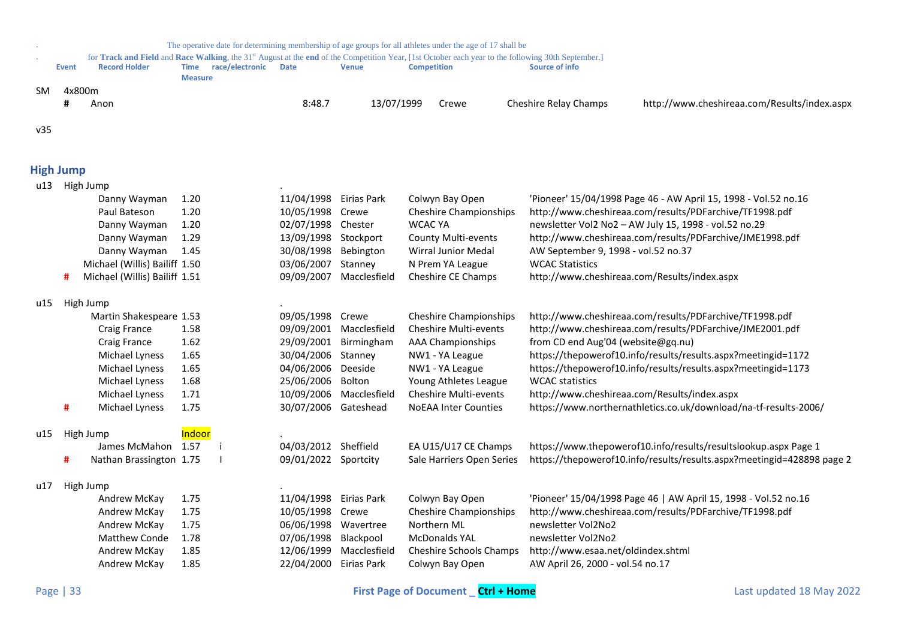. The operative date for determining membership of age groups for all athletes under the age of 17 shall be
. for **Track and Field** and **Race Walking**, the 31st August at the **end** of the Competition Year, [1st October each year to the following 30th September.]

| | Event | Record Holder | Time Measure | race/electronic | Date | Venue | Competition | Source of info |
|---|---|---|---|---|---|---|---|---|
| SM | 4x800m | | | | | | | |
| | # | Anon | 8:48.7 | | 13/07/1999 | Crewe | Cheshire Relay Champs | http://www.cheshireaa.com/Results/index.aspx |
| v35 | | | | | | | | |

## High Jump

| | Event | Record Holder | Time Measure | race/electronic | Date | Venue | Competition | Source of info |
|---|---|---|---|---|---|---|---|---|
| u13 | High Jump | | | | . | | | |
| | | Danny Wayman | 1.20 | | 11/04/1998 | Eirias Park | Colwyn Bay Open | 'Pioneer' 15/04/1998 Page 46 - AW April 15, 1998 - Vol.52 no.16 |
| | | Paul Bateson | 1.20 | | 10/05/1998 | Crewe | Cheshire Championships | http://www.cheshireaa.com/results/PDFarchive/TF1998.pdf |
| | | Danny Wayman | 1.20 | | 02/07/1998 | Chester | WCAC YA | newsletter Vol2 No2 – AW July 15, 1998 - vol.52 no.29 |
| | | Danny Wayman | 1.29 | | 13/09/1998 | Stockport | County Multi-events | http://www.cheshireaa.com/results/PDFarchive/JME1998.pdf |
| | | Danny Wayman | 1.45 | | 30/08/1998 | Bebington | Wirral Junior Medal | AW September 9, 1998 - vol.52 no.37 |
| | | Michael (Willis) Bailiff | 1.50 | | 03/06/2007 | Stanney | N Prem YA League | WCAC Statistics |
| | # | Michael (Willis) Bailiff | 1.51 | | 09/09/2007 | Macclesfield | Cheshire CE Champs | http://www.cheshireaa.com/Results/index.aspx |
| u15 | High Jump | | | | . | | | |
| | | Martin Shakespeare | 1.53 | | 09/05/1998 | Crewe | Cheshire Championships | http://www.cheshireaa.com/results/PDFarchive/TF1998.pdf |
| | | Craig France | 1.58 | | 09/09/2001 | Macclesfield | Cheshire Multi-events | http://www.cheshireaa.com/results/PDFarchive/JME2001.pdf |
| | | Craig France | 1.62 | | 29/09/2001 | Birmingham | AAA Championships | from CD end Aug'04 (website@gq.nu) |
| | | Michael Lyness | 1.65 | | 30/04/2006 | Stanney | NW1 - YA League | https://thepowerof10.info/results/results.aspx?meetingid=1172 |
| | | Michael Lyness | 1.65 | | 04/06/2006 | Deeside | NW1 - YA League | https://thepowerof10.info/results/results.aspx?meetingid=1173 |
| | | Michael Lyness | 1.68 | | 25/06/2006 | Bolton | Young Athletes League | WCAC statistics |
| | | Michael Lyness | 1.71 | | 10/09/2006 | Macclesfield | Cheshire Multi-events | http://www.cheshireaa.com/Results/index.aspx |
| | # | Michael Lyness | 1.75 | | 30/07/2006 | Gateshead | NoEAA Inter Counties | https://www.northernathletics.co.uk/download/na-tf-results-2006/ |
| u15 | High Jump | | Indoor | | . | | | |
| | | James McMahon | 1.57 | i | 04/03/2012 | Sheffield | EA U15/U17 CE Champs | https://www.thepowerof10.info/results/resultslookup.aspx Page 1 |
| | # | Nathan Brassington | 1.75 | I | 09/01/2022 | Sportcity | Sale Harriers Open Series | https://thepowerof10.info/results/results.aspx?meetingid=428898 page 2 |
| u17 | High Jump | | | | . | | | |
| | | Andrew McKay | 1.75 | | 11/04/1998 | Eirias Park | Colwyn Bay Open | 'Pioneer' 15/04/1998 Page 46 \| AW April 15, 1998 - Vol.52 no.16 |
| | | Andrew McKay | 1.75 | | 10/05/1998 | Crewe | Cheshire Championships | http://www.cheshireaa.com/results/PDFarchive/TF1998.pdf |
| | | Andrew McKay | 1.75 | | 06/06/1998 | Wavertree | Northern ML | newsletter Vol2No2 |
| | | Matthew Conde | 1.78 | | 07/06/1998 | Blackpool | McDonalds YAL | newsletter Vol2No2 |
| | | Andrew McKay | 1.85 | | 12/06/1999 | Macclesfield | Cheshire Schools Champs | http://www.esaa.net/oldindex.shtml |
| | | Andrew McKay | 1.85 | | 22/04/2000 | Eirias Park | Colwyn Bay Open | AW April 26, 2000 - vol.54 no.17 |

First Page of Document _ **Ctrl + Home**

Last updated 18 May 2022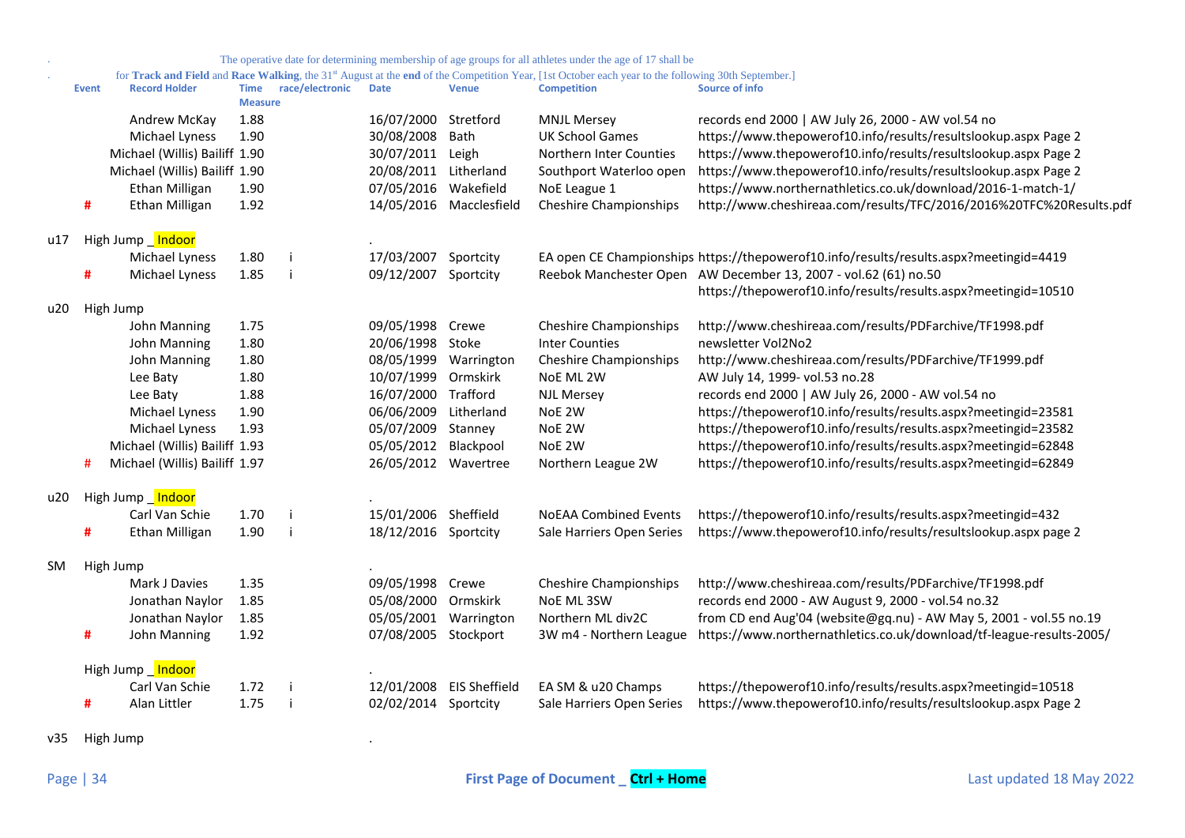The operative date for determining membership of age groups for all athletes under the age of 17 shall be

for **Track and Field** and **Race Walking**, the 31st August at the **end** of the Competition Year, [1st October each year to the following 30th September.]

| | Event | Record Holder | Time Measure | race/electronic | Date | Venue | Competition | Source of info |
|---|---|---|---|---|---|---|---|---|
| | | Andrew McKay | 1.88 | | 16/07/2000 | Stretford | MNJL Mersey | records end 2000 \| AW July 26, 2000 - AW vol.54 no |
| | | Michael Lyness | 1.90 | | 30/08/2008 | Bath | UK School Games | https://www.thepowerof10.info/results/resultslookup.aspx Page 2 |
| | | Michael (Willis) Bailiff | 1.90 | | 30/07/2011 | Leigh | Northern Inter Counties | https://www.thepowerof10.info/results/resultslookup.aspx Page 2 |
| | | Michael (Willis) Bailiff | 1.90 | | 20/08/2011 | Litherland | Southport Waterloo open | https://www.thepowerof10.info/results/resultslookup.aspx Page 2 |
| | | Ethan Milligan | 1.90 | | 07/05/2016 | Wakefield | NoE League 1 | https://www.northernathletics.co.uk/download/2016-1-match-1/ |
| | # | Ethan Milligan | 1.92 | | 14/05/2016 | Macclesfield | Cheshire Championships | http://www.cheshireaa.com/results/TFC/2016/2016%20TFC%20Results.pdf |
| u17 | High Jump _ Indoor | | | | . | | | |
| | | Michael Lyness | 1.80 | i | 17/03/2007 | Sportcity | EA open CE Championships | https://thepowerof10.info/results/results.aspx?meetingid=4419 |
| | # | Michael Lyness | 1.85 | i | 09/12/2007 | Sportcity | Reebok Manchester Open | AW December 13, 2007 - vol.62 (61) no.50 https://thepowerof10.info/results/results.aspx?meetingid=10510 |
| u20 | High Jump | | | | | | | |
| | | John Manning | 1.75 | | 09/05/1998 | Crewe | Cheshire Championships | http://www.cheshireaa.com/results/PDFarchive/TF1998.pdf |
| | | John Manning | 1.80 | | 20/06/1998 | Stoke | Inter Counties | newsletter Vol2No2 |
| | | John Manning | 1.80 | | 08/05/1999 | Warrington | Cheshire Championships | http://www.cheshireaa.com/results/PDFarchive/TF1999.pdf |
| | | Lee Baty | 1.80 | | 10/07/1999 | Ormskirk | NoE ML 2W | AW July 14, 1999- vol.53 no.28 |
| | | Lee Baty | 1.88 | | 16/07/2000 | Trafford | NJL Mersey | records end 2000 \| AW July 26, 2000 - AW vol.54 no |
| | | Michael Lyness | 1.90 | | 06/06/2009 | Litherland | NoE 2W | https://thepowerof10.info/results/results.aspx?meetingid=23581 |
| | | Michael Lyness | 1.93 | | 05/07/2009 | Stanney | NoE 2W | https://thepowerof10.info/results/results.aspx?meetingid=23582 |
| | | Michael (Willis) Bailiff | 1.93 | | 05/05/2012 | Blackpool | NoE 2W | https://thepowerof10.info/results/results.aspx?meetingid=62848 |
| | # | Michael (Willis) Bailiff | 1.97 | | 26/05/2012 | Wavertree | Northern League 2W | https://thepowerof10.info/results/results.aspx?meetingid=62849 |
| u20 | High Jump _ Indoor | | | | . | | | |
| | | Carl Van Schie | 1.70 | i | 15/01/2006 | Sheffield | NoEAA Combined Events | https://thepowerof10.info/results/results.aspx?meetingid=432 |
| | # | Ethan Milligan | 1.90 | i | 18/12/2016 | Sportcity | Sale Harriers Open Series | https://www.thepowerof10.info/results/resultslookup.aspx page 2 |
| SM | High Jump | | | | . | | | |
| | | Mark J Davies | 1.35 | | 09/05/1998 | Crewe | Cheshire Championships | http://www.cheshireaa.com/results/PDFarchive/TF1998.pdf |
| | | Jonathan Naylor | 1.85 | | 05/08/2000 | Ormskirk | NoE ML 3SW | records end 2000 - AW August 9, 2000 - vol.54 no.32 |
| | | Jonathan Naylor | 1.85 | | 05/05/2001 | Warrington | Northern ML div2C | from CD end Aug'04 (website@gq.nu) - AW May 5, 2001 - vol.55 no.19 |
| | # | John Manning | 1.92 | | 07/08/2005 | Stockport | 3W m4 - Northern League | https://www.northernathletics.co.uk/download/tf-league-results-2005/ |
| | High Jump _ Indoor | | | | . | | | |
| | | Carl Van Schie | 1.72 | i | 12/01/2008 | EIS Sheffield | EA SM & u20 Champs | https://thepowerof10.info/results/results.aspx?meetingid=10518 |
| | # | Alan Littler | 1.75 | i | 02/02/2014 | Sportcity | Sale Harriers Open Series | https://www.thepowerof10.info/results/resultslookup.aspx Page 2 |
| v35 | High Jump | | | | . | | | |

First Page of Document _ Ctrl + Home

Last updated 18 May 2022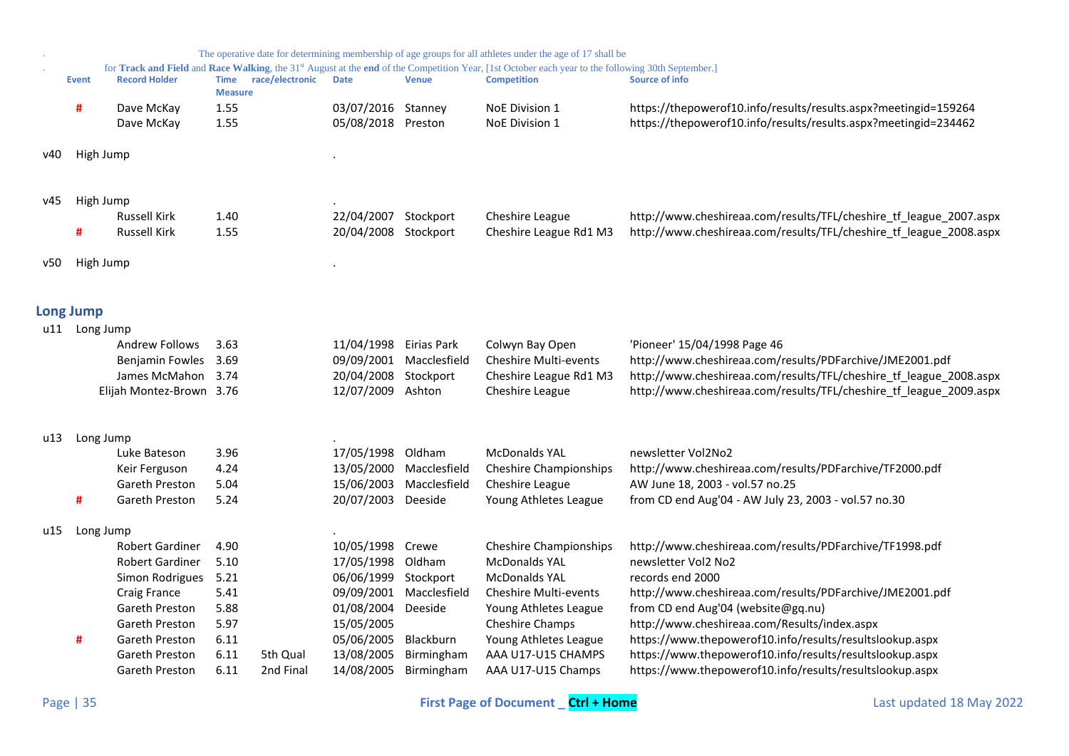. The operative date for determining membership of age groups for all athletes under the age of 17 shall be

. for **Track and Field** and **Race Walking**, the 31st August at the **end** of the Competition Year, [1st October each year to the following 30th September.]

| | Event | Record Holder | Time Measure | race/electronic | Date | Venue | Competition | Source of info |
|---|---|---|---|---|---|---|---|---|
| | # | Dave McKay | 1.55 | | 03/07/2016 | Stanney | NoE Division 1 | https://thepowerof10.info/results/results.aspx?meetingid=159264 |
| | | Dave McKay | 1.55 | | 05/08/2018 | Preston | NoE Division 1 | https://thepowerof10.info/results/results.aspx?meetingid=234462 |
| v40 | High Jump | | | | . | | | |
| v45 | High Jump | | | | . | | | |
| | | Russell Kirk | 1.40 | | 22/04/2007 | Stockport | Cheshire League | http://www.cheshireaa.com/results/TFL/cheshire_tf_league_2007.aspx |
| | # | Russell Kirk | 1.55 | | 20/04/2008 | Stockport | Cheshire League Rd1 M3 | http://www.cheshireaa.com/results/TFL/cheshire_tf_league_2008.aspx |
| v50 | High Jump | | | | . | | | |

## Long Jump

| | Event | Record Holder | Time Measure | race/electronic | Date | Venue | Competition | Source of info |
|---|---|---|---|---|---|---|---|---|
| u11 | Long Jump | | | | | | | |
| | | Andrew Follows | 3.63 | | 11/04/1998 | Eirias Park | Colwyn Bay Open | 'Pioneer' 15/04/1998 Page 46 |
| | | Benjamin Fowles | 3.69 | | 09/09/2001 | Macclesfield | Cheshire Multi-events | http://www.cheshireaa.com/results/PDFarchive/JME2001.pdf |
| | | James McMahon | 3.74 | | 20/04/2008 | Stockport | Cheshire League Rd1 M3 | http://www.cheshireaa.com/results/TFL/cheshire_tf_league_2008.aspx |
| | | Elijah Montez-Brown | 3.76 | | 12/07/2009 | Ashton | Cheshire League | http://www.cheshireaa.com/results/TFL/cheshire_tf_league_2009.aspx |
| u13 | Long Jump | | | | . | | | |
| | | Luke Bateson | 3.96 | | 17/05/1998 | Oldham | McDonalds YAL | newsletter Vol2No2 |
| | | Keir Ferguson | 4.24 | | 13/05/2000 | Macclesfield | Cheshire Championships | http://www.cheshireaa.com/results/PDFarchive/TF2000.pdf |
| | | Gareth Preston | 5.04 | | 15/06/2003 | Macclesfield | Cheshire League | AW June 18, 2003 - vol.57 no.25 |
| | # | Gareth Preston | 5.24 | | 20/07/2003 | Deeside | Young Athletes League | from CD end Aug'04 - AW July 23, 2003 - vol.57 no.30 |
| u15 | Long Jump | | | | . | | | |
| | | Robert Gardiner | 4.90 | | 10/05/1998 | Crewe | Cheshire Championships | http://www.cheshireaa.com/results/PDFarchive/TF1998.pdf |
| | | Robert Gardiner | 5.10 | | 17/05/1998 | Oldham | McDonalds YAL | newsletter Vol2 No2 |
| | | Simon Rodrigues | 5.21 | | 06/06/1999 | Stockport | McDonalds YAL | records end 2000 |
| | | Craig France | 5.41 | | 09/09/2001 | Macclesfield | Cheshire Multi-events | http://www.cheshireaa.com/results/PDFarchive/JME2001.pdf |
| | | Gareth Preston | 5.88 | | 01/08/2004 | Deeside | Young Athletes League | from CD end Aug'04 (website@gq.nu) |
| | | Gareth Preston | 5.97 | | 15/05/2005 | | Cheshire Champs | http://www.cheshireaa.com/Results/index.aspx |
| | # | Gareth Preston | 6.11 | | 05/06/2005 | Blackburn | Young Athletes League | https://www.thepowerof10.info/results/resultslookup.aspx |
| | | Gareth Preston | 6.11 | 5th Qual | 13/08/2005 | Birmingham | AAA U17-U15 CHAMPS | https://www.thepowerof10.info/results/resultslookup.aspx |
| | | Gareth Preston | 6.11 | 2nd Final | 14/08/2005 | Birmingham | AAA U17-U15 Champs | https://www.thepowerof10.info/results/resultslookup.aspx |

First Page of Document _ Ctrl + Home

Last updated 18 May 2022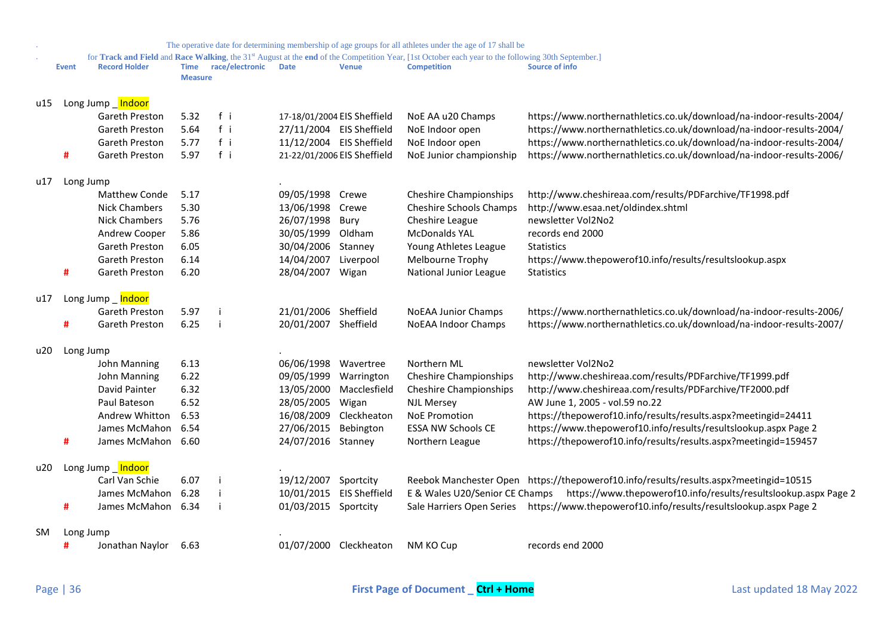. The operative date for determining membership of age groups for all athletes under the age of 17 shall be

. for **Track and Field** and **Race Walking**, the 31st August at the **end** of the Competition Year, [1st October each year to the following 30th September.]

| | Event | Record Holder | Time Measure | race/electronic | Date | Venue | Competition | Source of info |
|---|---|---|---|---|---|---|---|---|
| u15 | Long Jump _ Indoor | | | | | | | |
| | | Gareth Preston | 5.32 | f i | 17-18/01/2004 | EIS Sheffield | NoE AA u20 Champs | https://www.northernathletics.co.uk/download/na-indoor-results-2004/ |
| | | Gareth Preston | 5.64 | f i | 27/11/2004 | EIS Sheffield | NoE Indoor open | https://www.northernathletics.co.uk/download/na-indoor-results-2004/ |
| | | Gareth Preston | 5.77 | f i | 11/12/2004 | EIS Sheffield | NoE Indoor open | https://www.northernathletics.co.uk/download/na-indoor-results-2004/ |
| | # | Gareth Preston | 5.97 | f i | 21-22/01/2006 | EIS Sheffield | NoE Junior championship | https://www.northernathletics.co.uk/download/na-indoor-results-2006/ |
| u17 | Long Jump | | | | . | | | |
| | | Matthew Conde | 5.17 | | 09/05/1998 | Crewe | Cheshire Championships | http://www.cheshireaa.com/results/PDFarchive/TF1998.pdf |
| | | Nick Chambers | 5.30 | | 13/06/1998 | Crewe | Cheshire Schools Champs | http://www.esaa.net/oldindex.shtml |
| | | Nick Chambers | 5.76 | | 26/07/1998 | Bury | Cheshire League | newsletter Vol2No2 |
| | | Andrew Cooper | 5.86 | | 30/05/1999 | Oldham | McDonalds YAL | records end 2000 |
| | | Gareth Preston | 6.05 | | 30/04/2006 | Stanney | Young Athletes League | Statistics |
| | | Gareth Preston | 6.14 | | 14/04/2007 | Liverpool | Melbourne Trophy | https://www.thepowerof10.info/results/resultslookup.aspx |
| | # | Gareth Preston | 6.20 | | 28/04/2007 | Wigan | National Junior League | Statistics |
| u17 | Long Jump _ Indoor | | | | | | | |
| | | Gareth Preston | 5.97 | i | 21/01/2006 | Sheffield | NoEAA Junior Champs | https://www.northernathletics.co.uk/download/na-indoor-results-2006/ |
| | # | Gareth Preston | 6.25 | i | 20/01/2007 | Sheffield | NoEAA Indoor Champs | https://www.northernathletics.co.uk/download/na-indoor-results-2007/ |
| u20 | Long Jump | | | | . | | | |
| | | John Manning | 6.13 | | 06/06/1998 | Wavertree | Northern ML | newsletter Vol2No2 |
| | | John Manning | 6.22 | | 09/05/1999 | Warrington | Cheshire Championships | http://www.cheshireaa.com/results/PDFarchive/TF1999.pdf |
| | | David Painter | 6.32 | | 13/05/2000 | Macclesfield | Cheshire Championships | http://www.cheshireaa.com/results/PDFarchive/TF2000.pdf |
| | | Paul Bateson | 6.52 | | 28/05/2005 | Wigan | NJL Mersey | AW June 1, 2005 - vol.59 no.22 |
| | | Andrew Whitton | 6.53 | | 16/08/2009 | Cleckheaton | NoE Promotion | https://thepowerof10.info/results/results.aspx?meetingid=24411 |
| | | James McMahon | 6.54 | | 27/06/2015 | Bebington | ESSA NW Schools CE | https://www.thepowerof10.info/results/resultslookup.aspx Page 2 |
| | # | James McMahon | 6.60 | | 24/07/2016 | Stanney | Northern League | https://thepowerof10.info/results/results.aspx?meetingid=159457 |
| u20 | Long Jump _ Indoor | | | | . | | | |
| | | Carl Van Schie | 6.07 | i | 19/12/2007 | Sportcity | Reebok Manchester Open | https://thepowerof10.info/results/results.aspx?meetingid=10515 |
| | | James McMahon | 6.28 | i | 10/01/2015 | EIS Sheffield | E & Wales U20/Senior CE Champs | https://www.thepowerof10.info/results/resultslookup.aspx Page 2 |
| | # | James McMahon | 6.34 | i | 01/03/2015 | Sportcity | Sale Harriers Open Series | https://www.thepowerof10.info/results/resultslookup.aspx Page 2 |
| SM | Long Jump | | | | . | | | |
| | # | Jonathan Naylor | 6.63 | | 01/07/2000 | Cleckheaton | NM KO Cup | records end 2000 |

First Page of Document _ Ctrl + Home

Last updated 18 May 2022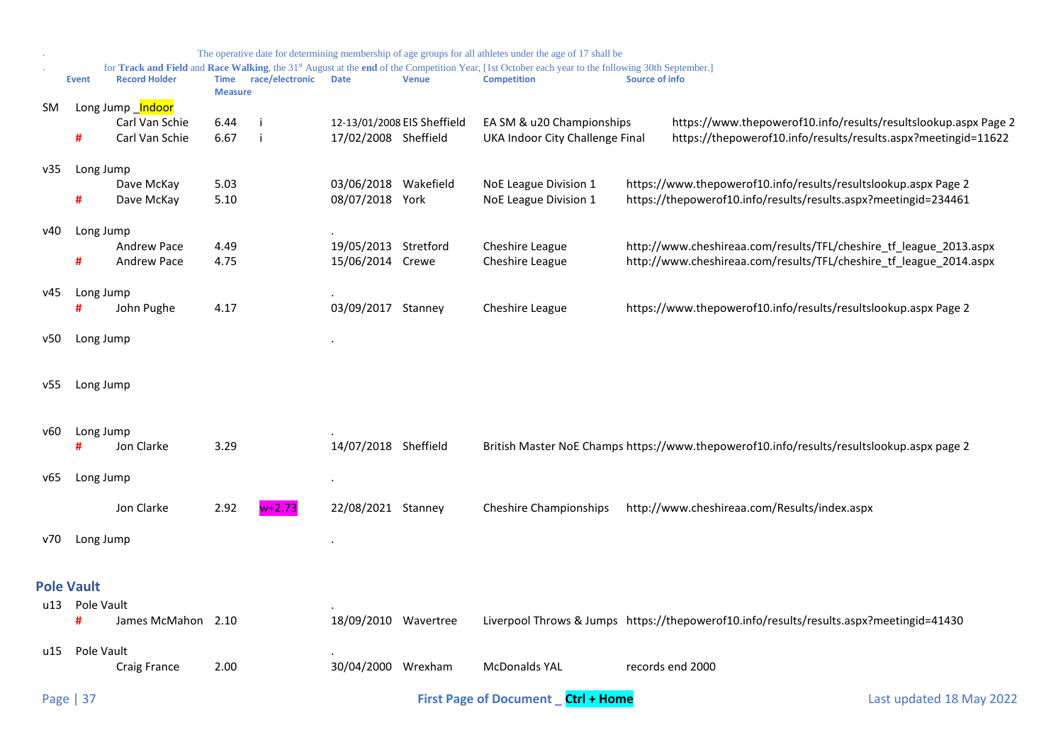.                                   The operative date for determining membership of age groups for all athletes under the age of 17 shall be

.          for **Track and Field** and **Race Walking**, the 31st August at the **end** of the Competition Year, [1st October each year to the following 30th September.]

| | Event | Record Holder | Time Measure | race/electronic | Date | Venue | Competition | Source of info |
|---|---|---|---|---|---|---|---|---|
| SM | Long Jump _Indoor | | | | | | | |
| | | Carl Van Schie | 6.44 | i | 12-13/01/2008 | EIS Sheffield | EA SM & u20 Championships | https://www.thepowerof10.info/results/resultslookup.aspx Page 2 |
| | # | Carl Van Schie | 6.67 | i | 17/02/2008 | Sheffield | UKA Indoor City Challenge Final | https://thepowerof10.info/results/results.aspx?meetingid=11622 |
| v35 | Long Jump | | | | | | | |
| | | Dave McKay | 5.03 | | 03/06/2018 | Wakefield | NoE League Division 1 | https://www.thepowerof10.info/results/resultslookup.aspx Page 2 |
| | # | Dave McKay | 5.10 | | 08/07/2018 | York | NoE League Division 1 | https://thepowerof10.info/results/results.aspx?meetingid=234461 |
| v40 | Long Jump | | | | . | | | |
| | | Andrew Pace | 4.49 | | 19/05/2013 | Stretford | Cheshire League | http://www.cheshireaa.com/results/TFL/cheshire_tf_league_2013.aspx |
| | # | Andrew Pace | 4.75 | | 15/06/2014 | Crewe | Cheshire League | http://www.cheshireaa.com/results/TFL/cheshire_tf_league_2014.aspx |
| v45 | Long Jump | | | | . | | | |
| | # | John Pughe | 4.17 | | 03/09/2017 | Stanney | Cheshire League | https://www.thepowerof10.info/results/resultslookup.aspx Page 2 |
| v50 | Long Jump | | | | . | | | |
| v55 | Long Jump | | | | | | | |
| v60 | Long Jump | | | | . | | | |
| | # | Jon Clarke | 3.29 | | 14/07/2018 | Sheffield | British Master NoE Champs | https://www.thepowerof10.info/results/resultslookup.aspx page 2 |
| v65 | Long Jump | | | | . | | | |
| | | Jon Clarke | 2.92 | w+2.73 | 22/08/2021 | Stanney | Cheshire Championships | http://www.cheshireaa.com/Results/index.aspx |
| v70 | Long Jump | | | | . | | | |

## Pole Vault

| | Event | Record Holder | Time Measure | race/electronic | Date | Venue | Competition | Source of info |
|---|---|---|---|---|---|---|---|---|
| u13 | Pole Vault | | | | . | | | |
| | # | James McMahon | 2.10 | | 18/09/2010 | Wavertree | Liverpool Throws & Jumps | https://thepowerof10.info/results/results.aspx?meetingid=41430 |
| u15 | Pole Vault | | | | . | | | |
| | | Craig France | 2.00 | | 30/04/2000 | Wrexham | McDonalds YAL | records end 2000 |

First Page of Document _ Ctrl + Home

Last updated 18 May 2022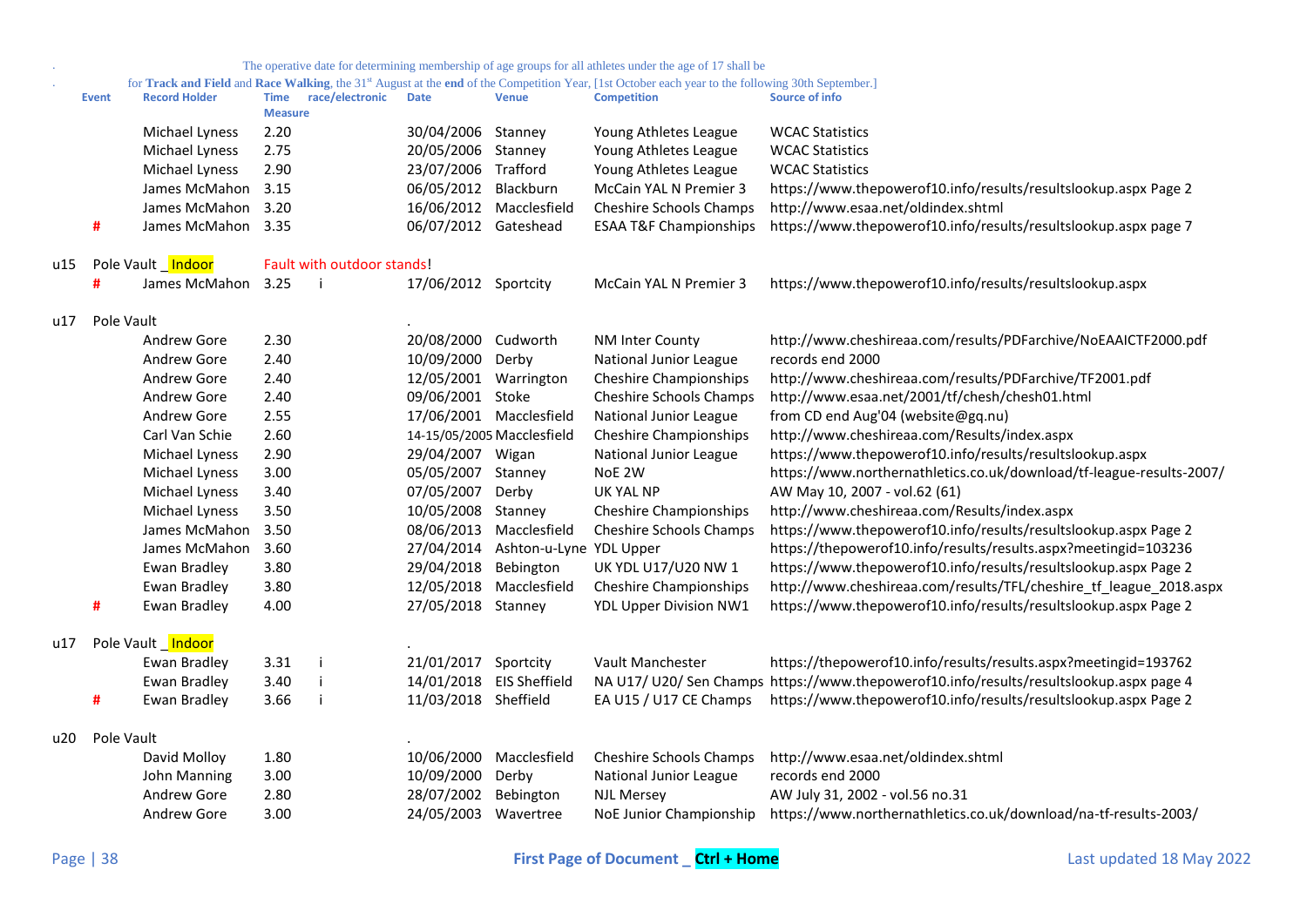The operative date for determining membership of age groups for all athletes under the age of 17 shall be for **Track and Field** and **Race Walking**, the 31st August at the **end** of the Competition Year, [1st October each year to the following 30th September.]

| | Event | Record Holder | Time Measure | race/electronic | Date | Venue | Competition | Source of info |
|---|---|---|---|---|---|---|---|---|
| | | Michael Lyness | 2.20 | | 30/04/2006 | Stanney | Young Athletes League | WCAC Statistics |
| | | Michael Lyness | 2.75 | | 20/05/2006 | Stanney | Young Athletes League | WCAC Statistics |
| | | Michael Lyness | 2.90 | | 23/07/2006 | Trafford | Young Athletes League | WCAC Statistics |
| | | James McMahon | 3.15 | | 06/05/2012 | Blackburn | McCain YAL N Premier 3 | https://www.thepowerof10.info/results/resultslookup.aspx Page 2 |
| | | James McMahon | 3.20 | | 16/06/2012 | Macclesfield | Cheshire Schools Champs | http://www.esaa.net/oldindex.shtml |
| | # | James McMahon | 3.35 | | 06/07/2012 | Gateshead | ESAA T&F Championships | https://www.thepowerof10.info/results/resultslookup.aspx page 7 |
| u15 | Pole Vault _ Indoor | | Fault with outdoor stands! | | | | | |
| | # | James McMahon | 3.25 | i | 17/06/2012 | Sportcity | McCain YAL N Premier 3 | https://www.thepowerof10.info/results/resultslookup.aspx |
| u17 | Pole Vault | | | | . | | | |
| | | Andrew Gore | 2.30 | | 20/08/2000 | Cudworth | NM Inter County | http://www.cheshireaa.com/results/PDFarchive/NoEAAICTF2000.pdf |
| | | Andrew Gore | 2.40 | | 10/09/2000 | Derby | National Junior League | records end 2000 |
| | | Andrew Gore | 2.40 | | 12/05/2001 | Warrington | Cheshire Championships | http://www.cheshireaa.com/results/PDFarchive/TF2001.pdf |
| | | Andrew Gore | 2.40 | | 09/06/2001 | Stoke | Cheshire Schools Champs | http://www.esaa.net/2001/tf/chesh/chesh01.html |
| | | Andrew Gore | 2.55 | | 17/06/2001 | Macclesfield | National Junior League | from CD end Aug'04 (website@gq.nu) |
| | | Carl Van Schie | 2.60 | | 14-15/05/2005 | Macclesfield | Cheshire Championships | http://www.cheshireaa.com/Results/index.aspx |
| | | Michael Lyness | 2.90 | | 29/04/2007 | Wigan | National Junior League | https://www.thepowerof10.info/results/resultslookup.aspx |
| | | Michael Lyness | 3.00 | | 05/05/2007 | Stanney | NoE 2W | https://www.northernathletics.co.uk/download/tf-league-results-2007/ |
| | | Michael Lyness | 3.40 | | 07/05/2007 | Derby | UK YAL NP | AW May 10, 2007 - vol.62 (61) |
| | | Michael Lyness | 3.50 | | 10/05/2008 | Stanney | Cheshire Championships | http://www.cheshireaa.com/Results/index.aspx |
| | | James McMahon | 3.50 | | 08/06/2013 | Macclesfield | Cheshire Schools Champs | https://www.thepowerof10.info/results/resultslookup.aspx Page 2 |
| | | James McMahon | 3.60 | | 27/04/2014 | Ashton-u-Lyne | YDL Upper | https://thepowerof10.info/results/results.aspx?meetingid=103236 |
| | | Ewan Bradley | 3.80 | | 29/04/2018 | Bebington | UK YDL U17/U20 NW 1 | https://www.thepowerof10.info/results/resultslookup.aspx Page 2 |
| | | Ewan Bradley | 3.80 | | 12/05/2018 | Macclesfield | Cheshire Championships | http://www.cheshireaa.com/results/TFL/cheshire_tf_league_2018.aspx |
| | # | Ewan Bradley | 4.00 | | 27/05/2018 | Stanney | YDL Upper Division NW1 | https://www.thepowerof10.info/results/resultslookup.aspx Page 2 |
| u17 | Pole Vault _ Indoor | | | | . | | | |
| | | Ewan Bradley | 3.31 | i | 21/01/2017 | Sportcity | Vault Manchester | https://thepowerof10.info/results/results.aspx?meetingid=193762 |
| | | Ewan Bradley | 3.40 | i | 14/01/2018 | EIS Sheffield | NA U17/ U20/ Sen Champs | https://www.thepowerof10.info/results/resultslookup.aspx page 4 |
| | # | Ewan Bradley | 3.66 | i | 11/03/2018 | Sheffield | EA U15 / U17 CE Champs | https://www.thepowerof10.info/results/resultslookup.aspx Page 2 |
| u20 | Pole Vault | | | | . | | | |
| | | David Molloy | 1.80 | | 10/06/2000 | Macclesfield | Cheshire Schools Champs | http://www.esaa.net/oldindex.shtml |
| | | John Manning | 3.00 | | 10/09/2000 | Derby | National Junior League | records end 2000 |
| | | Andrew Gore | 2.80 | | 28/07/2002 | Bebington | NJL Mersey | AW July 31, 2002 - vol.56 no.31 |
| | | Andrew Gore | 3.00 | | 24/05/2003 | Wavertree | NoE Junior Championship | https://www.northernathletics.co.uk/download/na-tf-results-2003/ |

First Page of Document _ **Ctrl + Home**

Last updated 18 May 2022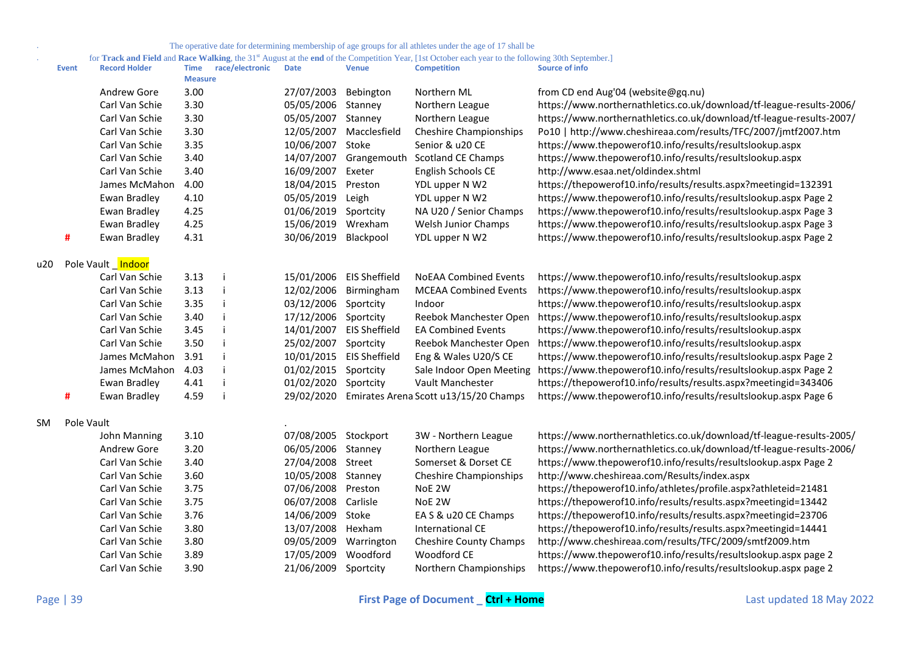. The operative date for determining membership of age groups for all athletes under the age of 17 shall be

. for **Track and Field** and **Race Walking**, the 31st August at the **end** of the Competition Year, [1st October each year to the following 30th September.]

| | Event | Record Holder | Time Measure | race/electronic | Date | Venue | Competition | Source of info |
|---|---|---|---|---|---|---|---|---|
| | | Andrew Gore | 3.00 | | 27/07/2003 | Bebington | Northern ML | from CD end Aug'04 (website@gq.nu) |
| | | Carl Van Schie | 3.30 | | 05/05/2006 | Stanney | Northern League | https://www.northernathletics.co.uk/download/tf-league-results-2006/ |
| | | Carl Van Schie | 3.30 | | 05/05/2007 | Stanney | Northern League | https://www.northernathletics.co.uk/download/tf-league-results-2007/ |
| | | Carl Van Schie | 3.30 | | 12/05/2007 | Macclesfield | Cheshire Championships | Po10 \| http://www.cheshireaa.com/results/TFC/2007/jmtf2007.htm |
| | | Carl Van Schie | 3.35 | | 10/06/2007 | Stoke | Senior & u20 CE | https://www.thepowerof10.info/results/resultslookup.aspx |
| | | Carl Van Schie | 3.40 | | 14/07/2007 | Grangemouth | Scotland CE Champs | https://www.thepowerof10.info/results/resultslookup.aspx |
| | | Carl Van Schie | 3.40 | | 16/09/2007 | Exeter | English Schools CE | http://www.esaa.net/oldindex.shtml |
| | | James McMahon | 4.00 | | 18/04/2015 | Preston | YDL upper N W2 | https://thepowerof10.info/results/results.aspx?meetingid=132391 |
| | | Ewan Bradley | 4.10 | | 05/05/2019 | Leigh | YDL upper N W2 | https://www.thepowerof10.info/results/resultslookup.aspx Page 2 |
| | | Ewan Bradley | 4.25 | | 01/06/2019 | Sportcity | NA U20 / Senior Champs | https://www.thepowerof10.info/results/resultslookup.aspx Page 3 |
| | | Ewan Bradley | 4.25 | | 15/06/2019 | Wrexham | Welsh Junior Champs | https://www.thepowerof10.info/results/resultslookup.aspx Page 3 |
| | # | Ewan Bradley | 4.31 | | 30/06/2019 | Blackpool | YDL upper N W2 | https://www.thepowerof10.info/results/resultslookup.aspx Page 2 |
| u20 | Pole Vault _ Indoor | | | | | | | |
| | | Carl Van Schie | 3.13 | i | 15/01/2006 | EIS Sheffield | NoEAA Combined Events | https://www.thepowerof10.info/results/resultslookup.aspx |
| | | Carl Van Schie | 3.13 | i | 12/02/2006 | Birmingham | MCEAA Combined Events | https://www.thepowerof10.info/results/resultslookup.aspx |
| | | Carl Van Schie | 3.35 | i | 03/12/2006 | Sportcity | Indoor | https://www.thepowerof10.info/results/resultslookup.aspx |
| | | Carl Van Schie | 3.40 | i | 17/12/2006 | Sportcity | Reebok Manchester Open | https://www.thepowerof10.info/results/resultslookup.aspx |
| | | Carl Van Schie | 3.45 | i | 14/01/2007 | EIS Sheffield | EA Combined Events | https://www.thepowerof10.info/results/resultslookup.aspx |
| | | Carl Van Schie | 3.50 | i | 25/02/2007 | Sportcity | Reebok Manchester Open | https://www.thepowerof10.info/results/resultslookup.aspx |
| | | James McMahon | 3.91 | i | 10/01/2015 | EIS Sheffield | Eng & Wales U20/S CE | https://www.thepowerof10.info/results/resultslookup.aspx Page 2 |
| | | James McMahon | 4.03 | i | 01/02/2015 | Sportcity | Sale Indoor Open Meeting | https://www.thepowerof10.info/results/resultslookup.aspx Page 2 |
| | | Ewan Bradley | 4.41 | i | 01/02/2020 | Sportcity | Vault Manchester | https://thepowerof10.info/results/results.aspx?meetingid=343406 |
| | # | Ewan Bradley | 4.59 | i | 29/02/2020 | Emirates Arena | Scott u13/15/20 Champs | https://www.thepowerof10.info/results/resultslookup.aspx Page 6 |
| SM | Pole Vault | | | | . | | | |
| | | John Manning | 3.10 | | 07/08/2005 | Stockport | 3W - Northern League | https://www.northernathletics.co.uk/download/tf-league-results-2005/ |
| | | Andrew Gore | 3.20 | | 06/05/2006 | Stanney | Northern League | https://www.northernathletics.co.uk/download/tf-league-results-2006/ |
| | | Carl Van Schie | 3.40 | | 27/04/2008 | Street | Somerset & Dorset CE | https://www.thepowerof10.info/results/resultslookup.aspx Page 2 |
| | | Carl Van Schie | 3.60 | | 10/05/2008 | Stanney | Cheshire Championships | http://www.cheshireaa.com/Results/index.aspx |
| | | Carl Van Schie | 3.75 | | 07/06/2008 | Preston | NoE 2W | https://thepowerof10.info/athletes/profile.aspx?athleteid=21481 |
| | | Carl Van Schie | 3.75 | | 06/07/2008 | Carlisle | NoE 2W | https://thepowerof10.info/results/results.aspx?meetingid=13442 |
| | | Carl Van Schie | 3.76 | | 14/06/2009 | Stoke | EA S & u20 CE Champs | https://thepowerof10.info/results/results.aspx?meetingid=23706 |
| | | Carl Van Schie | 3.80 | | 13/07/2008 | Hexham | International CE | https://thepowerof10.info/results/results.aspx?meetingid=14441 |
| | | Carl Van Schie | 3.80 | | 09/05/2009 | Warrington | Cheshire County Champs | http://www.cheshireaa.com/results/TFC/2009/smtf2009.htm |
| | | Carl Van Schie | 3.89 | | 17/05/2009 | Woodford | Woodford CE | https://www.thepowerof10.info/results/resultslookup.aspx page 2 |
| | | Carl Van Schie | 3.90 | | 21/06/2009 | Sportcity | Northern Championships | https://www.thepowerof10.info/results/resultslookup.aspx page 2 |

First Page of Document _ Ctrl + Home

Last updated 18 May 2022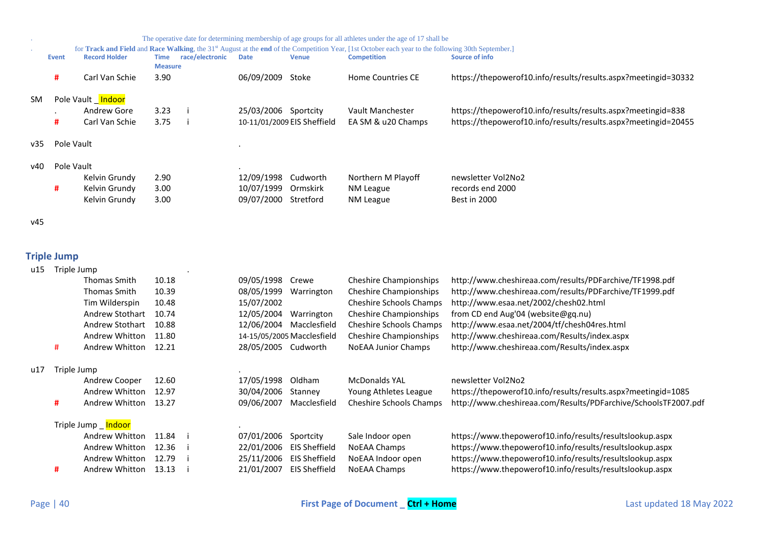. The operative date for determining membership of age groups for all athletes under the age of 17 shall be

. for **Track and Field** and **Race Walking**, the 31st August at the **end** of the Competition Year, [1st October each year to the following 30th September.]

| | Event | Record Holder | Time Measure | race/electronic | Date | Venue | Competition | Source of info |
|---|---|---|---|---|---|---|---|---|
| | # | Carl Van Schie | 3.90 | | 06/09/2009 | Stoke | Home Countries CE | https://thepowerof10.info/results/results.aspx?meetingid=30332 |
| SM | Pole Vault _ Indoor | | | | | | | |
| | . | Andrew Gore | 3.23 | i | 25/03/2006 | Sportcity | Vault Manchester | https://thepowerof10.info/results/results.aspx?meetingid=838 |
| | # | Carl Van Schie | 3.75 | i | 10-11/01/2009 | EIS Sheffield | EA SM & u20 Champs | https://thepowerof10.info/results/results.aspx?meetingid=20455 |
| v35 | Pole Vault | | | | . | | | |
| v40 | Pole Vault | | | | . | | | |
| | | Kelvin Grundy | 2.90 | | 12/09/1998 | Cudworth | Northern M Playoff | newsletter Vol2No2 |
| | # | Kelvin Grundy | 3.00 | | 10/07/1999 | Ormskirk | NM League | records end 2000 |
| | | Kelvin Grundy | 3.00 | | 09/07/2000 | Stretford | NM League | Best in 2000 |
| v45 | | | | | | | | |

## Triple Jump

| | Event | Record Holder | Time Measure | race/electronic | Date | Venue | Competition | Source of info |
|---|---|---|---|---|---|---|---|---|
| u15 | Triple Jump | | | . | | | | |
| | | Thomas Smith | 10.18 | | 09/05/1998 | Crewe | Cheshire Championships | http://www.cheshireaa.com/results/PDFarchive/TF1998.pdf |
| | | Thomas Smith | 10.39 | | 08/05/1999 | Warrington | Cheshire Championships | http://www.cheshireaa.com/results/PDFarchive/TF1999.pdf |
| | | Tim Wilderspin | 10.48 | | 15/07/2002 | | Cheshire Schools Champs | http://www.esaa.net/2002/chesh02.html |
| | | Andrew Stothart | 10.74 | | 12/05/2004 | Warrington | Cheshire Championships | from CD end Aug'04 (website@gq.nu) |
| | | Andrew Stothart | 10.88 | | 12/06/2004 | Macclesfield | Cheshire Schools Champs | http://www.esaa.net/2004/tf/chesh04res.html |
| | | Andrew Whitton | 11.80 | | 14-15/05/2005 | Macclesfield | Cheshire Championships | http://www.cheshireaa.com/Results/index.aspx |
| | # | Andrew Whitton | 12.21 | | 28/05/2005 | Cudworth | NoEAA Junior Champs | http://www.cheshireaa.com/Results/index.aspx |
| u17 | Triple Jump | | | | . | | | |
| | | Andrew Cooper | 12.60 | | 17/05/1998 | Oldham | McDonalds YAL | newsletter Vol2No2 |
| | | Andrew Whitton | 12.97 | | 30/04/2006 | Stanney | Young Athletes League | https://thepowerof10.info/results/results.aspx?meetingid=1085 |
| | # | Andrew Whitton | 13.27 | | 09/06/2007 | Macclesfield | Cheshire Schools Champs | http://www.cheshireaa.com/Results/PDFarchive/SchoolsTF2007.pdf |
| | Triple Jump _ Indoor | | | | . | | | |
| | | Andrew Whitton | 11.84 | i | 07/01/2006 | Sportcity | Sale Indoor open | https://www.thepowerof10.info/results/resultslookup.aspx |
| | | Andrew Whitton | 12.36 | i | 22/01/2006 | EIS Sheffield | NoEAA Champs | https://www.thepowerof10.info/results/resultslookup.aspx |
| | | Andrew Whitton | 12.79 | i | 25/11/2006 | EIS Sheffield | NoEAA Indoor open | https://www.thepowerof10.info/results/resultslookup.aspx |
| | # | Andrew Whitton | 13.13 | i | 21/01/2007 | EIS Sheffield | NoEAA Champs | https://www.thepowerof10.info/results/resultslookup.aspx |

First Page of Document _ Ctrl + Home

Last updated 18 May 2022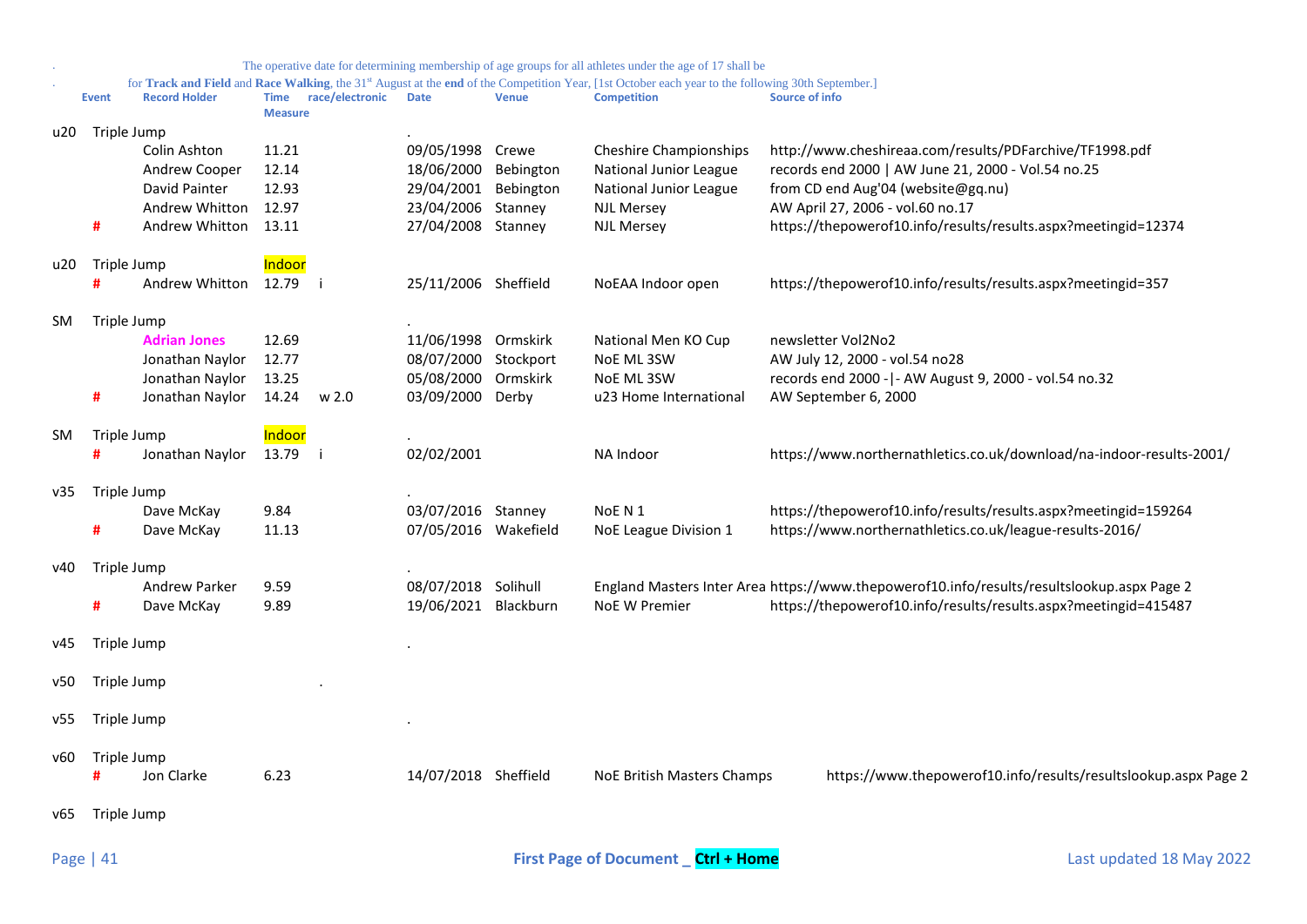. The operative date for determining membership of age groups for all athletes under the age of 17 shall be

. for **Track and Field** and **Race Walking**, the 31st August at the **end** of the Competition Year, [1st October each year to the following 30th September.]

| | Event | Record Holder | Time Measure | race/electronic | Date | Venue | Competition | Source of info |
|---|---|---|---|---|---|---|---|---|
| u20 | Triple Jump | | | | . | | | |
| | | Colin Ashton | 11.21 | | 09/05/1998 | Crewe | Cheshire Championships | http://www.cheshireaa.com/results/PDFarchive/TF1998.pdf |
| | | Andrew Cooper | 12.14 | | 18/06/2000 | Bebington | National Junior League | records end 2000 \| AW June 21, 2000 - Vol.54 no.25 |
| | | David Painter | 12.93 | | 29/04/2001 | Bebington | National Junior League | from CD end Aug'04 (website@gq.nu) |
| | | Andrew Whitton | 12.97 | | 23/04/2006 | Stanney | NJL Mersey | AW April 27, 2006 - vol.60 no.17 |
| | # | Andrew Whitton | 13.11 | | 27/04/2008 | Stanney | NJL Mersey | https://thepowerof10.info/results/results.aspx?meetingid=12374 |
| | | | | | | | | |
| u20 | Triple Jump | | Indoor | | | | | |
| | # | Andrew Whitton | 12.79 | i | 25/11/2006 | Sheffield | NoEAA Indoor open | https://thepowerof10.info/results/results.aspx?meetingid=357 |
| | | | | | | | | |
| SM | Triple Jump | | | | . | | | |
| | | **Adrian Jones** | 12.69 | | 11/06/1998 | Ormskirk | National Men KO Cup | newsletter Vol2No2 |
| | | Jonathan Naylor | 12.77 | | 08/07/2000 | Stockport | NoE ML 3SW | AW July 12, 2000 - vol.54 no28 |
| | | Jonathan Naylor | 13.25 | | 05/08/2000 | Ormskirk | NoE ML 3SW | records end 2000 -\|- AW August 9, 2000 - vol.54 no.32 |
| | # | Jonathan Naylor | 14.24 | w 2.0 | 03/09/2000 | Derby | u23 Home International | AW September 6, 2000 |
| | | | | | | | | |
| SM | Triple Jump | | Indoor | | . | | | |
| | # | Jonathan Naylor | 13.79 | i | 02/02/2001 | | NA Indoor | https://www.northernathletics.co.uk/download/na-indoor-results-2001/ |
| | | | | | | | | |
| v35 | Triple Jump | | | | . | | | |
| | | Dave McKay | 9.84 | | 03/07/2016 | Stanney | NoE N 1 | https://thepowerof10.info/results/results.aspx?meetingid=159264 |
| | # | Dave McKay | 11.13 | | 07/05/2016 | Wakefield | NoE League Division 1 | https://www.northernathletics.co.uk/league-results-2016/ |
| | | | | | | | | |
| v40 | Triple Jump | | | | . | | | |
| | | Andrew Parker | 9.59 | | 08/07/2018 | Solihull | England Masters Inter Area | https://www.thepowerof10.info/results/resultslookup.aspx Page 2 |
| | # | Dave McKay | 9.89 | | 19/06/2021 | Blackburn | NoE W Premier | https://thepowerof10.info/results/results.aspx?meetingid=415487 |
| | | | | | | | | |
| v45 | Triple Jump | | | | . | | | |
| | | | | | | | | |
| v50 | Triple Jump | | | . | | | | |
| | | | | | | | | |
| v55 | Triple Jump | | | | . | | | |
| | | | | | | | | |
| v60 | Triple Jump | | | | | | | |
| | # | Jon Clarke | 6.23 | | 14/07/2018 | Sheffield | NoE British Masters Champs | https://www.thepowerof10.info/results/resultslookup.aspx Page 2 |
| | | | | | | | | |
| v65 | Triple Jump | | | | | | | |

First Page of Document _ **Ctrl + Home**

Last updated 18 May 2022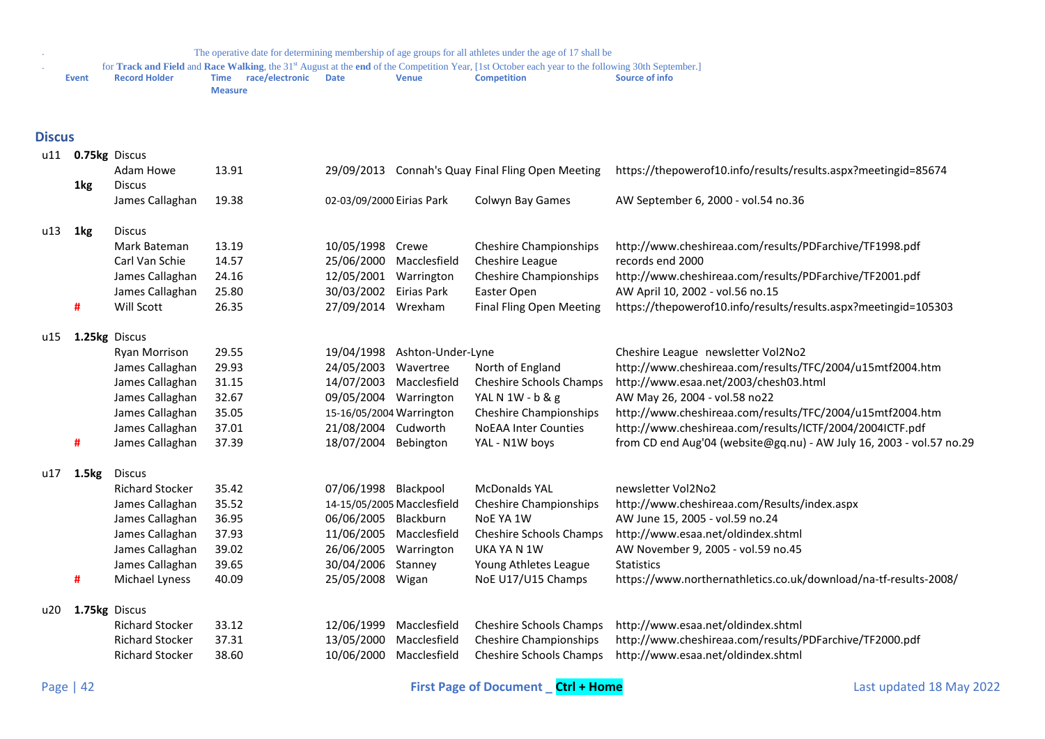. The operative date for determining membership of age groups for all athletes under the age of 17 shall be

. for **Track and Field** and **Race Walking**, the 31st August at the **end** of the Competition Year, [1st October each year to the following 30th September.]

## Discus

| Event | | Record Holder | Time Measure | race/electronic | Date | Venue | Competition | Source of info |
|---|---|---|---|---|---|---|---|---|
| u11 | 0.75kg | Discus | | | | | | |
| | | Adam Howe | 13.91 | | 29/09/2013 | Connah's Quay | Final Fling Open Meeting | https://thepowerof10.info/results/results.aspx?meetingid=85674 |
| | 1kg | Discus | | | | | | |
| | | James Callaghan | 19.38 | | 02-03/09/2000 | Eirias Park | Colwyn Bay Games | AW September 6, 2000 - vol.54 no.36 |
| u13 | 1kg | Discus | | | | | | |
| | | Mark Bateman | 13.19 | | 10/05/1998 | Crewe | Cheshire Championships | http://www.cheshireaa.com/results/PDFarchive/TF1998.pdf |
| | | Carl Van Schie | 14.57 | | 25/06/2000 | Macclesfield | Cheshire League | records end 2000 |
| | | James Callaghan | 24.16 | | 12/05/2001 | Warrington | Cheshire Championships | http://www.cheshireaa.com/results/PDFarchive/TF2001.pdf |
| | | James Callaghan | 25.80 | | 30/03/2002 | Eirias Park | Easter Open | AW April 10, 2002 - vol.56 no.15 |
| | # | Will Scott | 26.35 | | 27/09/2014 | Wrexham | Final Fling Open Meeting | https://thepowerof10.info/results/results.aspx?meetingid=105303 |
| u15 | 1.25kg | Discus | | | | | | |
| | | Ryan Morrison | 29.55 | | 19/04/1998 | Ashton-Under-Lyne | | Cheshire League newsletter Vol2No2 |
| | | James Callaghan | 29.93 | | 24/05/2003 | Wavertree | North of England | http://www.cheshireaa.com/results/TFC/2004/u15mtf2004.htm |
| | | James Callaghan | 31.15 | | 14/07/2003 | Macclesfield | Cheshire Schools Champs | http://www.esaa.net/2003/chesh03.html |
| | | James Callaghan | 32.67 | | 09/05/2004 | Warrington | YAL N 1W - b & g | AW May 26, 2004 - vol.58 no22 |
| | | James Callaghan | 35.05 | | 15-16/05/2004 | Warrington | Cheshire Championships | http://www.cheshireaa.com/results/TFC/2004/u15mtf2004.htm |
| | | James Callaghan | 37.01 | | 21/08/2004 | Cudworth | NoEAA Inter Counties | http://www.cheshireaa.com/results/ICTF/2004/2004ICTF.pdf |
| | # | James Callaghan | 37.39 | | 18/07/2004 | Bebington | YAL - N1W boys | from CD end Aug'04 (website@gq.nu) - AW July 16, 2003 - vol.57 no.29 |
| u17 | 1.5kg | Discus | | | | | | |
| | | Richard Stocker | 35.42 | | 07/06/1998 | Blackpool | McDonalds YAL | newsletter Vol2No2 |
| | | James Callaghan | 35.52 | | 14-15/05/2005 | Macclesfield | Cheshire Championships | http://www.cheshireaa.com/Results/index.aspx |
| | | James Callaghan | 36.95 | | 06/06/2005 | Blackburn | NoE YA 1W | AW June 15, 2005 - vol.59 no.24 |
| | | James Callaghan | 37.93 | | 11/06/2005 | Macclesfield | Cheshire Schools Champs | http://www.esaa.net/oldindex.shtml |
| | | James Callaghan | 39.02 | | 26/06/2005 | Warrington | UKA YA N 1W | AW November 9, 2005 - vol.59 no.45 |
| | | James Callaghan | 39.65 | | 30/04/2006 | Stanney | Young Athletes League | Statistics |
| | # | Michael Lyness | 40.09 | | 25/05/2008 | Wigan | NoE U17/U15 Champs | https://www.northernathletics.co.uk/download/na-tf-results-2008/ |
| u20 | 1.75kg | Discus | | | | | | |
| | | Richard Stocker | 33.12 | | 12/06/1999 | Macclesfield | Cheshire Schools Champs | http://www.esaa.net/oldindex.shtml |
| | | Richard Stocker | 37.31 | | 13/05/2000 | Macclesfield | Cheshire Championships | http://www.cheshireaa.com/results/PDFarchive/TF2000.pdf |
| | | Richard Stocker | 38.60 | | 10/06/2000 | Macclesfield | Cheshire Schools Champs | http://www.esaa.net/oldindex.shtml |

First Page of Document _ **Ctrl + Home**

Last updated 18 May 2022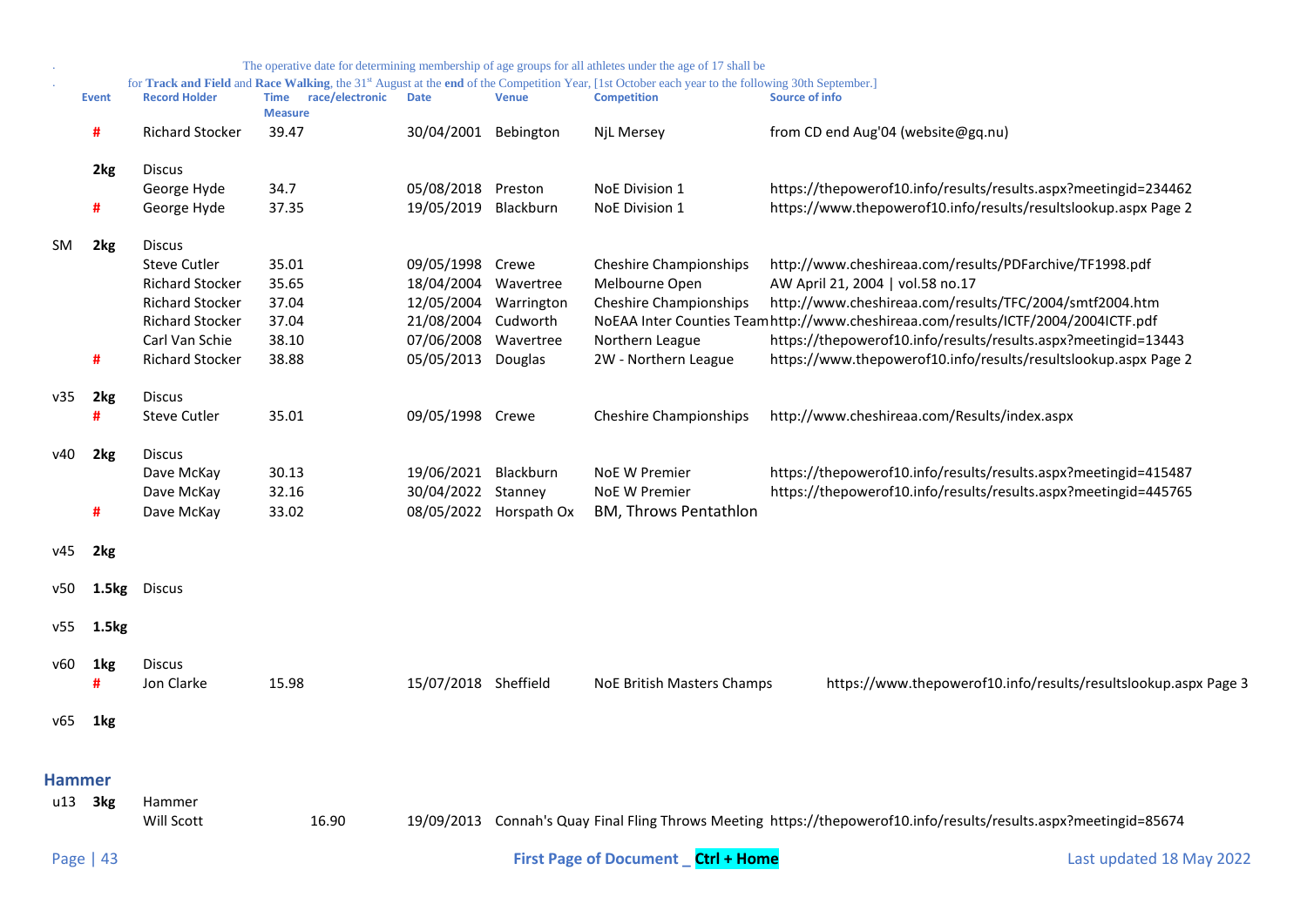The operative date for determining membership of age groups for all athletes under the age of 17 shall be for **Track and Field** and **Race Walking**, the 31st August at the **end** of the Competition Year, [1st October each year to the following 30th September.]

| | Event | Record Holder | Time Measure | race/electronic | Date | Venue | Competition | Source of info |
|---|---|---|---|---|---|---|---|---|
| | # | Richard Stocker | 39.47 | | 30/04/2001 | Bebington | NjL Mersey | from CD end Aug'04 (website@gq.nu) |
| | **2kg** | Discus | | | | | | |
| | | George Hyde | 34.7 | | 05/08/2018 | Preston | NoE Division 1 | https://thepowerof10.info/results/results.aspx?meetingid=234462 |
| | # | George Hyde | 37.35 | | 19/05/2019 | Blackburn | NoE Division 1 | https://www.thepowerof10.info/results/resultslookup.aspx Page 2 |
| SM | **2kg** | Discus | | | | | | |
| | | Steve Cutler | 35.01 | | 09/05/1998 | Crewe | Cheshire Championships | http://www.cheshireaa.com/results/PDFarchive/TF1998.pdf |
| | | Richard Stocker | 35.65 | | 18/04/2004 | Wavertree | Melbourne Open | AW April 21, 2004 \| vol.58 no.17 |
| | | Richard Stocker | 37.04 | | 12/05/2004 | Warrington | Cheshire Championships | http://www.cheshireaa.com/results/TFC/2004/smtf2004.htm |
| | | Richard Stocker | 37.04 | | 21/08/2004 | Cudworth | NoEAA Inter Counties Team | http://www.cheshireaa.com/results/ICTF/2004/2004ICTF.pdf |
| | | Carl Van Schie | 38.10 | | 07/06/2008 | Wavertree | Northern League | https://thepowerof10.info/results/results.aspx?meetingid=13443 |
| | # | Richard Stocker | 38.88 | | 05/05/2013 | Douglas | 2W - Northern League | https://www.thepowerof10.info/results/resultslookup.aspx Page 2 |
| v35 | **2kg** | Discus | | | | | | |
| | # | Steve Cutler | 35.01 | | 09/05/1998 | Crewe | Cheshire Championships | http://www.cheshireaa.com/Results/index.aspx |
| v40 | **2kg** | Discus | | | | | | |
| | | Dave McKay | 30.13 | | 19/06/2021 | Blackburn | NoE W Premier | https://thepowerof10.info/results/results.aspx?meetingid=415487 |
| | | Dave McKay | 32.16 | | 30/04/2022 | Stanney | NoE W Premier | https://thepowerof10.info/results/results.aspx?meetingid=445765 |
| | # | Dave McKay | 33.02 | | 08/05/2022 | Horspath Ox | BM, Throws Pentathlon | |
| v45 | **2kg** | | | | | | | |
| v50 | **1.5kg** | Discus | | | | | | |
| v55 | **1.5kg** | | | | | | | |
| v60 | **1kg** | Discus | | | | | | |
| | # | Jon Clarke | 15.98 | | 15/07/2018 | Sheffield | NoE British Masters Champs | https://www.thepowerof10.info/results/resultslookup.aspx Page 3 |
| v65 | **1kg** | | | | | | | |

## Hammer

| | Event | Record Holder | Time Measure | race/electronic | Date | Venue | Competition | Source of info |
|---|---|---|---|---|---|---|---|---|
| u13 | **3kg** | Hammer | | | | | | |
| | | Will Scott | | 16.90 | 19/09/2013 | Connah's Quay | Final Fling Throws Meeting | https://thepowerof10.info/results/results.aspx?meetingid=85674 |

**First Page of Document _ Ctrl + Home**

Last updated 18 May 2022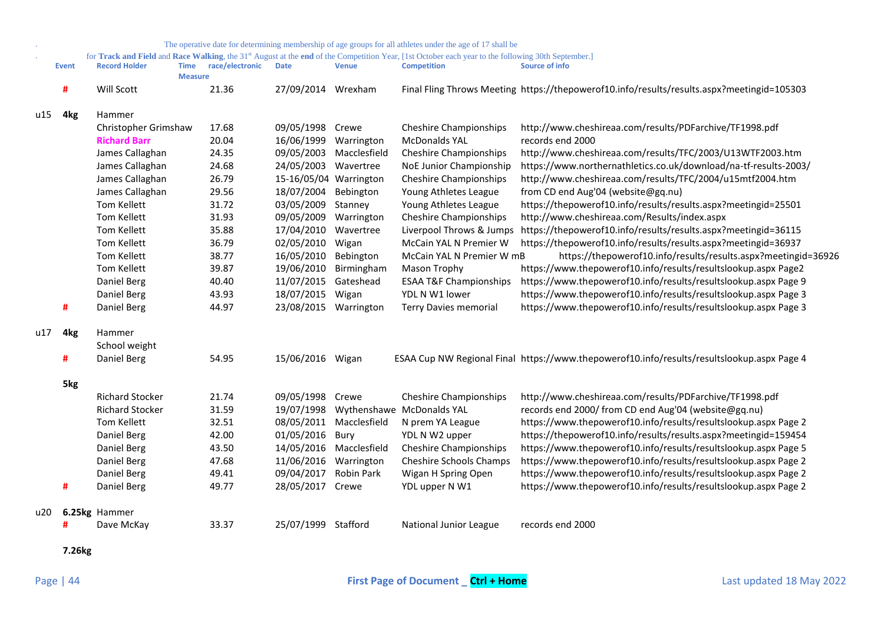. The operative date for determining membership of age groups for all athletes under the age of 17 shall be

. for **Track and Field** and **Race Walking**, the 31st August at the **end** of the Competition Year, [1st October each year to the following 30th September.]

| | Event | Record Holder | Time Measure | race/electronic | Date | Venue | Competition | Source of info |
|---|---|---|---|---|---|---|---|---|
| | # | Will Scott | | 21.36 | 27/09/2014 | Wrexham | Final Fling Throws Meeting | https://thepowerof10.info/results/results.aspx?meetingid=105303 |
| u15 | 4kg | Hammer | | | | | | |
| | | Christopher Grimshaw | | 17.68 | 09/05/1998 | Crewe | Cheshire Championships | http://www.cheshireaa.com/results/PDFarchive/TF1998.pdf |
| | | **Richard Barr** | | 20.04 | 16/06/1999 | Warrington | McDonalds YAL | records end 2000 |
| | | James Callaghan | | 24.35 | 09/05/2003 | Macclesfield | Cheshire Championships | http://www.cheshireaa.com/results/TFC/2003/U13WTF2003.htm |
| | | James Callaghan | | 24.68 | 24/05/2003 | Wavertree | NoE Junior Championship | https://www.northernathletics.co.uk/download/na-tf-results-2003/ |
| | | James Callaghan | | 26.79 | 15-16/05/04 | Warrington | Cheshire Championships | http://www.cheshireaa.com/results/TFC/2004/u15mtf2004.htm |
| | | James Callaghan | | 29.56 | 18/07/2004 | Bebington | Young Athletes League | from CD end Aug'04 (website@gq.nu) |
| | | Tom Kellett | | 31.72 | 03/05/2009 | Stanney | Young Athletes League | https://thepowerof10.info/results/results.aspx?meetingid=25501 |
| | | Tom Kellett | | 31.93 | 09/05/2009 | Warrington | Cheshire Championships | http://www.cheshireaa.com/Results/index.aspx |
| | | Tom Kellett | | 35.88 | 17/04/2010 | Wavertree | Liverpool Throws & Jumps | https://thepowerof10.info/results/results.aspx?meetingid=36115 |
| | | Tom Kellett | | 36.79 | 02/05/2010 | Wigan | McCain YAL N Premier W | https://thepowerof10.info/results/results.aspx?meetingid=36937 |
| | | Tom Kellett | | 38.77 | 16/05/2010 | Bebington | McCain YAL N Premier W mB | https://thepowerof10.info/results/results.aspx?meetingid=36926 |
| | | Tom Kellett | | 39.87 | 19/06/2010 | Birmingham | Mason Trophy | https://www.thepowerof10.info/results/resultslookup.aspx Page2 |
| | | Daniel Berg | | 40.40 | 11/07/2015 | Gateshead | ESAA T&F Championships | https://www.thepowerof10.info/results/resultslookup.aspx Page 9 |
| | | Daniel Berg | | 43.93 | 18/07/2015 | Wigan | YDL N W1 lower | https://www.thepowerof10.info/results/resultslookup.aspx Page 3 |
| | # | Daniel Berg | | 44.97 | 23/08/2015 | Warrington | Terry Davies memorial | https://www.thepowerof10.info/results/resultslookup.aspx Page 3 |
| u17 | 4kg | Hammer | | | | | | |
| | | School weight | | | | | | |
| | # | Daniel Berg | | 54.95 | 15/06/2016 | Wigan | ESAA Cup NW Regional Final | https://www.thepowerof10.info/results/resultslookup.aspx Page 4 |
| | 5kg | | | | | | | |
| | | Richard Stocker | | 21.74 | 09/05/1998 | Crewe | Cheshire Championships | http://www.cheshireaa.com/results/PDFarchive/TF1998.pdf |
| | | Richard Stocker | | 31.59 | 19/07/1998 | Wythenshawe | McDonalds YAL | records end 2000/ from CD end Aug'04 (website@gq.nu) |
| | | Tom Kellett | | 32.51 | 08/05/2011 | Macclesfield | N prem YA League | https://www.thepowerof10.info/results/resultslookup.aspx Page 2 |
| | | Daniel Berg | | 42.00 | 01/05/2016 | Bury | YDL N W2 upper | https://thepowerof10.info/results/results.aspx?meetingid=159454 |
| | | Daniel Berg | | 43.50 | 14/05/2016 | Macclesfield | Cheshire Championships | https://www.thepowerof10.info/results/resultslookup.aspx Page 5 |
| | | Daniel Berg | | 47.68 | 11/06/2016 | Warrington | Cheshire Schools Champs | https://www.thepowerof10.info/results/resultslookup.aspx Page 2 |
| | | Daniel Berg | | 49.41 | 09/04/2017 | Robin Park | Wigan H Spring Open | https://www.thepowerof10.info/results/resultslookup.aspx Page 2 |
| | # | Daniel Berg | | 49.77 | 28/05/2017 | Crewe | YDL upper N W1 | https://www.thepowerof10.info/results/resultslookup.aspx Page 2 |
| u20 | 6.25kg | Hammer | | | | | | |
| | # | Dave McKay | | 33.37 | 25/07/1999 | Stafford | National Junior League | records end 2000 |
| | 7.26kg | | | | | | | |

First Page of Document _ **Ctrl + Home**

Last updated 18 May 2022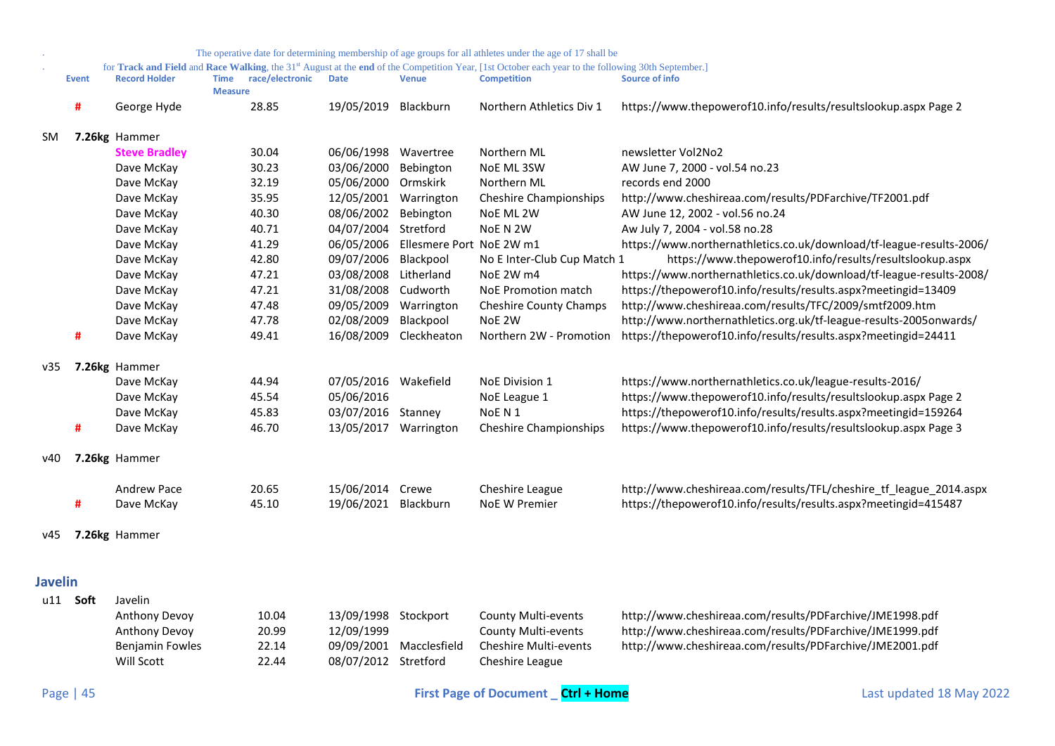. The operative date for determining membership of age groups for all athletes under the age of 17 shall be

. for **Track and Field** and **Race Walking**, the 31st August at the **end** of the Competition Year, [1st October each year to the following 30th September.]

| | Event | Record Holder | Time Measure | race/electronic | Date | Venue | Competition | Source of info |
|---|---|---|---|---|---|---|---|---|
| | # | George Hyde | | 28.85 | 19/05/2019 | Blackburn | Northern Athletics Div 1 | https://www.thepowerof10.info/results/resultslookup.aspx Page 2 |
| SM | **7.26kg** | Hammer | | | | | | |
| | | **Steve Bradley** | | 30.04 | 06/06/1998 | Wavertree | Northern ML | newsletter Vol2No2 |
| | | Dave McKay | | 30.23 | 03/06/2000 | Bebington | NoE ML 3SW | AW June 7, 2000 - vol.54 no.23 |
| | | Dave McKay | | 32.19 | 05/06/2000 | Ormskirk | Northern ML | records end 2000 |
| | | Dave McKay | | 35.95 | 12/05/2001 | Warrington | Cheshire Championships | http://www.cheshireaa.com/results/PDFarchive/TF2001.pdf |
| | | Dave McKay | | 40.30 | 08/06/2002 | Bebington | NoE ML 2W | AW June 12, 2002 - vol.56 no.24 |
| | | Dave McKay | | 40.71 | 04/07/2004 | Stretford | NoE N 2W | Aw July 7, 2004 - vol.58 no.28 |
| | | Dave McKay | | 41.29 | 06/05/2006 | Ellesmere Port | NoE 2W m1 | https://www.northernathletics.co.uk/download/tf-league-results-2006/ |
| | | Dave McKay | | 42.80 | 09/07/2006 | Blackpool | No E Inter-Club Cup Match 1 | https://www.thepowerof10.info/results/resultslookup.aspx |
| | | Dave McKay | | 47.21 | 03/08/2008 | Litherland | NoE 2W m4 | https://www.northernathletics.co.uk/download/tf-league-results-2008/ |
| | | Dave McKay | | 47.21 | 31/08/2008 | Cudworth | NoE Promotion match | https://thepowerof10.info/results/results.aspx?meetingid=13409 |
| | | Dave McKay | | 47.48 | 09/05/2009 | Warrington | Cheshire County Champs | http://www.cheshireaa.com/results/TFC/2009/smtf2009.htm |
| | | Dave McKay | | 47.78 | 02/08/2009 | Blackpool | NoE 2W | http://www.northernathletics.org.uk/tf-league-results-2005onwards/ |
| | # | Dave McKay | | 49.41 | 16/08/2009 | Cleckheaton | Northern 2W - Promotion | https://thepowerof10.info/results/results.aspx?meetingid=24411 |
| v35 | **7.26kg** | Hammer | | | | | | |
| | | Dave McKay | | 44.94 | 07/05/2016 | Wakefield | NoE Division 1 | https://www.northernathletics.co.uk/league-results-2016/ |
| | | Dave McKay | | 45.54 | 05/06/2016 | | NoE League 1 | https://www.thepowerof10.info/results/resultslookup.aspx Page 2 |
| | | Dave McKay | | 45.83 | 03/07/2016 | Stanney | NoE N 1 | https://thepowerof10.info/results/results.aspx?meetingid=159264 |
| | # | Dave McKay | | 46.70 | 13/05/2017 | Warrington | Cheshire Championships | https://www.thepowerof10.info/results/resultslookup.aspx Page 3 |
| v40 | **7.26kg** | Hammer | | | | | | |
| | | Andrew Pace | | 20.65 | 15/06/2014 | Crewe | Cheshire League | http://www.cheshireaa.com/results/TFL/cheshire_tf_league_2014.aspx |
| | # | Dave McKay | | 45.10 | 19/06/2021 | Blackburn | NoE W Premier | https://thepowerof10.info/results/results.aspx?meetingid=415487 |
| v45 | **7.26kg** | Hammer | | | | | | |

## Javelin

| | Event | Record Holder | Time Measure | race/electronic | Date | Venue | Competition | Source of info |
|---|---|---|---|---|---|---|---|---|
| u11 | **Soft** | Javelin | | | | | | |
| | | Anthony Devoy | | 10.04 | 13/09/1998 | Stockport | County Multi-events | http://www.cheshireaa.com/results/PDFarchive/JME1998.pdf |
| | | Anthony Devoy | | 20.99 | 12/09/1999 | | County Multi-events | http://www.cheshireaa.com/results/PDFarchive/JME1999.pdf |
| | | Benjamin Fowles | | 22.14 | 09/09/2001 | Macclesfield | Cheshire Multi-events | http://www.cheshireaa.com/results/PDFarchive/JME2001.pdf |
| | | Will Scott | | 22.44 | 08/07/2012 | Stretford | Cheshire League | |

First Page of Document _ **Ctrl + Home**

Last updated 18 May 2022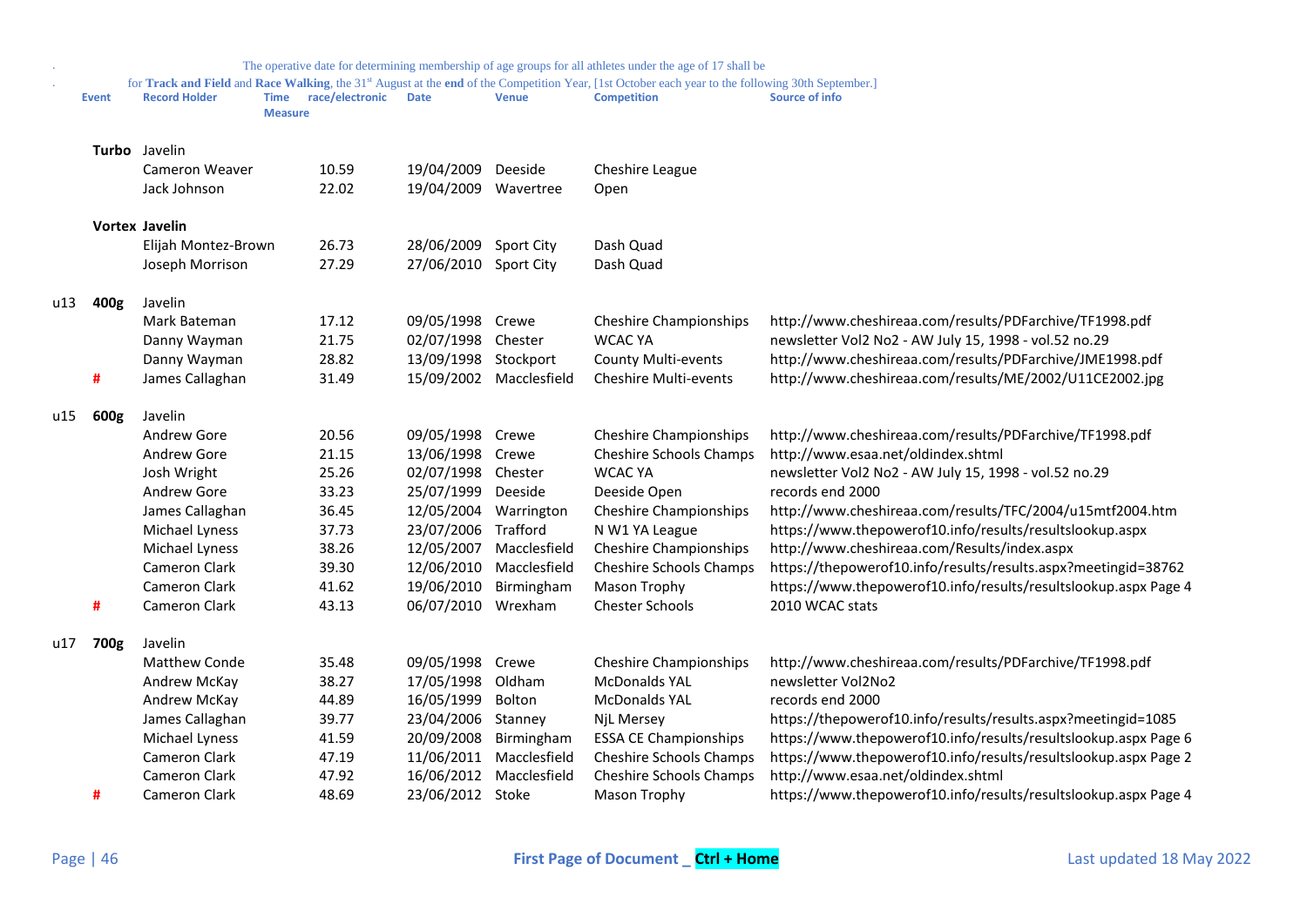The operative date for determining membership of age groups for all athletes under the age of 17 shall be for **Track and Field** and **Race Walking**, the 31st August at the **end** of the Competition Year, [1st October each year to the following 30th September.]

| | Event | Record Holder | Time Measure | race/electronic | Date | Venue | Competition | Source of info |
|---|---|---|---|---|---|---|---|---|
| | **Turbo** | Javelin | | | | | | |
| | | Cameron Weaver | | 10.59 | 19/04/2009 | Deeside | Cheshire League | |
| | | Jack Johnson | | 22.02 | 19/04/2009 | Wavertree | Open | |
| | **Vortex** | **Javelin** | | | | | | |
| | | Elijah Montez-Brown | | 26.73 | 28/06/2009 | Sport City | Dash Quad | |
| | | Joseph Morrison | | 27.29 | 27/06/2010 | Sport City | Dash Quad | |
| u13 | **400g** | Javelin | | | | | | |
| | | Mark Bateman | | 17.12 | 09/05/1998 | Crewe | Cheshire Championships | http://www.cheshireaa.com/results/PDFarchive/TF1998.pdf |
| | | Danny Wayman | | 21.75 | 02/07/1998 | Chester | WCAC YA | newsletter Vol2 No2 - AW July 15, 1998 - vol.52 no.29 |
| | | Danny Wayman | | 28.82 | 13/09/1998 | Stockport | County Multi-events | http://www.cheshireaa.com/results/PDFarchive/JME1998.pdf |
| | # | James Callaghan | | 31.49 | 15/09/2002 | Macclesfield | Cheshire Multi-events | http://www.cheshireaa.com/results/ME/2002/U11CE2002.jpg |
| u15 | **600g** | Javelin | | | | | | |
| | | Andrew Gore | | 20.56 | 09/05/1998 | Crewe | Cheshire Championships | http://www.cheshireaa.com/results/PDFarchive/TF1998.pdf |
| | | Andrew Gore | | 21.15 | 13/06/1998 | Crewe | Cheshire Schools Champs | http://www.esaa.net/oldindex.shtml |
| | | Josh Wright | | 25.26 | 02/07/1998 | Chester | WCAC YA | newsletter Vol2 No2 - AW July 15, 1998 - vol.52 no.29 |
| | | Andrew Gore | | 33.23 | 25/07/1999 | Deeside | Deeside Open | records end 2000 |
| | | James Callaghan | | 36.45 | 12/05/2004 | Warrington | Cheshire Championships | http://www.cheshireaa.com/results/TFC/2004/u15mtf2004.htm |
| | | Michael Lyness | | 37.73 | 23/07/2006 | Trafford | N W1 YA League | https://www.thepowerof10.info/results/resultslookup.aspx |
| | | Michael Lyness | | 38.26 | 12/05/2007 | Macclesfield | Cheshire Championships | http://www.cheshireaa.com/Results/index.aspx |
| | | Cameron Clark | | 39.30 | 12/06/2010 | Macclesfield | Cheshire Schools Champs | https://thepowerof10.info/results/results.aspx?meetingid=38762 |
| | | Cameron Clark | | 41.62 | 19/06/2010 | Birmingham | Mason Trophy | https://www.thepowerof10.info/results/resultslookup.aspx Page 4 |
| | # | Cameron Clark | | 43.13 | 06/07/2010 | Wrexham | Chester Schools | 2010 WCAC stats |
| u17 | **700g** | Javelin | | | | | | |
| | | Matthew Conde | | 35.48 | 09/05/1998 | Crewe | Cheshire Championships | http://www.cheshireaa.com/results/PDFarchive/TF1998.pdf |
| | | Andrew McKay | | 38.27 | 17/05/1998 | Oldham | McDonalds YAL | newsletter Vol2No2 |
| | | Andrew McKay | | 44.89 | 16/05/1999 | Bolton | McDonalds YAL | records end 2000 |
| | | James Callaghan | | 39.77 | 23/04/2006 | Stanney | NjL Mersey | https://thepowerof10.info/results/results.aspx?meetingid=1085 |
| | | Michael Lyness | | 41.59 | 20/09/2008 | Birmingham | ESSA CE Championships | https://www.thepowerof10.info/results/resultslookup.aspx Page 6 |
| | | Cameron Clark | | 47.19 | 11/06/2011 | Macclesfield | Cheshire Schools Champs | https://www.thepowerof10.info/results/resultslookup.aspx Page 2 |
| | | Cameron Clark | | 47.92 | 16/06/2012 | Macclesfield | Cheshire Schools Champs | http://www.esaa.net/oldindex.shtml |
| | # | Cameron Clark | | 48.69 | 23/06/2012 | Stoke | Mason Trophy | https://www.thepowerof10.info/results/resultslookup.aspx Page 4 |

First Page of Document _ **Ctrl + Home**

Last updated 18 May 2022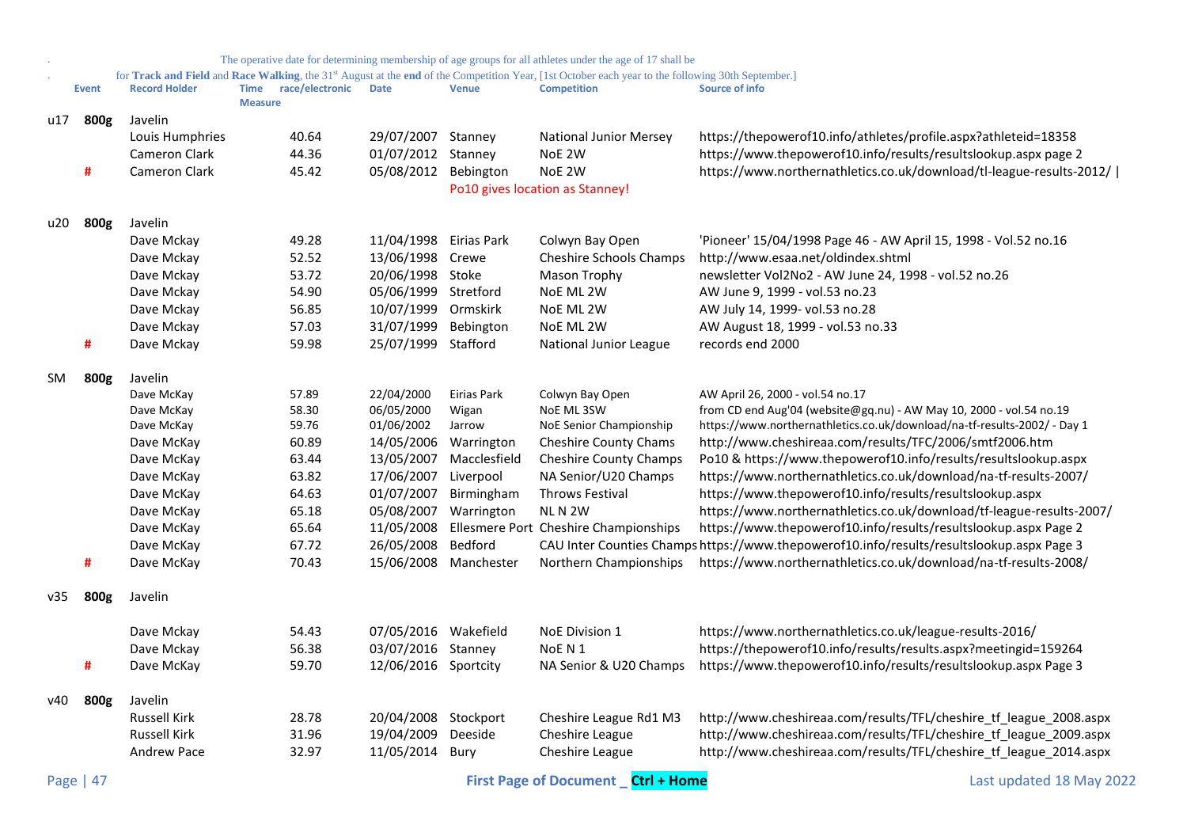The operative date for determining membership of age groups for all athletes under the age of 17 shall be for **Track and Field** and **Race Walking**, the 31st August at the **end** of the Competition Year, [1st October each year to the following 30th September.]

| | Event | Record Holder | Time Measure | race/electronic | Date | Venue | Competition | Source of info |
|---|---|---|---|---|---|---|---|---|
| u17 | **800g** | Javelin | | | | | | |
| | | Louis Humphries | | 40.64 | 29/07/2007 | Stanney | National Junior Mersey | https://thepowerof10.info/athletes/profile.aspx?athleteid=18358 |
| | | Cameron Clark | | 44.36 | 01/07/2012 | Stanney | NoE 2W | https://www.thepowerof10.info/results/resultslookup.aspx page 2 |
| | # | Cameron Clark | | 45.42 | 05/08/2012 | Bebington | NoE 2W | https://www.northernathletics.co.uk/download/tl-league-results-2012/ \| |
| | | | | | | Po10 gives location as Stanney! | | |
| u20 | **800g** | Javelin | | | | | | |
| | | Dave Mckay | | 49.28 | 11/04/1998 | Eirias Park | Colwyn Bay Open | 'Pioneer' 15/04/1998 Page 46 - AW April 15, 1998 - Vol.52 no.16 |
| | | Dave Mckay | | 52.52 | 13/06/1998 | Crewe | Cheshire Schools Champs | http://www.esaa.net/oldindex.shtml |
| | | Dave Mckay | | 53.72 | 20/06/1998 | Stoke | Mason Trophy | newsletter Vol2No2 - AW June 24, 1998 - vol.52 no.26 |
| | | Dave Mckay | | 54.90 | 05/06/1999 | Stretford | NoE ML 2W | AW June 9, 1999 - vol.53 no.23 |
| | | Dave Mckay | | 56.85 | 10/07/1999 | Ormskirk | NoE ML 2W | AW July 14, 1999- vol.53 no.28 |
| | | Dave Mckay | | 57.03 | 31/07/1999 | Bebington | NoE ML 2W | AW August 18, 1999 - vol.53 no.33 |
| | # | Dave Mckay | | 59.98 | 25/07/1999 | Stafford | National Junior League | records end 2000 |
| SM | **800g** | Javelin | | | | | | |
| | | Dave McKay | | 57.89 | 22/04/2000 | Eirias Park | Colwyn Bay Open | AW April 26, 2000 - vol.54 no.17 |
| | | Dave McKay | | 58.30 | 06/05/2000 | Wigan | NoE ML 3SW | from CD end Aug'04 (website@gq.nu) - AW May 10, 2000 - vol.54 no.19 |
| | | Dave McKay | | 59.76 | 01/06/2002 | Jarrow | NoE Senior Championship | https://www.northernathletics.co.uk/download/na-tf-results-2002/ - Day 1 |
| | | Dave McKay | | 60.89 | 14/05/2006 | Warrington | Cheshire County Chams | http://www.cheshireaa.com/results/TFC/2006/smtf2006.htm |
| | | Dave McKay | | 63.44 | 13/05/2007 | Macclesfield | Cheshire County Champs | Po10 & https://www.thepowerof10.info/results/resultslookup.aspx |
| | | Dave McKay | | 63.82 | 17/06/2007 | Liverpool | NA Senior/U20 Champs | https://www.northernathletics.co.uk/download/na-tf-results-2007/ |
| | | Dave McKay | | 64.63 | 01/07/2007 | Birmingham | Throws Festival | https://www.thepowerof10.info/results/resultslookup.aspx |
| | | Dave McKay | | 65.18 | 05/08/2007 | Warrington | NL N 2W | https://www.northernathletics.co.uk/download/tf-league-results-2007/ |
| | | Dave McKay | | 65.64 | 11/05/2008 | Ellesmere Port | Cheshire Championships | https://www.thepowerof10.info/results/resultslookup.aspx Page 2 |
| | | Dave McKay | | 67.72 | 26/05/2008 | Bedford | CAU Inter Counties Champs | https://www.thepowerof10.info/results/resultslookup.aspx Page 3 |
| | # | Dave McKay | | 70.43 | 15/06/2008 | Manchester | Northern Championships | https://www.northernathletics.co.uk/download/na-tf-results-2008/ |
| v35 | **800g** | Javelin | | | | | | |
| | | Dave Mckay | | 54.43 | 07/05/2016 | Wakefield | NoE Division 1 | https://www.northernathletics.co.uk/league-results-2016/ |
| | | Dave Mckay | | 56.38 | 03/07/2016 | Stanney | NoE N 1 | https://thepowerof10.info/results/results.aspx?meetingid=159264 |
| | # | Dave McKay | | 59.70 | 12/06/2016 | Sportcity | NA Senior & U20 Champs | https://www.thepowerof10.info/results/resultslookup.aspx Page 3 |
| v40 | **800g** | Javelin | | | | | | |
| | | Russell Kirk | | 28.78 | 20/04/2008 | Stockport | Cheshire League Rd1 M3 | http://www.cheshireaa.com/results/TFL/cheshire_tf_league_2008.aspx |
| | | Russell Kirk | | 31.96 | 19/04/2009 | Deeside | Cheshire League | http://www.cheshireaa.com/results/TFL/cheshire_tf_league_2009.aspx |
| | | Andrew Pace | | 32.97 | 11/05/2014 | Bury | Cheshire League | http://www.cheshireaa.com/results/TFL/cheshire_tf_league_2014.aspx |

First Page of Document _ **Ctrl + Home**

Last updated 18 May 2022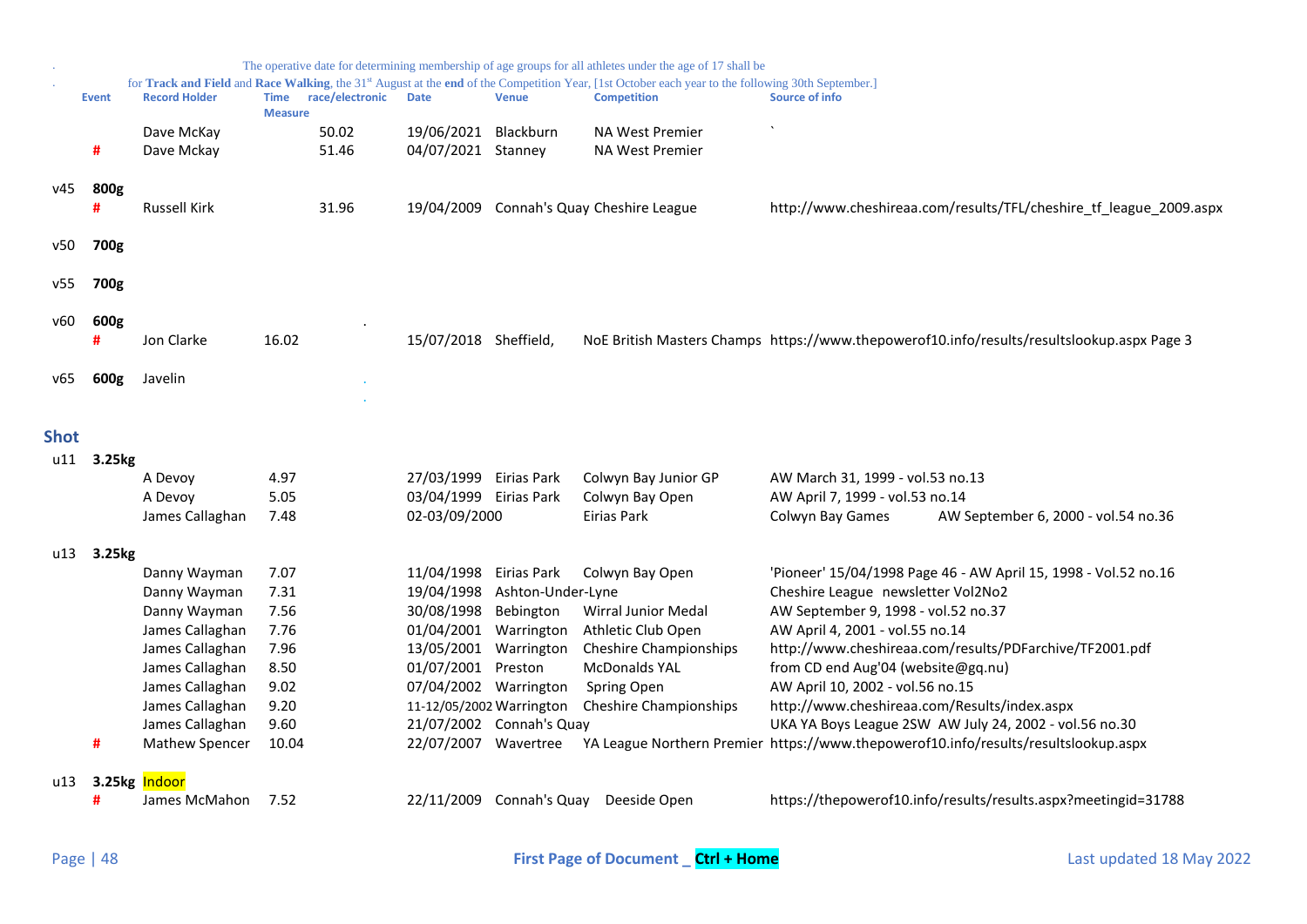. The operative date for determining membership of age groups for all athletes under the age of 17 shall be

. for **Track and Field** and **Race Walking**, the 31st August at the **end** of the Competition Year, [1st October each year to the following 30th September.]

| | Event | Record Holder | Time Measure | race/electronic | Date | Venue | Competition | Source of info |
|---|---|---|---|---|---|---|---|---|
| | | Dave McKay | | 50.02 | 19/06/2021 | Blackburn | NA West Premier | ` |
| | # | Dave Mckay | | 51.46 | 04/07/2021 | Stanney | NA West Premier | |
| v45 | **800g** | | | | | | | |
| | # | Russell Kirk | | 31.96 | 19/04/2009 | Connah's Quay | Cheshire League | http://www.cheshireaa.com/results/TFL/cheshire_tf_league_2009.aspx |
| v50 | **700g** | | | | | | | |
| v55 | **700g** | | | | | | | |
| v60 | **600g** | | | . | | | | |
| | # | Jon Clarke | 16.02 | | 15/07/2018 | Sheffield, | NoE British Masters Champs | https://www.thepowerof10.info/results/resultslookup.aspx Page 3 |
| v65 | **600g** | Javelin | | . | | | | |

## Shot

| | Event | Record Holder | Time Measure | race/electronic | Date | Venue | Competition | Source of info |
|---|---|---|---|---|---|---|---|---|
| u11 | **3.25kg** | | | | | | | |
| | | A Devoy | 4.97 | | 27/03/1999 | Eirias Park | Colwyn Bay Junior GP | AW March 31, 1999 - vol.53 no.13 |
| | | A Devoy | 5.05 | | 03/04/1999 | Eirias Park | Colwyn Bay Open | AW April 7, 1999 - vol.53 no.14 |
| | | James Callaghan | 7.48 | | 02-03/09/2000 | | Eirias Park | Colwyn Bay Games AW September 6, 2000 - vol.54 no.36 |
| u13 | **3.25kg** | | | | | | | |
| | | Danny Wayman | 7.07 | | 11/04/1998 | Eirias Park | Colwyn Bay Open | 'Pioneer' 15/04/1998 Page 46 - AW April 15, 1998 - Vol.52 no.16 |
| | | Danny Wayman | 7.31 | | 19/04/1998 | Ashton-Under-Lyne | | Cheshire League newsletter Vol2No2 |
| | | Danny Wayman | 7.56 | | 30/08/1998 | Bebington | Wirral Junior Medal | AW September 9, 1998 - vol.52 no.37 |
| | | James Callaghan | 7.76 | | 01/04/2001 | Warrington | Athletic Club Open | AW April 4, 2001 - vol.55 no.14 |
| | | James Callaghan | 7.96 | | 13/05/2001 | Warrington | Cheshire Championships | http://www.cheshireaa.com/results/PDFarchive/TF2001.pdf |
| | | James Callaghan | 8.50 | | 01/07/2001 | Preston | McDonalds YAL | from CD end Aug'04 (website@gq.nu) |
| | | James Callaghan | 9.02 | | 07/04/2002 | Warrington | Spring Open | AW April 10, 2002 - vol.56 no.15 |
| | | James Callaghan | 9.20 | | 11-12/05/2002 | Warrington | Cheshire Championships | http://www.cheshireaa.com/Results/index.aspx |
| | | James Callaghan | 9.60 | | 21/07/2002 | Connah's Quay | | UKA YA Boys League 2SW AW July 24, 2002 - vol.56 no.30 |
| | # | Mathew Spencer | 10.04 | | 22/07/2007 | Wavertree | YA League Northern Premier | https://www.thepowerof10.info/results/resultslookup.aspx |
| u13 | **3.25kg** Indoor | | | | | | | |
| | # | James McMahon | 7.52 | | 22/11/2009 | Connah's Quay | Deeside Open | https://thepowerof10.info/results/results.aspx?meetingid=31788 |

First Page of Document _ **Ctrl + Home**

Last updated 18 May 2022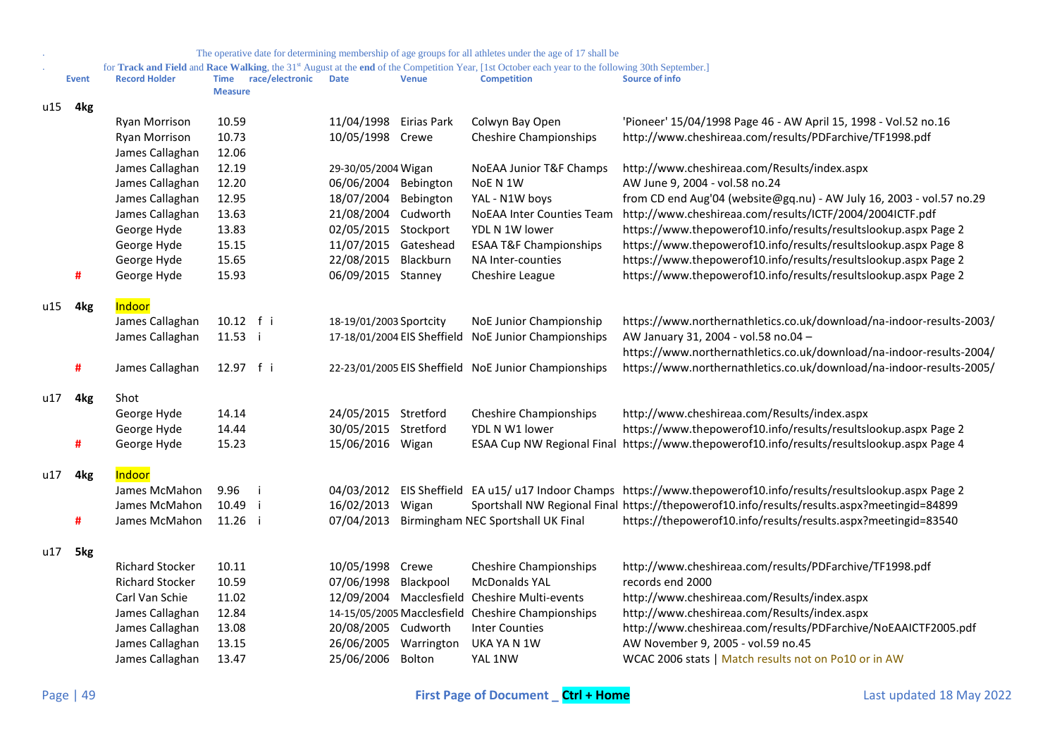. The operative date for determining membership of age groups for all athletes under the age of 17 shall be

. for **Track and Field** and **Race Walking**, the 31st August at the **end** of the Competition Year, [1st October each year to the following 30th September.]

| | Event | | Record Holder | Time Measure | race/electronic | Date | Venue | Competition | Source of info |
|---|---|---|---|---|---|---|---|---|---|
| u15 | 4kg | | | | | | | | |
| | | | Ryan Morrison | 10.59 | | 11/04/1998 | Eirias Park | Colwyn Bay Open | 'Pioneer' 15/04/1998 Page 46 - AW April 15, 1998 - Vol.52 no.16 |
| | | | Ryan Morrison | 10.73 | | 10/05/1998 | Crewe | Cheshire Championships | http://www.cheshireaa.com/results/PDFarchive/TF1998.pdf |
| | | | James Callaghan | 12.06 | | | | | |
| | | | James Callaghan | 12.19 | | 29-30/05/2004 | Wigan | NoEAA Junior T&F Champs | http://www.cheshireaa.com/Results/index.aspx |
| | | | James Callaghan | 12.20 | | 06/06/2004 | Bebington | NoE N 1W | AW June 9, 2004 - vol.58 no.24 |
| | | | James Callaghan | 12.95 | | 18/07/2004 | Bebington | YAL - N1W boys | from CD end Aug'04 (website@gq.nu) - AW July 16, 2003 - vol.57 no.29 |
| | | | James Callaghan | 13.63 | | 21/08/2004 | Cudworth | NoEAA Inter Counties Team | http://www.cheshireaa.com/results/ICTF/2004/2004ICTF.pdf |
| | | | George Hyde | 13.83 | | 02/05/2015 | Stockport | YDL N 1W lower | https://www.thepowerof10.info/results/resultslookup.aspx Page 2 |
| | | | George Hyde | 15.15 | | 11/07/2015 | Gateshead | ESAA T&F Championships | https://www.thepowerof10.info/results/resultslookup.aspx Page 8 |
| | | | George Hyde | 15.65 | | 22/08/2015 | Blackburn | NA Inter-counties | https://www.thepowerof10.info/results/resultslookup.aspx Page 2 |
| | # | | George Hyde | 15.93 | | 06/09/2015 | Stanney | Cheshire League | https://www.thepowerof10.info/results/resultslookup.aspx Page 2 |
| u15 | 4kg | | Indoor | | | | | | |
| | | | James Callaghan | 10.12 f i | | 18-19/01/2003 | Sportcity | NoE Junior Championship | https://www.northernathletics.co.uk/download/na-indoor-results-2003/ |
| | | | James Callaghan | 11.53 i | | 17-18/01/2004 | EIS Sheffield | NoE Junior Championships | AW January 31, 2004 - vol.58 no.04 – https://www.northernathletics.co.uk/download/na-indoor-results-2004/ |
| | # | | James Callaghan | 12.97 f i | | 22-23/01/2005 | EIS Sheffield | NoE Junior Championships | https://www.northernathletics.co.uk/download/na-indoor-results-2005/ |
| u17 | 4kg | | Shot | | | | | | |
| | | | George Hyde | 14.14 | | 24/05/2015 | Stretford | Cheshire Championships | http://www.cheshireaa.com/Results/index.aspx |
| | | | George Hyde | 14.44 | | 30/05/2015 | Stretford | YDL N W1 lower | https://www.thepowerof10.info/results/resultslookup.aspx Page 2 |
| | # | | George Hyde | 15.23 | | 15/06/2016 | Wigan | ESAA Cup NW Regional Final | https://www.thepowerof10.info/results/resultslookup.aspx Page 4 |
| u17 | 4kg | | Indoor | | | | | | |
| | | | James McMahon | 9.96 i | | 04/03/2012 | EIS Sheffield | EA u15/ u17 Indoor Champs | https://www.thepowerof10.info/results/resultslookup.aspx Page 2 |
| | | | James McMahon | 10.49 i | | 16/02/2013 | Wigan | Sportshall NW Regional Final | https://thepowerof10.info/results/results.aspx?meetingid=84899 |
| | # | | James McMahon | 11.26 i | | 07/04/2013 | Birmingham NEC | Sportshall UK Final | https://thepowerof10.info/results/results.aspx?meetingid=83540 |
| u17 | 5kg | | | | | | | | |
| | | | Richard Stocker | 10.11 | | 10/05/1998 | Crewe | Cheshire Championships | http://www.cheshireaa.com/results/PDFarchive/TF1998.pdf |
| | | | Richard Stocker | 10.59 | | 07/06/1998 | Blackpool | McDonalds YAL | records end 2000 |
| | | | Carl Van Schie | 11.02 | | 12/09/2004 | Macclesfield | Cheshire Multi-events | http://www.cheshireaa.com/Results/index.aspx |
| | | | James Callaghan | 12.84 | | 14-15/05/2005 | Macclesfield | Cheshire Championships | http://www.cheshireaa.com/Results/index.aspx |
| | | | James Callaghan | 13.08 | | 20/08/2005 | Cudworth | Inter Counties | http://www.cheshireaa.com/results/PDFarchive/NoEAAICTF2005.pdf |
| | | | James Callaghan | 13.15 | | 26/06/2005 | Warrington | UKA YA N 1W | AW November 9, 2005 - vol.59 no.45 |
| | | | James Callaghan | 13.47 | | 25/06/2006 | Bolton | YAL 1NW | WCAC 2006 stats \| Match results not on Po10 or in AW |

First Page of Document _ Ctrl + Home

Last updated 18 May 2022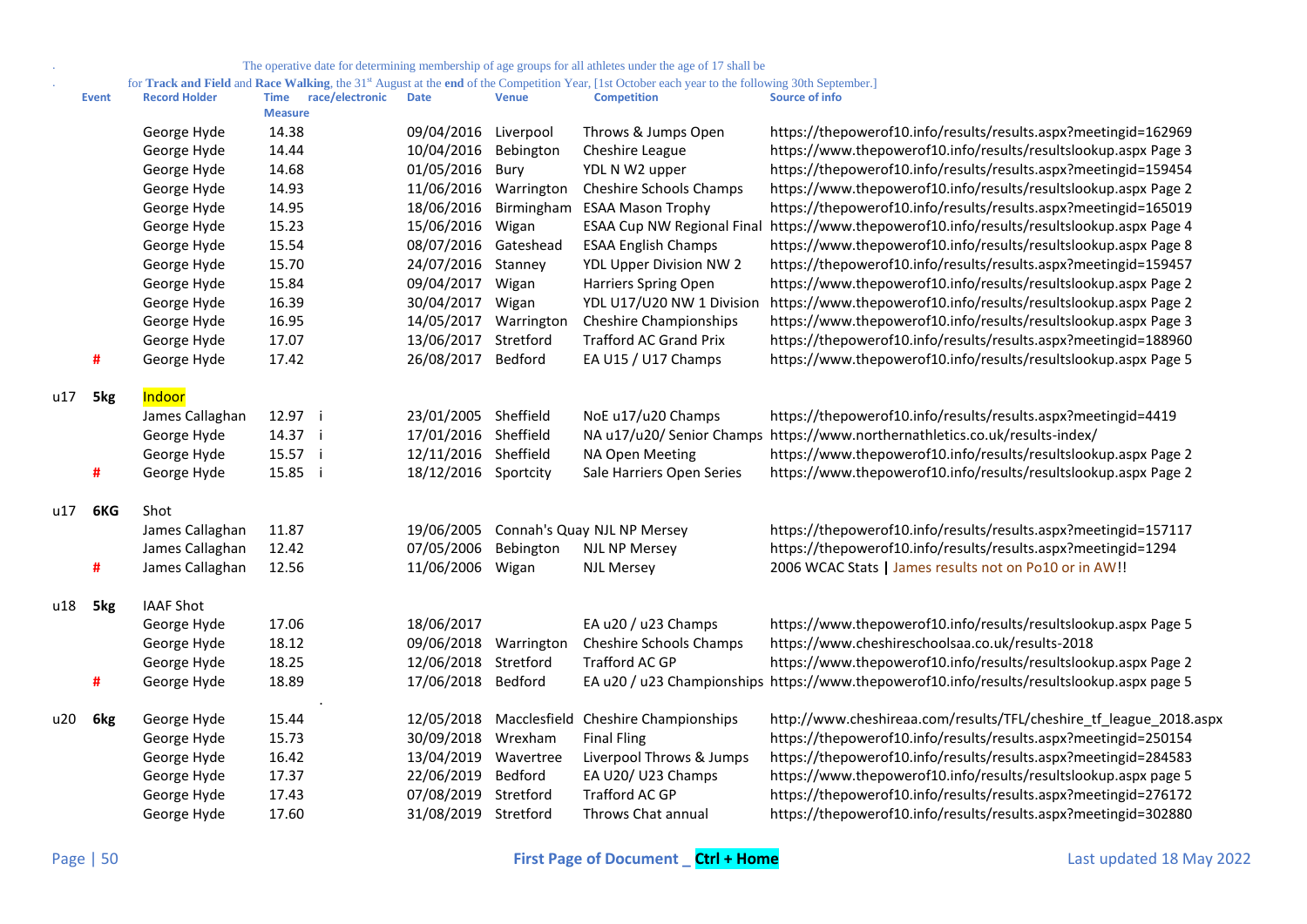The operative date for determining membership of age groups for all athletes under the age of 17 shall be for **Track and Field** and **Race Walking**, the 31st August at the **end** of the Competition Year, [1st October each year to the following 30th September.]

| | Event | Record Holder | Time Measure | race/electronic | Date | Venue | Competition | Source of info |
|---|---|---|---|---|---|---|---|---|
| | | George Hyde | 14.38 | | 09/04/2016 | Liverpool | Throws & Jumps Open | https://thepowerof10.info/results/results.aspx?meetingid=162969 |
| | | George Hyde | 14.44 | | 10/04/2016 | Bebington | Cheshire League | https://www.thepowerof10.info/results/resultslookup.aspx Page 3 |
| | | George Hyde | 14.68 | | 01/05/2016 | Bury | YDL N W2 upper | https://thepowerof10.info/results/results.aspx?meetingid=159454 |
| | | George Hyde | 14.93 | | 11/06/2016 | Warrington | Cheshire Schools Champs | https://www.thepowerof10.info/results/resultslookup.aspx Page 2 |
| | | George Hyde | 14.95 | | 18/06/2016 | Birmingham | ESAA Mason Trophy | https://thepowerof10.info/results/results.aspx?meetingid=165019 |
| | | George Hyde | 15.23 | | 15/06/2016 | Wigan | ESAA Cup NW Regional Final | https://www.thepowerof10.info/results/resultslookup.aspx Page 4 |
| | | George Hyde | 15.54 | | 08/07/2016 | Gateshead | ESAA English Champs | https://www.thepowerof10.info/results/resultslookup.aspx Page 8 |
| | | George Hyde | 15.70 | | 24/07/2016 | Stanney | YDL Upper Division NW 2 | https://thepowerof10.info/results/results.aspx?meetingid=159457 |
| | | George Hyde | 15.84 | | 09/04/2017 | Wigan | Harriers Spring Open | https://www.thepowerof10.info/results/resultslookup.aspx Page 2 |
| | | George Hyde | 16.39 | | 30/04/2017 | Wigan | YDL U17/U20 NW 1 Division | https://www.thepowerof10.info/results/resultslookup.aspx Page 2 |
| | | George Hyde | 16.95 | | 14/05/2017 | Warrington | Cheshire Championships | https://www.thepowerof10.info/results/resultslookup.aspx Page 3 |
| | | George Hyde | 17.07 | | 13/06/2017 | Stretford | Trafford AC Grand Prix | https://thepowerof10.info/results/results.aspx?meetingid=188960 |
| | # | George Hyde | 17.42 | | 26/08/2017 | Bedford | EA U15 / U17 Champs | https://www.thepowerof10.info/results/resultslookup.aspx Page 5 |
| u17 | 5kg | Indoor | | | | | | |
| | | James Callaghan | 12.97 | i | 23/01/2005 | Sheffield | NoE u17/u20 Champs | https://thepowerof10.info/results/results.aspx?meetingid=4419 |
| | | George Hyde | 14.37 | i | 17/01/2016 | Sheffield | NA u17/u20/ Senior Champs | https://www.northernathletics.co.uk/results-index/ |
| | | George Hyde | 15.57 | i | 12/11/2016 | Sheffield | NA Open Meeting | https://www.thepowerof10.info/results/resultslookup.aspx Page 2 |
| | # | George Hyde | 15.85 | i | 18/12/2016 | Sportcity | Sale Harriers Open Series | https://www.thepowerof10.info/results/resultslookup.aspx Page 2 |
| u17 | 6KG | Shot | | | | | | |
| | | James Callaghan | 11.87 | | 19/06/2005 | Connah's Quay | NJL NP Mersey | https://thepowerof10.info/results/results.aspx?meetingid=157117 |
| | | James Callaghan | 12.42 | | 07/05/2006 | Bebington | NJL NP Mersey | https://thepowerof10.info/results/results.aspx?meetingid=1294 |
| | # | James Callaghan | 12.56 | | 11/06/2006 | Wigan | NJL Mersey | 2006 WCAC Stats \| James results not on Po10 or in AW!! |
| u18 | 5kg | IAAF Shot | | | | | | |
| | | George Hyde | 17.06 | | 18/06/2017 | | EA u20 / u23 Champs | https://www.thepowerof10.info/results/resultslookup.aspx Page 5 |
| | | George Hyde | 18.12 | | 09/06/2018 | Warrington | Cheshire Schools Champs | https://www.cheshireschoolsaa.co.uk/results-2018 |
| | | George Hyde | 18.25 | | 12/06/2018 | Stretford | Trafford AC GP | https://www.thepowerof10.info/results/resultslookup.aspx Page 2 |
| | # | George Hyde | 18.89 | | 17/06/2018 | Bedford | EA u20 / u23 Championships | https://www.thepowerof10.info/results/resultslookup.aspx page 5 |
| u20 | 6kg | George Hyde | 15.44 | | 12/05/2018 | Macclesfield | Cheshire Championships | http://www.cheshireaa.com/results/TFL/cheshire_tf_league_2018.aspx |
| | | George Hyde | 15.73 | | 30/09/2018 | Wrexham | Final Fling | https://thepowerof10.info/results/results.aspx?meetingid=250154 |
| | | George Hyde | 16.42 | | 13/04/2019 | Wavertree | Liverpool Throws & Jumps | https://thepowerof10.info/results/results.aspx?meetingid=284583 |
| | | George Hyde | 17.37 | | 22/06/2019 | Bedford | EA U20/ U23 Champs | https://www.thepowerof10.info/results/resultslookup.aspx page 5 |
| | | George Hyde | 17.43 | | 07/08/2019 | Stretford | Trafford AC GP | https://thepowerof10.info/results/results.aspx?meetingid=276172 |
| | | George Hyde | 17.60 | | 31/08/2019 | Stretford | Throws Chat annual | https://thepowerof10.info/results/results.aspx?meetingid=302880 |

First Page of Document _ Ctrl + Home

Last updated 18 May 2022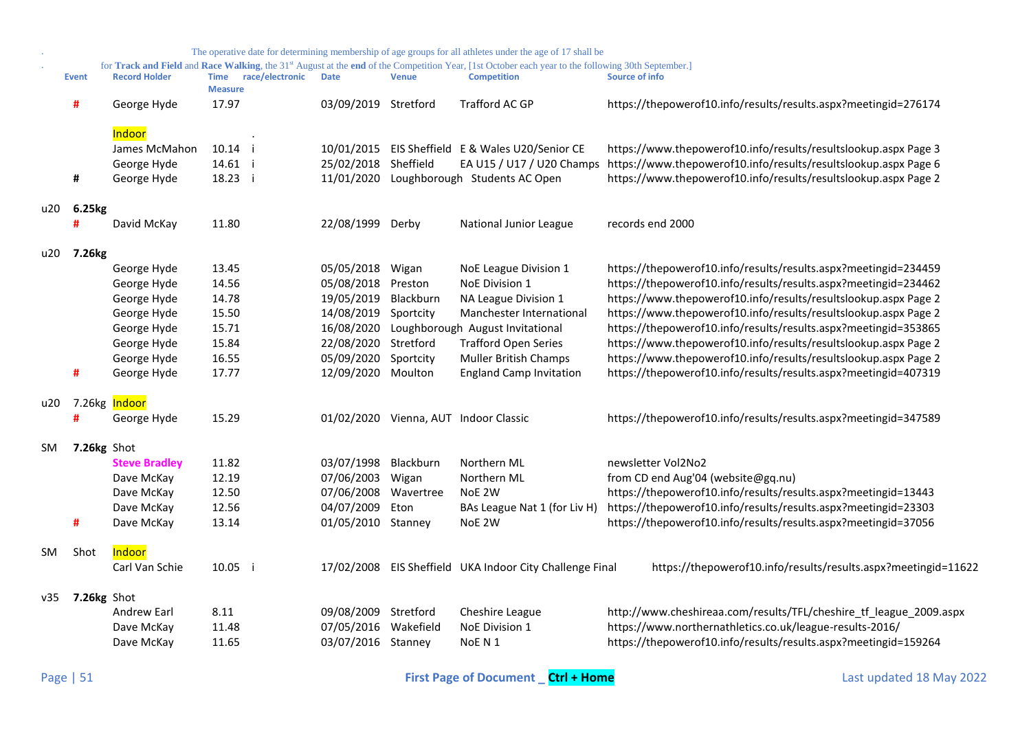The operative date for determining membership of age groups for all athletes under the age of 17 shall be for **Track and Field** and **Race Walking**, the 31st August at the **end** of the Competition Year, [1st October each year to the following 30th September.]

| | Event | Record Holder | Time Measure | race/electronic | Date | Venue | Competition | Source of info |
|---|---|---|---|---|---|---|---|---|
| | # | George Hyde | 17.97 | | 03/09/2019 | Stretford | Trafford AC GP | https://thepowerof10.info/results/results.aspx?meetingid=276174 |
| | | Indoor | | . | | | | |
| | | James McMahon | 10.14 | i | 10/01/2015 | EIS Sheffield | E & Wales U20/Senior CE | https://www.thepowerof10.info/results/resultslookup.aspx Page 3 |
| | | George Hyde | 14.61 | i | 25/02/2018 | Sheffield | EA U15 / U17 / U20 Champs | https://www.thepowerof10.info/results/resultslookup.aspx Page 6 |
| | # | George Hyde | 18.23 | i | 11/01/2020 | Loughborough | Students AC Open | https://www.thepowerof10.info/results/resultslookup.aspx Page 2 |
| u20 | **6.25kg** | | | | | | | |
| | # | David McKay | 11.80 | | 22/08/1999 | Derby | National Junior League | records end 2000 |
| u20 | **7.26kg** | | | | | | | |
| | | George Hyde | 13.45 | | 05/05/2018 | Wigan | NoE League Division 1 | https://thepowerof10.info/results/results.aspx?meetingid=234459 |
| | | George Hyde | 14.56 | | 05/08/2018 | Preston | NoE Division 1 | https://thepowerof10.info/results/results.aspx?meetingid=234462 |
| | | George Hyde | 14.78 | | 19/05/2019 | Blackburn | NA League Division 1 | https://www.thepowerof10.info/results/resultslookup.aspx Page 2 |
| | | George Hyde | 15.50 | | 14/08/2019 | Sportcity | Manchester International | https://www.thepowerof10.info/results/resultslookup.aspx Page 2 |
| | | George Hyde | 15.71 | | 16/08/2020 | Loughborough | August Invitational | https://thepowerof10.info/results/results.aspx?meetingid=353865 |
| | | George Hyde | 15.84 | | 22/08/2020 | Stretford | Trafford Open Series | https://www.thepowerof10.info/results/resultslookup.aspx Page 2 |
| | | George Hyde | 16.55 | | 05/09/2020 | Sportcity | Muller British Champs | https://www.thepowerof10.info/results/resultslookup.aspx Page 2 |
| | # | George Hyde | 17.77 | | 12/09/2020 | Moulton | England Camp Invitation | https://thepowerof10.info/results/results.aspx?meetingid=407319 |
| u20 | 7.26kg | Indoor | | | | | | |
| | # | George Hyde | 15.29 | | 01/02/2020 | Vienna, AUT | Indoor Classic | https://thepowerof10.info/results/results.aspx?meetingid=347589 |
| SM | **7.26kg** Shot | | | | | | | |
| | | **Steve Bradley** | 11.82 | | 03/07/1998 | Blackburn | Northern ML | newsletter Vol2No2 |
| | | Dave McKay | 12.19 | | 07/06/2003 | Wigan | Northern ML | from CD end Aug'04 (website@gq.nu) |
| | | Dave McKay | 12.50 | | 07/06/2008 | Wavertree | NoE 2W | https://thepowerof10.info/results/results.aspx?meetingid=13443 |
| | | Dave McKay | 12.56 | | 04/07/2009 | Eton | BAs League Nat 1 (for Liv H) | https://thepowerof10.info/results/results.aspx?meetingid=23303 |
| | # | Dave McKay | 13.14 | | 01/05/2010 | Stanney | NoE 2W | https://thepowerof10.info/results/results.aspx?meetingid=37056 |
| SM | Shot | Indoor | | | | | | |
| | | Carl Van Schie | 10.05 | i | 17/02/2008 | EIS Sheffield | UKA Indoor City Challenge Final | https://thepowerof10.info/results/results.aspx?meetingid=11622 |
| v35 | **7.26kg** Shot | | | | | | | |
| | | Andrew Earl | 8.11 | | 09/08/2009 | Stretford | Cheshire League | http://www.cheshireaa.com/results/TFL/cheshire_tf_league_2009.aspx |
| | | Dave McKay | 11.48 | | 07/05/2016 | Wakefield | NoE Division 1 | https://www.northernathletics.co.uk/league-results-2016/ |
| | | Dave McKay | 11.65 | | 03/07/2016 | Stanney | NoE N 1 | https://thepowerof10.info/results/results.aspx?meetingid=159264 |

**First Page of Document _ Ctrl + Home**

Last updated 18 May 2022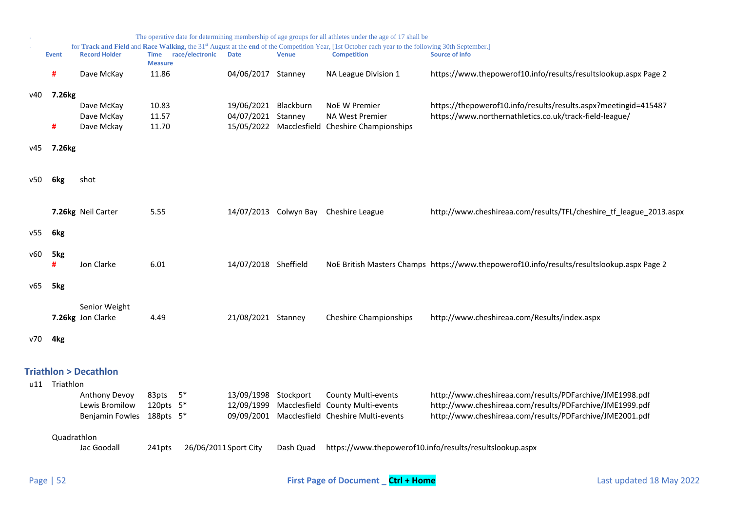. The operative date for determining membership of age groups for all athletes under the age of 17 shall be

. for **Track and Field** and **Race Walking**, the 31st August at the **end** of the Competition Year, [1st October each year to the following 30th September.]

| | Event | Record Holder | Time Measure | race/electronic | Date | Venue | Competition | Source of info |
|---|---|---|---|---|---|---|---|---|
| | # | Dave McKay | 11.86 | | 04/06/2017 | Stanney | NA League Division 1 | https://www.thepowerof10.info/results/resultslookup.aspx Page 2 |
| v40 | 7.26kg | | | | | | | |
| | | Dave McKay | 10.83 | | 19/06/2021 | Blackburn | NoE W Premier | https://thepowerof10.info/results/results.aspx?meetingid=415487 |
| | | Dave McKay | 11.57 | | 04/07/2021 | Stanney | NA West Premier | https://www.northernathletics.co.uk/track-field-league/ |
| | # | Dave Mckay | 11.70 | | 15/05/2022 | Macclesfield | Cheshire Championships | |
| v45 | 7.26kg | | | | | | | |
| v50 | 6kg | shot | | | | | | |
| | 7.26kg | Neil Carter | 5.55 | | 14/07/2013 | Colwyn Bay | Cheshire League | http://www.cheshireaa.com/results/TFL/cheshire_tf_league_2013.aspx |
| v55 | 6kg | | | | | | | |
| v60 | 5kg | | | | | | | |
| | # | Jon Clarke | 6.01 | | 14/07/2018 | Sheffield | NoE British Masters Champs | https://www.thepowerof10.info/results/resultslookup.aspx Page 2 |
| v65 | 5kg | | | | | | | |
| | | Senior Weight | | | | | | |
| | 7.26kg | Jon Clarke | 4.49 | | 21/08/2021 | Stanney | Cheshire Championships | http://www.cheshireaa.com/Results/index.aspx |
| v70 | 4kg | | | | | | | |

## Triathlon > Decathlon

| | Event | Record Holder | Time Measure | race/electronic | Date | Venue | Competition | Source of info |
|---|---|---|---|---|---|---|---|---|
| u11 | Triathlon | | | | | | | |
| | | Anthony Devoy | 83pts | 5* | 13/09/1998 | Stockport | County Multi-events | http://www.cheshireaa.com/results/PDFarchive/JME1998.pdf |
| | | Lewis Bromilow | 120pts | 5* | 12/09/1999 | Macclesfield | County Multi-events | http://www.cheshireaa.com/results/PDFarchive/JME1999.pdf |
| | | Benjamin Fowles | 188pts | 5* | 09/09/2001 | Macclesfield | Cheshire Multi-events | http://www.cheshireaa.com/results/PDFarchive/JME2001.pdf |
| | Quadrathlon | | | | | | | |
| | | Jac Goodall | 241pts | | 26/06/2011 | Sport City | Dash Quad | https://www.thepowerof10.info/results/resultslookup.aspx |

First Page of Document _ **Ctrl + Home**

Last updated 18 May 2022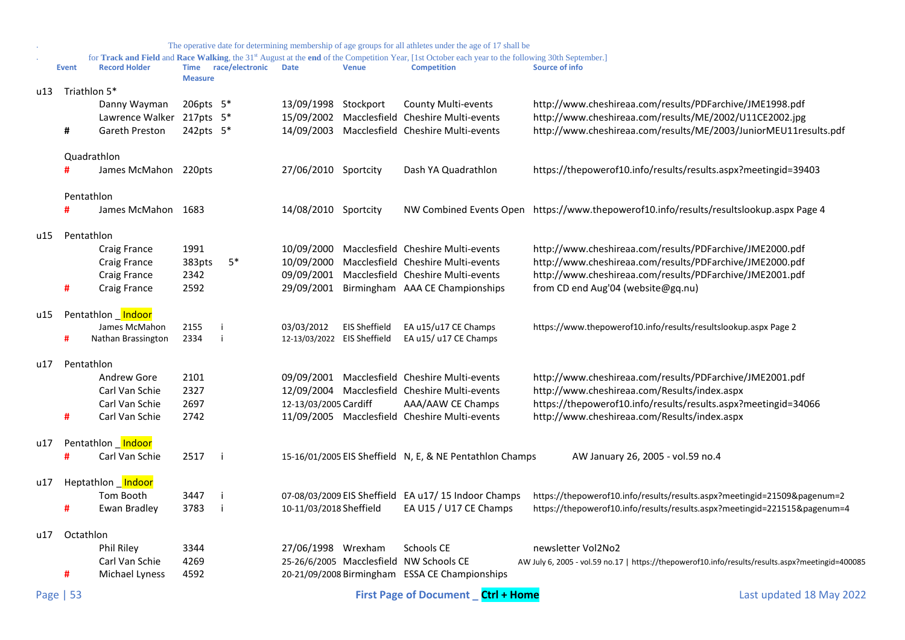. The operative date for determining membership of age groups for all athletes under the age of 17 shall be

. for **Track and Field** and **Race Walking**, the 31st August at the **end** of the Competition Year, [1st October each year to the following 30th September.]

| | Event | Record Holder | Time Measure | race/electronic | Date | Venue | Competition | Source of info |
|---|---|---|---|---|---|---|---|---|
| u13 | Triathlon 5* | | | | | | | |
| | | Danny Wayman | 206pts | 5* | 13/09/1998 | Stockport | County Multi-events | http://www.cheshireaa.com/results/PDFarchive/JME1998.pdf |
| | | Lawrence Walker | 217pts | 5* | 15/09/2002 | Macclesfield | Cheshire Multi-events | http://www.cheshireaa.com/results/ME/2002/U11CE2002.jpg |
| | # | Gareth Preston | 242pts | 5* | 14/09/2003 | Macclesfield | Cheshire Multi-events | http://www.cheshireaa.com/results/ME/2003/JuniorMEU11results.pdf |
| | Quadrathlon | | | | | | | |
| | # | James McMahon | 220pts | | 27/06/2010 | Sportcity | Dash YA Quadrathlon | https://thepowerof10.info/results/results.aspx?meetingid=39403 |
| | Pentathlon | | | | | | | |
| | # | James McMahon | 1683 | | 14/08/2010 | Sportcity | NW Combined Events Open | https://www.thepowerof10.info/results/resultslookup.aspx Page 4 |
| u15 | Pentathlon | | | | | | | |
| | | Craig France | 1991 | | 10/09/2000 | Macclesfield | Cheshire Multi-events | http://www.cheshireaa.com/results/PDFarchive/JME2000.pdf |
| | | Craig France | 383pts | 5* | 10/09/2000 | Macclesfield | Cheshire Multi-events | http://www.cheshireaa.com/results/PDFarchive/JME2000.pdf |
| | | Craig France | 2342 | | 09/09/2001 | Macclesfield | Cheshire Multi-events | http://www.cheshireaa.com/results/PDFarchive/JME2001.pdf |
| | # | Craig France | 2592 | | 29/09/2001 | Birmingham | AAA CE Championships | from CD end Aug'04 (website@gq.nu) |
| u15 | Pentathlon _ Indoor | | | | | | | |
| | | James McMahon | 2155 | i | 03/03/2012 | EIS Sheffield | EA u15/u17 CE Champs | https://www.thepowerof10.info/results/resultslookup.aspx Page 2 |
| | # | Nathan Brassington | 2334 | i | 12-13/03/2022 | EIS Sheffield | EA u15/ u17 CE Champs | |
| u17 | Pentathlon | | | | | | | |
| | | Andrew Gore | 2101 | | 09/09/2001 | Macclesfield | Cheshire Multi-events | http://www.cheshireaa.com/results/PDFarchive/JME2001.pdf |
| | | Carl Van Schie | 2327 | | 12/09/2004 | Macclesfield | Cheshire Multi-events | http://www.cheshireaa.com/Results/index.aspx |
| | | Carl Van Schie | 2697 | | 12-13/03/2005 | Cardiff | AAA/AAW CE Champs | https://thepowerof10.info/results/results.aspx?meetingid=34066 |
| | # | Carl Van Schie | 2742 | | 11/09/2005 | Macclesfield | Cheshire Multi-events | http://www.cheshireaa.com/Results/index.aspx |
| u17 | Pentathlon _ Indoor | | | | | | | |
| | # | Carl Van Schie | 2517 | i | 15-16/01/2005 | EIS Sheffield | N, E, & NE Pentathlon Champs | AW January 26, 2005 - vol.59 no.4 |
| u17 | Heptathlon _ Indoor | | | | | | | |
| | | Tom Booth | 3447 | i | 07-08/03/2009 | EIS Sheffield | EA u17/ 15 Indoor Champs | https://thepowerof10.info/results/results.aspx?meetingid=21509&pagenum=2 |
| | # | Ewan Bradley | 3783 | i | 10-11/03/2018 | Sheffield | EA U15 / U17 CE Champs | https://thepowerof10.info/results/results.aspx?meetingid=221515&pagenum=4 |
| u17 | Octathlon | | | | | | | |
| | | Phil Riley | 3344 | | 27/06/1998 | Wrexham | Schools CE | newsletter Vol2No2 |
| | | Carl Van Schie | 4269 | | 25-26/6/2005 | Macclesfield | NW Schools CE | AW July 6, 2005 - vol.59 no.17 \| https://thepowerof10.info/results/results.aspx?meetingid=400085 |
| | # | Michael Lyness | 4592 | | 20-21/09/2008 | Birmingham | ESSA CE Championships | |

First Page of Document _ **Ctrl + Home**

Last updated 18 May 2022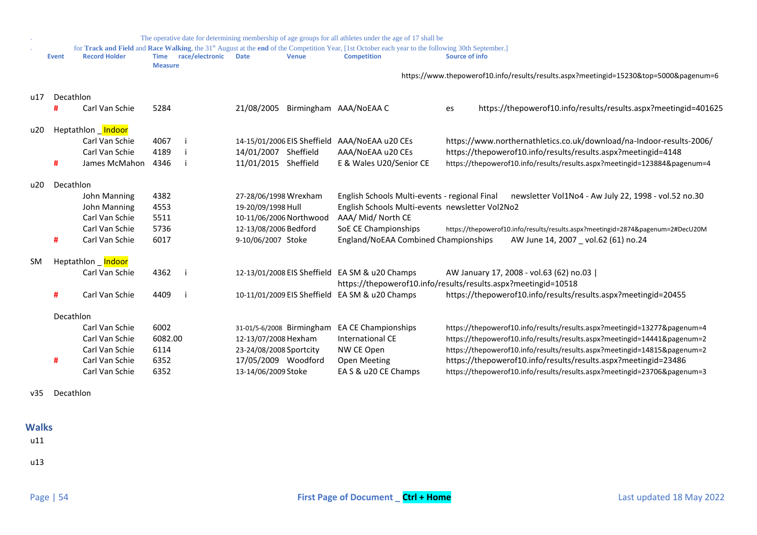. The operative date for determining membership of age groups for all athletes under the age of 17 shall be

. for **Track and Field** and **Race Walking**, the 31st August at the **end** of the Competition Year, [1st October each year to the following 30th September.]

| | Event | Record Holder | Time Measure | race/electronic | Date | Venue | Competition | Source of info |
|---|---|---|---|---|---|---|---|---|
| | | | | | | | | https://www.thepowerof10.info/results/results.aspx?meetingid=15230&top=5000&pagenum=6 |
| u17 | Decathlon | | | | | | | |
| | # | Carl Van Schie | 5284 | | 21/08/2005 | Birmingham | AAA/NoEAA C | es https://thepowerof10.info/results/results.aspx?meetingid=401625 |
| u20 | Heptathlon _ Indoor | | | | | | | |
| | | Carl Van Schie | 4067 | i | 14-15/01/2006 | EIS Sheffield | AAA/NoEAA u20 CEs | https://www.northernathletics.co.uk/download/na-Indoor-results-2006/ |
| | | Carl Van Schie | 4189 | i | 14/01/2007 | Sheffield | AAA/NoEAA u20 CEs | https://thepowerof10.info/results/results.aspx?meetingid=4148 |
| | # | James McMahon | 4346 | i | 11/01/2015 | Sheffield | E & Wales U20/Senior CE | https://thepowerof10.info/results/results.aspx?meetingid=123884&pagenum=4 |
| u20 | Decathlon | | | | | | | |
| | | John Manning | 4382 | | 27-28/06/1998 | Wrexham | English Schools Multi-events - regional Final | newsletter Vol1No4 - Aw July 22, 1998 - vol.52 no.30 |
| | | John Manning | 4553 | | 19-20/09/1998 | Hull | English Schools Multi-events | newsletter Vol2No2 |
| | | Carl Van Schie | 5511 | | 10-11/06/2006 | Northwood | AAA/ Mid/ North CE | |
| | | Carl Van Schie | 5736 | | 12-13/08/2006 | Bedford | SoE CE Championships | https://thepowerof10.info/results/results.aspx?meetingid=2874&pagenum=2#DecU20M |
| | # | Carl Van Schie | 6017 | | 9-10/06/2007 | Stoke | England/NoEAA Combined Championships | AW June 14, 2007 _ vol.62 (61) no.24 |
| SM | Heptathlon _ Indoor | | | | | | | |
| | | Carl Van Schie | 4362 | i | 12-13/01/2008 | EIS Sheffield | EA SM & u20 Champs | AW January 17, 2008 - vol.63 (62) no.03 \| https://thepowerof10.info/results/results.aspx?meetingid=10518 |
| | # | Carl Van Schie | 4409 | i | 10-11/01/2009 | EIS Sheffield | EA SM & u20 Champs | https://thepowerof10.info/results/results.aspx?meetingid=20455 |
| | Decathlon | | | | | | | |
| | | Carl Van Schie | 6002 | | 31-01/5-6/2008 | Birmingham | EA CE Championships | https://thepowerof10.info/results/results.aspx?meetingid=13277&pagenum=4 |
| | | Carl Van Schie | 6082.00 | | 12-13/07/2008 | Hexham | International CE | https://thepowerof10.info/results/results.aspx?meetingid=14441&pagenum=2 |
| | | Carl Van Schie | 6114 | | 23-24/08/2008 | Sportcity | NW CE Open | https://thepowerof10.info/results/results.aspx?meetingid=14815&pagenum=2 |
| | # | Carl Van Schie | 6352 | | 17/05/2009 | Woodford | Open Meeting | https://thepowerof10.info/results/results.aspx?meetingid=23486 |
| | | Carl Van Schie | 6352 | | 13-14/06/2009 | Stoke | EA S & u20 CE Champs | https://thepowerof10.info/results/results.aspx?meetingid=23706&pagenum=3 |
| v35 | Decathlon | | | | | | | |

## Walks

u11

u13

First Page of Document _ Ctrl + Home

Last updated 18 May 2022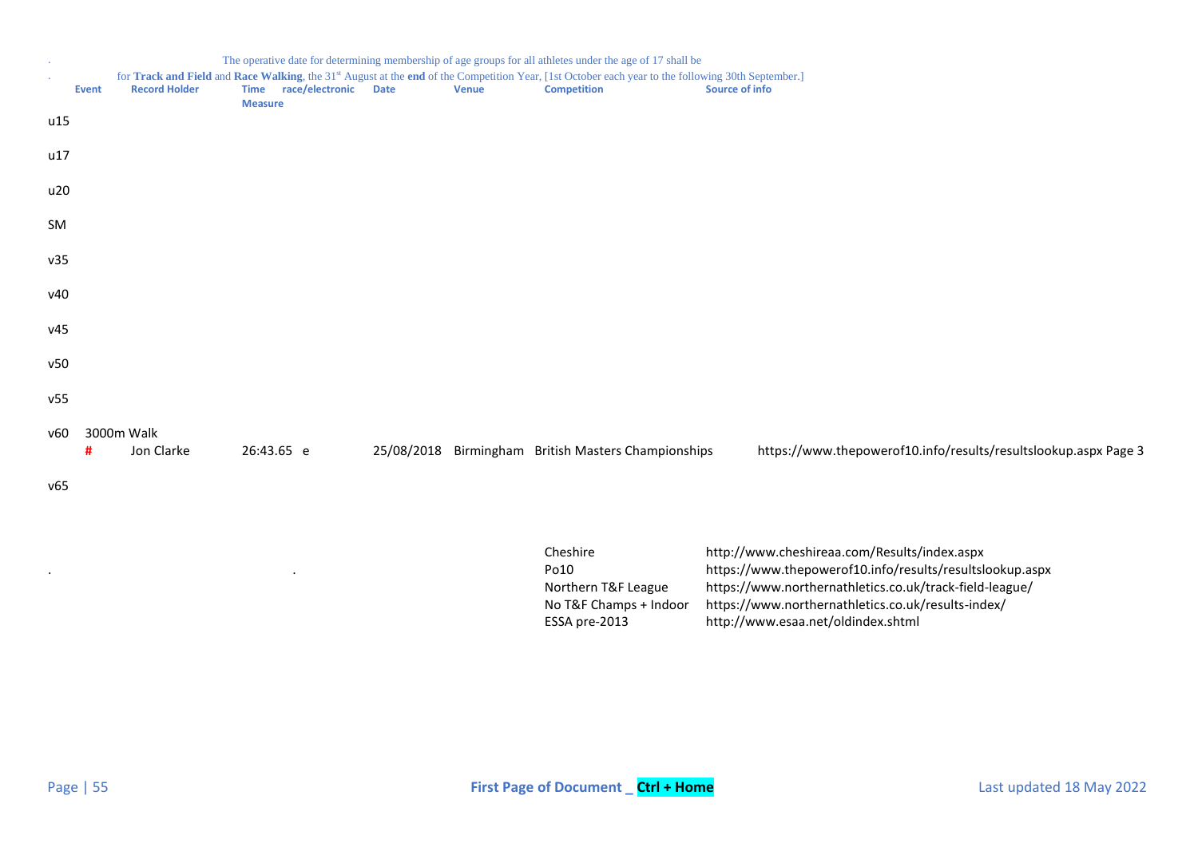The operative date for determining membership of age groups for all athletes under the age of 17 shall be for **Track and Field** and **Race Walking**, the 31[st] August at the **end** of the Competition Year, [1st October each year to the following 30th September.]

| | Event | Record Holder | Time Measure | race/electronic | Date | Venue | Competition | Source of info |
|---|---|---|---|---|---|---|---|---|
| u15 | | | | | | | | |
| u17 | | | | | | | | |
| u20 | | | | | | | | |
| SM | | | | | | | | |
| v35 | | | | | | | | |
| v40 | | | | | | | | |
| v45 | | | | | | | | |
| v50 | | | | | | | | |
| v55 | | | | | | | | |
| v60 | 3000m Walk | | | | | | | |
| | # | Jon Clarke | 26:43.65 | e | 25/08/2018 | Birmingham | British Masters Championships | https://www.thepowerof10.info/results/resultslookup.aspx Page 3 |
| v65 | | | | | | | | |

| | |
|---|---|
| Cheshire | http://www.cheshireaa.com/Results/index.aspx |
| Po10 | https://www.thepowerof10.info/results/resultslookup.aspx |
| Northern T&F League | https://www.northernathletics.co.uk/track-field-league/ |
| No T&F Champs + Indoor | https://www.northernathletics.co.uk/results-index/ |
| ESSA pre-2013 | http://www.esaa.net/oldindex.shtml |

**First Page of Document _ Ctrl + Home**

Last updated 18 May 2022